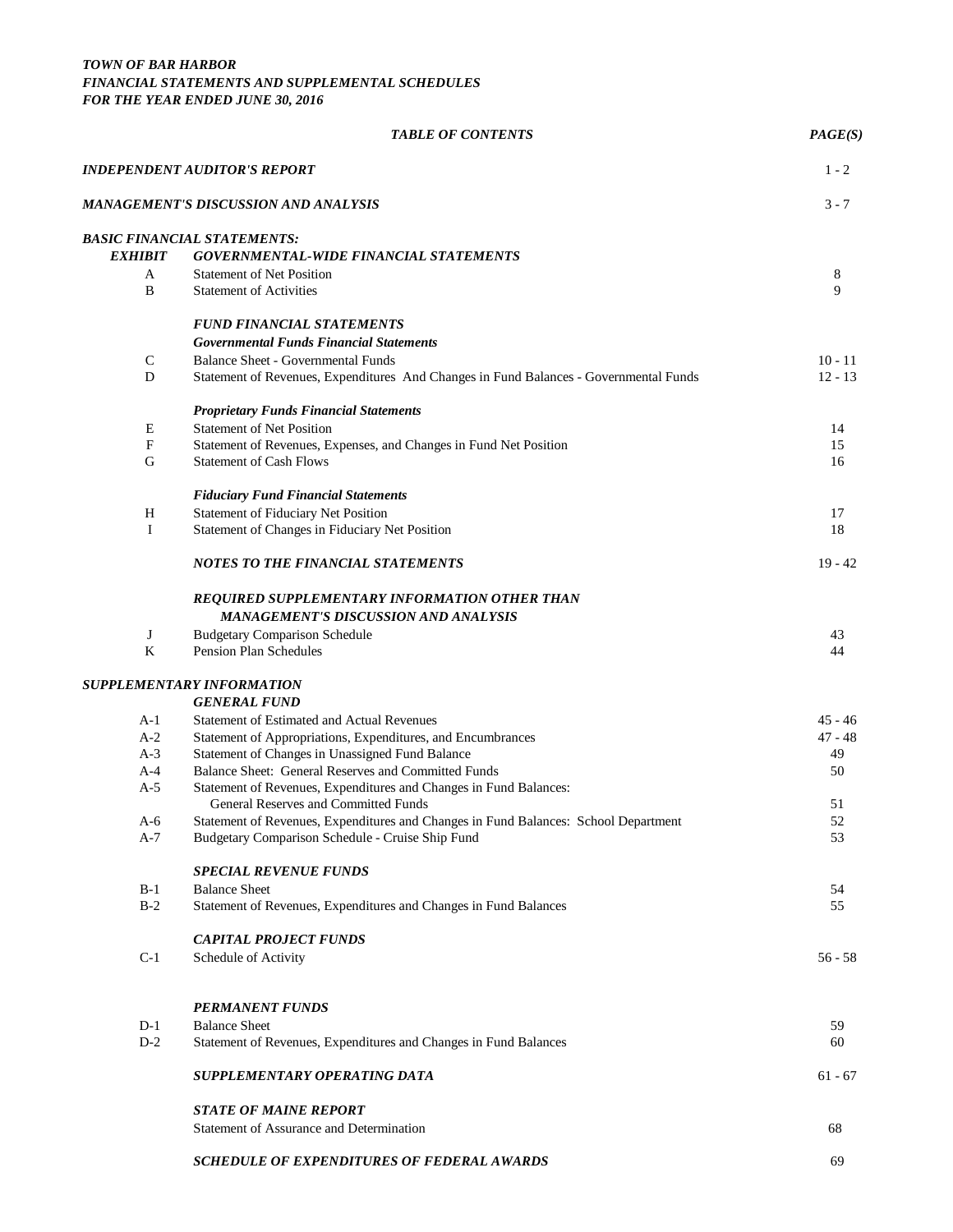***TOWN OF BAR HARBOR***
***FINANCIAL STATEMENTS AND SUPPLEMENTAL SCHEDULES***
***FOR THE YEAR ENDED JUNE 30, 2016***

| | ***TABLE OF CONTENTS*** | ***PAGE(S)*** |
|---|---|---|
| ***INDEPENDENT AUDITOR'S REPORT*** | | 1 - 2 |
| ***MANAGEMENT'S DISCUSSION AND ANALYSIS*** | | 3 - 7 |
| ***BASIC FINANCIAL STATEMENTS:*** | | |
| ***EXHIBIT*** | ***GOVERNMENTAL-WIDE FINANCIAL STATEMENTS*** | |
| A | Statement of Net Position | 8 |
| B | Statement of Activities | 9 |
| | ***FUND FINANCIAL STATEMENTS*** | |
| | ***Governmental Funds Financial Statements*** | |
| C | Balance Sheet - Governmental Funds | 10 - 11 |
| D | Statement of Revenues, Expenditures And Changes in Fund Balances - Governmental Funds | 12 - 13 |
| | ***Proprietary Funds Financial Statements*** | |
| E | Statement of Net Position | 14 |
| F | Statement of Revenues, Expenses, and Changes in Fund Net Position | 15 |
| G | Statement of Cash Flows | 16 |
| | ***Fiduciary Fund Financial Statements*** | |
| H | Statement of Fiduciary Net Position | 17 |
| I | Statement of Changes in Fiduciary Net Position | 18 |
| | ***NOTES TO THE FINANCIAL STATEMENTS*** | 19 - 42 |
| | ***REQUIRED SUPPLEMENTARY INFORMATION OTHER THAN MANAGEMENT'S DISCUSSION AND ANALYSIS*** | |
| J | Budgetary Comparison Schedule | 43 |
| K | Pension Plan Schedules | 44 |
| ***SUPPLEMENTARY INFORMATION*** | | |
| | ***GENERAL FUND*** | |
| A-1 | Statement of Estimated and Actual Revenues | 45 - 46 |
| A-2 | Statement of Appropriations, Expenditures, and Encumbrances | 47 - 48 |
| A-3 | Statement of Changes in Unassigned Fund Balance | 49 |
| A-4 | Balance Sheet: General Reserves and Committed Funds | 50 |
| A-5 | Statement of Revenues, Expenditures and Changes in Fund Balances: General Reserves and Committed Funds | 51 |
| A-6 | Statement of Revenues, Expenditures and Changes in Fund Balances: School Department | 52 |
| A-7 | Budgetary Comparison Schedule - Cruise Ship Fund | 53 |
| | ***SPECIAL REVENUE FUNDS*** | |
| B-1 | Balance Sheet | 54 |
| B-2 | Statement of Revenues, Expenditures and Changes in Fund Balances | 55 |
| | ***CAPITAL PROJECT FUNDS*** | |
| C-1 | Schedule of Activity | 56 - 58 |
| | ***PERMANENT FUNDS*** | |
| D-1 | Balance Sheet | 59 |
| D-2 | Statement of Revenues, Expenditures and Changes in Fund Balances | 60 |
| | ***SUPPLEMENTARY OPERATING DATA*** | 61 - 67 |
| | ***STATE OF MAINE REPORT*** | |
| | Statement of Assurance and Determination | 68 |
| | ***SCHEDULE OF EXPENDITURES OF FEDERAL AWARDS*** | 69 |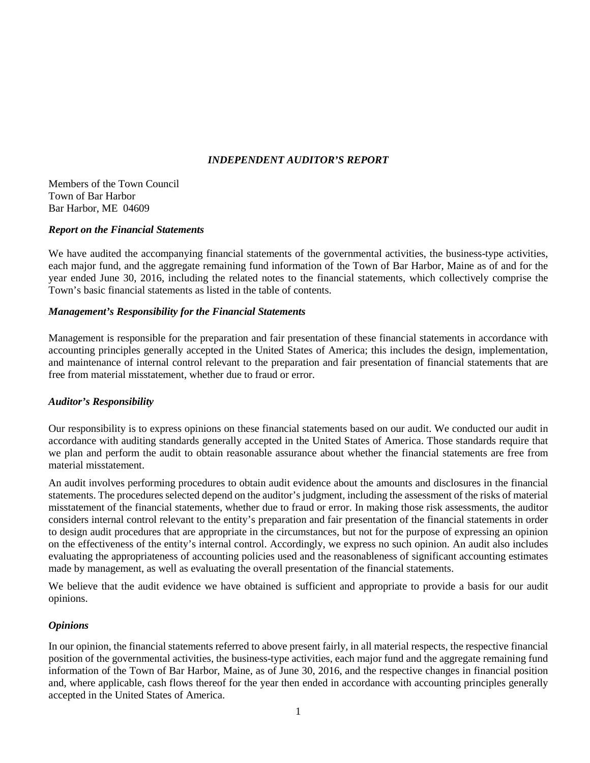## *INDEPENDENT AUDITOR'S REPORT*

Members of the Town Council
Town of Bar Harbor
Bar Harbor, ME 04609

### *Report on the Financial Statements*

We have audited the accompanying financial statements of the governmental activities, the business-type activities, each major fund, and the aggregate remaining fund information of the Town of Bar Harbor, Maine as of and for the year ended June 30, 2016, including the related notes to the financial statements, which collectively comprise the Town's basic financial statements as listed in the table of contents.

### *Management's Responsibility for the Financial Statements*

Management is responsible for the preparation and fair presentation of these financial statements in accordance with accounting principles generally accepted in the United States of America; this includes the design, implementation, and maintenance of internal control relevant to the preparation and fair presentation of financial statements that are free from material misstatement, whether due to fraud or error.

### *Auditor's Responsibility*

Our responsibility is to express opinions on these financial statements based on our audit. We conducted our audit in accordance with auditing standards generally accepted in the United States of America. Those standards require that we plan and perform the audit to obtain reasonable assurance about whether the financial statements are free from material misstatement.

An audit involves performing procedures to obtain audit evidence about the amounts and disclosures in the financial statements. The procedures selected depend on the auditor's judgment, including the assessment of the risks of material misstatement of the financial statements, whether due to fraud or error. In making those risk assessments, the auditor considers internal control relevant to the entity's preparation and fair presentation of the financial statements in order to design audit procedures that are appropriate in the circumstances, but not for the purpose of expressing an opinion on the effectiveness of the entity's internal control. Accordingly, we express no such opinion. An audit also includes evaluating the appropriateness of accounting policies used and the reasonableness of significant accounting estimates made by management, as well as evaluating the overall presentation of the financial statements.

We believe that the audit evidence we have obtained is sufficient and appropriate to provide a basis for our audit opinions.

### *Opinions*

In our opinion, the financial statements referred to above present fairly, in all material respects, the respective financial position of the governmental activities, the business-type activities, each major fund and the aggregate remaining fund information of the Town of Bar Harbor, Maine, as of June 30, 2016, and the respective changes in financial position and, where applicable, cash flows thereof for the year then ended in accordance with accounting principles generally accepted in the United States of America.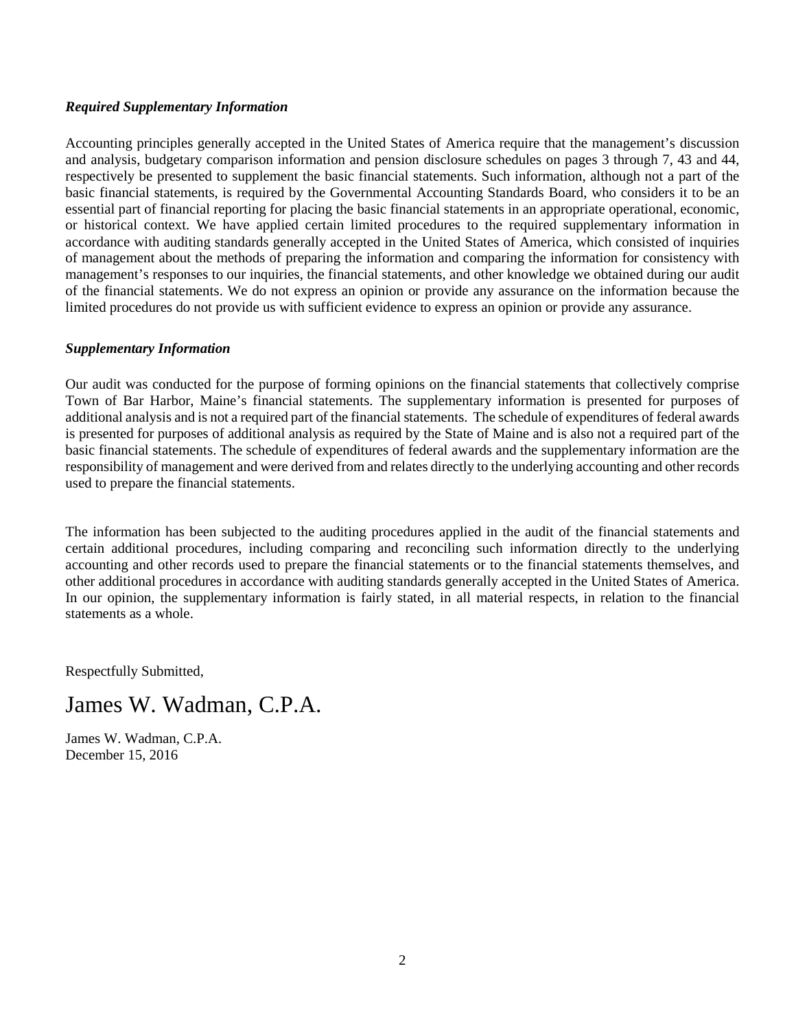***Required Supplementary Information***

Accounting principles generally accepted in the United States of America require that the management's discussion and analysis, budgetary comparison information and pension disclosure schedules on pages 3 through 7, 43 and 44, respectively be presented to supplement the basic financial statements. Such information, although not a part of the basic financial statements, is required by the Governmental Accounting Standards Board, who considers it to be an essential part of financial reporting for placing the basic financial statements in an appropriate operational, economic, or historical context. We have applied certain limited procedures to the required supplementary information in accordance with auditing standards generally accepted in the United States of America, which consisted of inquiries of management about the methods of preparing the information and comparing the information for consistency with management's responses to our inquiries, the financial statements, and other knowledge we obtained during our audit of the financial statements. We do not express an opinion or provide any assurance on the information because the limited procedures do not provide us with sufficient evidence to express an opinion or provide any assurance.

***Supplementary Information***

Our audit was conducted for the purpose of forming opinions on the financial statements that collectively comprise Town of Bar Harbor, Maine's financial statements. The supplementary information is presented for purposes of additional analysis and is not a required part of the financial statements. The schedule of expenditures of federal awards is presented for purposes of additional analysis as required by the State of Maine and is also not a required part of the basic financial statements. The schedule of expenditures of federal awards and the supplementary information are the responsibility of management and were derived from and relates directly to the underlying accounting and other records used to prepare the financial statements.

The information has been subjected to the auditing procedures applied in the audit of the financial statements and certain additional procedures, including comparing and reconciling such information directly to the underlying accounting and other records used to prepare the financial statements or to the financial statements themselves, and other additional procedures in accordance with auditing standards generally accepted in the United States of America. In our opinion, the supplementary information is fairly stated, in all material respects, in relation to the financial statements as a whole.

Respectfully Submitted,

James W. Wadman, C.P.A.

James W. Wadman, C.P.A.
December 15, 2016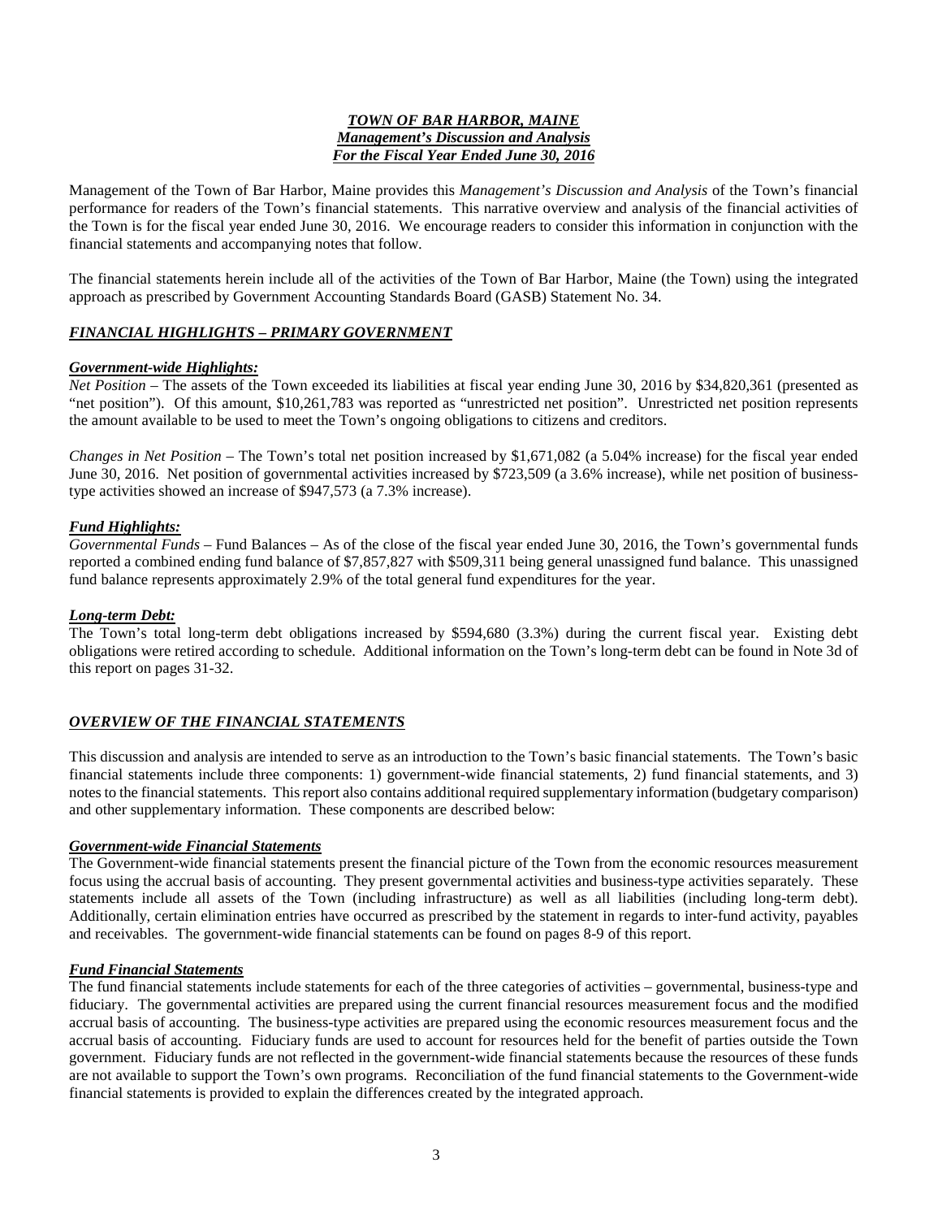***TOWN OF BAR HARBOR, MAINE***
***Management's Discussion and Analysis***
***For the Fiscal Year Ended June 30, 2016***

Management of the Town of Bar Harbor, Maine provides this *Management's Discussion and Analysis* of the Town's financial performance for readers of the Town's financial statements. This narrative overview and analysis of the financial activities of the Town is for the fiscal year ended June 30, 2016. We encourage readers to consider this information in conjunction with the financial statements and accompanying notes that follow.

The financial statements herein include all of the activities of the Town of Bar Harbor, Maine (the Town) using the integrated approach as prescribed by Government Accounting Standards Board (GASB) Statement No. 34.

## ***FINANCIAL HIGHLIGHTS – PRIMARY GOVERNMENT***

### ***Government-wide Highlights:***

*Net Position* – The assets of the Town exceeded its liabilities at fiscal year ending June 30, 2016 by $34,820,361 (presented as "net position"). Of this amount, $10,261,783 was reported as "unrestricted net position". Unrestricted net position represents the amount available to be used to meet the Town's ongoing obligations to citizens and creditors.

*Changes in Net Position* – The Town's total net position increased by $1,671,082 (a 5.04% increase) for the fiscal year ended June 30, 2016. Net position of governmental activities increased by $723,509 (a 3.6% increase), while net position of business-type activities showed an increase of $947,573 (a 7.3% increase).

### ***Fund Highlights:***

*Governmental Funds* – Fund Balances – As of the close of the fiscal year ended June 30, 2016, the Town's governmental funds reported a combined ending fund balance of $7,857,827 with $509,311 being general unassigned fund balance. This unassigned fund balance represents approximately 2.9% of the total general fund expenditures for the year.

### ***Long-term Debt:***

The Town's total long-term debt obligations increased by $594,680 (3.3%) during the current fiscal year. Existing debt obligations were retired according to schedule. Additional information on the Town's long-term debt can be found in Note 3d of this report on pages 31-32.

## ***OVERVIEW OF THE FINANCIAL STATEMENTS***

This discussion and analysis are intended to serve as an introduction to the Town's basic financial statements. The Town's basic financial statements include three components: 1) government-wide financial statements, 2) fund financial statements, and 3) notes to the financial statements. This report also contains additional required supplementary information (budgetary comparison) and other supplementary information. These components are described below:

### ***Government-wide Financial Statements***

The Government-wide financial statements present the financial picture of the Town from the economic resources measurement focus using the accrual basis of accounting. They present governmental activities and business-type activities separately. These statements include all assets of the Town (including infrastructure) as well as all liabilities (including long-term debt). Additionally, certain elimination entries have occurred as prescribed by the statement in regards to inter-fund activity, payables and receivables. The government-wide financial statements can be found on pages 8-9 of this report.

### ***Fund Financial Statements***

The fund financial statements include statements for each of the three categories of activities – governmental, business-type and fiduciary. The governmental activities are prepared using the current financial resources measurement focus and the modified accrual basis of accounting. The business-type activities are prepared using the economic resources measurement focus and the accrual basis of accounting. Fiduciary funds are used to account for resources held for the benefit of parties outside the Town government. Fiduciary funds are not reflected in the government-wide financial statements because the resources of these funds are not available to support the Town's own programs. Reconciliation of the fund financial statements to the Government-wide financial statements is provided to explain the differences created by the integrated approach.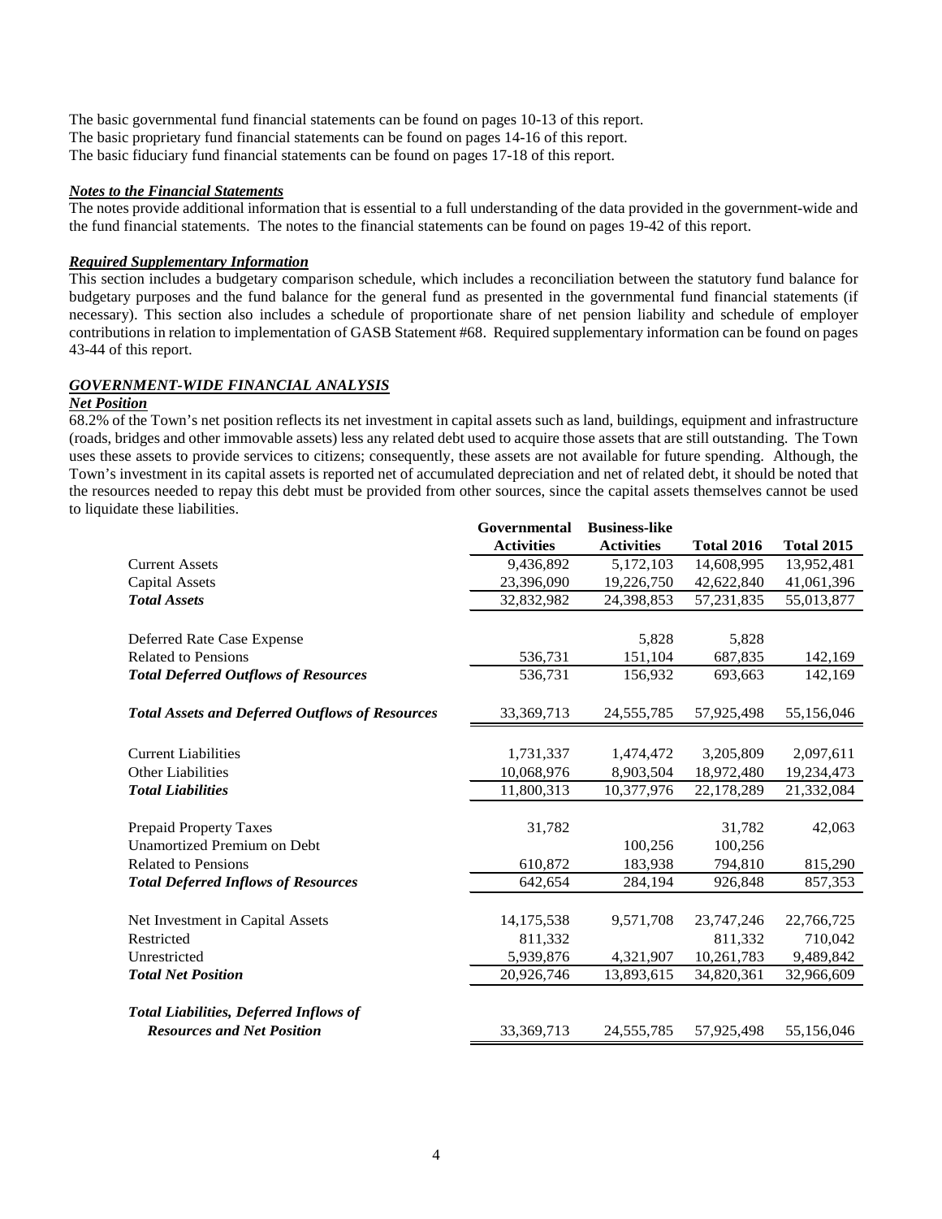The basic governmental fund financial statements can be found on pages 10-13 of this report.
The basic proprietary fund financial statements can be found on pages 14-16 of this report.
The basic fiduciary fund financial statements can be found on pages 17-18 of this report.

***Notes to the Financial Statements***

The notes provide additional information that is essential to a full understanding of the data provided in the government-wide and the fund financial statements. The notes to the financial statements can be found on pages 19-42 of this report.

***Required Supplementary Information***

This section includes a budgetary comparison schedule, which includes a reconciliation between the statutory fund balance for budgetary purposes and the fund balance for the general fund as presented in the governmental fund financial statements (if necessary). This section also includes a schedule of proportionate share of net pension liability and schedule of employer contributions in relation to implementation of GASB Statement #68. Required supplementary information can be found on pages 43-44 of this report.

***GOVERNMENT-WIDE FINANCIAL ANALYSIS***

***Net Position***

68.2% of the Town's net position reflects its net investment in capital assets such as land, buildings, equipment and infrastructure (roads, bridges and other immovable assets) less any related debt used to acquire those assets that are still outstanding. The Town uses these assets to provide services to citizens; consequently, these assets are not available for future spending. Although, the Town's investment in its capital assets is reported net of accumulated depreciation and net of related debt, it should be noted that the resources needed to repay this debt must be provided from other sources, since the capital assets themselves cannot be used to liquidate these liabilities.

| | Governmental Activities | Business-like Activities | Total 2016 | Total 2015 |
|---|---|---|---|---|
| Current Assets | 9,436,892 | 5,172,103 | 14,608,995 | 13,952,481 |
| Capital Assets | 23,396,090 | 19,226,750 | 42,622,840 | 41,061,396 |
| ***Total Assets*** | 32,832,982 | 24,398,853 | 57,231,835 | 55,013,877 |
| | | | | |
| Deferred Rate Case Expense | | 5,828 | 5,828 | |
| Related to Pensions | 536,731 | 151,104 | 687,835 | 142,169 |
| ***Total Deferred Outflows of Resources*** | 536,731 | 156,932 | 693,663 | 142,169 |
| | | | | |
| ***Total Assets and Deferred Outflows of Resources*** | 33,369,713 | 24,555,785 | 57,925,498 | 55,156,046 |
| | | | | |
| Current Liabilities | 1,731,337 | 1,474,472 | 3,205,809 | 2,097,611 |
| Other Liabilities | 10,068,976 | 8,903,504 | 18,972,480 | 19,234,473 |
| ***Total Liabilities*** | 11,800,313 | 10,377,976 | 22,178,289 | 21,332,084 |
| | | | | |
| Prepaid Property Taxes | 31,782 | | 31,782 | 42,063 |
| Unamortized Premium on Debt | | 100,256 | 100,256 | |
| Related to Pensions | 610,872 | 183,938 | 794,810 | 815,290 |
| ***Total Deferred Inflows of Resources*** | 642,654 | 284,194 | 926,848 | 857,353 |
| | | | | |
| Net Investment in Capital Assets | 14,175,538 | 9,571,708 | 23,747,246 | 22,766,725 |
| Restricted | 811,332 | | 811,332 | 710,042 |
| Unrestricted | 5,939,876 | 4,321,907 | 10,261,783 | 9,489,842 |
| ***Total Net Position*** | 20,926,746 | 13,893,615 | 34,820,361 | 32,966,609 |
| | | | | |
| ***Total Liabilities, Deferred Inflows of Resources and Net Position*** | 33,369,713 | 24,555,785 | 57,925,498 | 55,156,046 |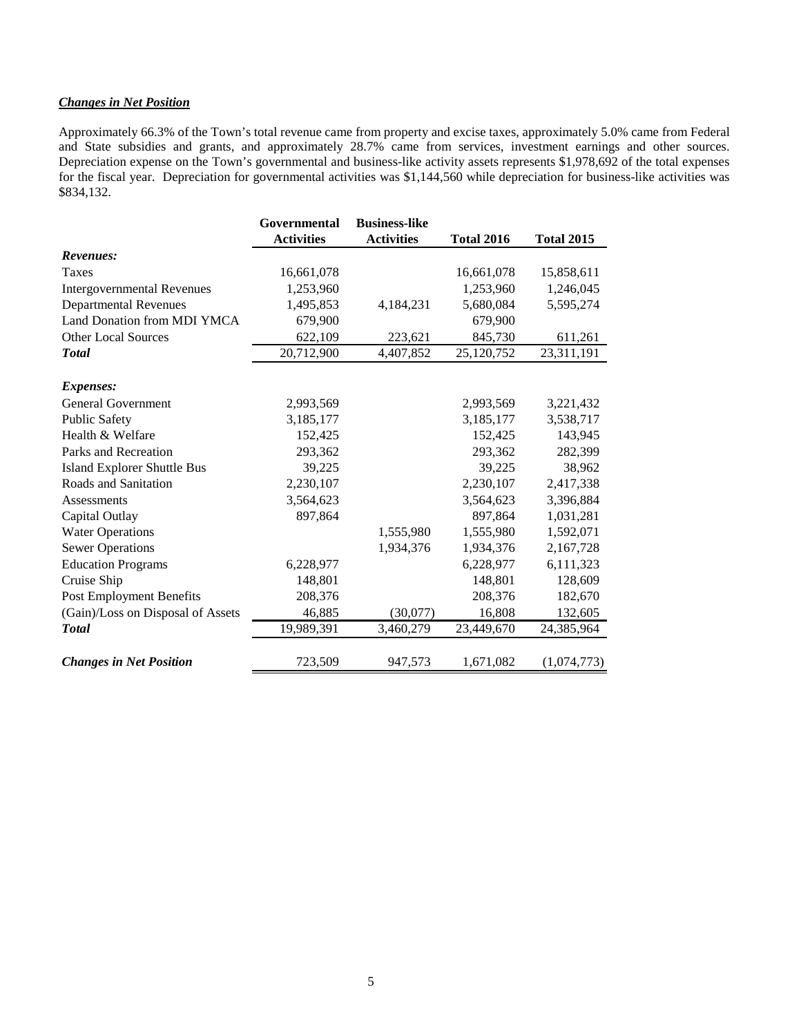***Changes in Net Position***

Approximately 66.3% of the Town's total revenue came from property and excise taxes, approximately 5.0% came from Federal and State subsidies and grants, and approximately 28.7% came from services, investment earnings and other sources. Depreciation expense on the Town's governmental and business-like activity assets represents $1,978,692 of the total expenses for the fiscal year. Depreciation for governmental activities was $1,144,560 while depreciation for business-like activities was $834,132.

| | Governmental Activities | Business-like Activities | Total 2016 | Total 2015 |
|---|---|---|---|---|
| ***Revenues:*** | | | | |
| Taxes | 16,661,078 | | 16,661,078 | 15,858,611 |
| Intergovernmental Revenues | 1,253,960 | | 1,253,960 | 1,246,045 |
| Departmental Revenues | 1,495,853 | 4,184,231 | 5,680,084 | 5,595,274 |
| Land Donation from MDI YMCA | 679,900 | | 679,900 | |
| Other Local Sources | 622,109 | 223,621 | 845,730 | 611,261 |
| ***Total*** | 20,712,900 | 4,407,852 | 25,120,752 | 23,311,191 |
| ***Expenses:*** | | | | |
| General Government | 2,993,569 | | 2,993,569 | 3,221,432 |
| Public Safety | 3,185,177 | | 3,185,177 | 3,538,717 |
| Health & Welfare | 152,425 | | 152,425 | 143,945 |
| Parks and Recreation | 293,362 | | 293,362 | 282,399 |
| Island Explorer Shuttle Bus | 39,225 | | 39,225 | 38,962 |
| Roads and Sanitation | 2,230,107 | | 2,230,107 | 2,417,338 |
| Assessments | 3,564,623 | | 3,564,623 | 3,396,884 |
| Capital Outlay | 897,864 | | 897,864 | 1,031,281 |
| Water Operations | | 1,555,980 | 1,555,980 | 1,592,071 |
| Sewer Operations | | 1,934,376 | 1,934,376 | 2,167,728 |
| Education Programs | 6,228,977 | | 6,228,977 | 6,111,323 |
| Cruise Ship | 148,801 | | 148,801 | 128,609 |
| Post Employment Benefits | 208,376 | | 208,376 | 182,670 |
| (Gain)/Loss on Disposal of Assets | 46,885 | (30,077) | 16,808 | 132,605 |
| ***Total*** | 19,989,391 | 3,460,279 | 23,449,670 | 24,385,964 |
| ***Changes in Net Position*** | 723,509 | 947,573 | 1,671,082 | (1,074,773) |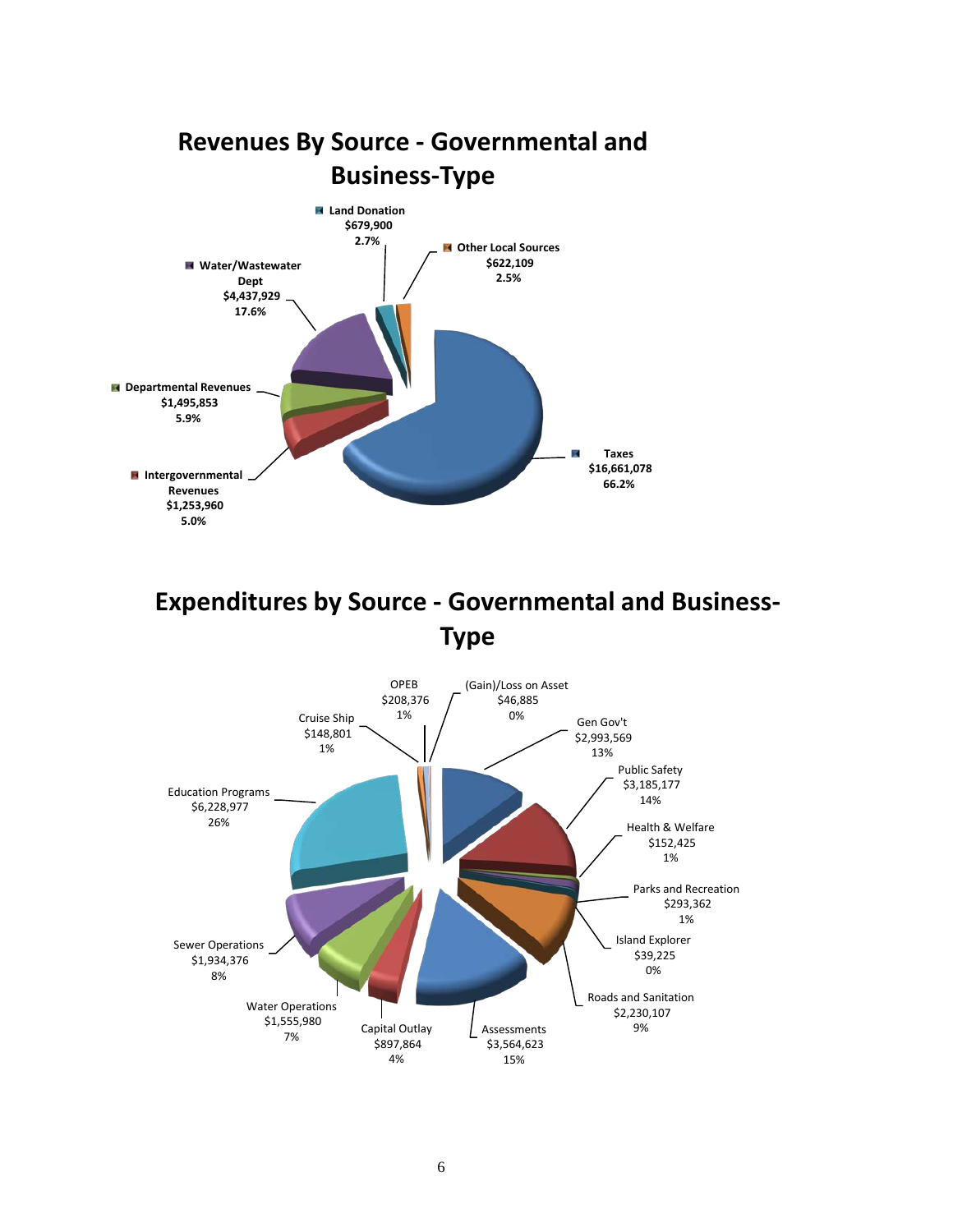## Revenues By Source - Governmental and Business-Type

- Land Donation $679,900 2.7%
- Other Local Sources $622,109 2.5%
- Water/Wastewater Dept $4,437,929 17.6%
- Departmental Revenues $1,495,853 5.9%
- Intergovernmental Revenues $1,253,960 5.0%
- Taxes $16,661,078 66.2%

## Expenditures by Source - Governmental and Business-Type

- OPEB $208,376 1%
- (Gain)/Loss on Asset $46,885 0%
- Cruise Ship $148,801 1%
- Gen Gov't $2,993,569 13%
- Public Safety $3,185,177 14%
- Education Programs $6,228,977 26%
- Health & Welfare $152,425 1%
- Parks and Recreation $293,362 1%
- Island Explorer $39,225 0%
- Sewer Operations $1,934,376 8%
- Roads and Sanitation $2,230,107 9%
- Water Operations $1,555,980 7%
- Capital Outlay $897,864 4%
- Assessments $3,564,623 15%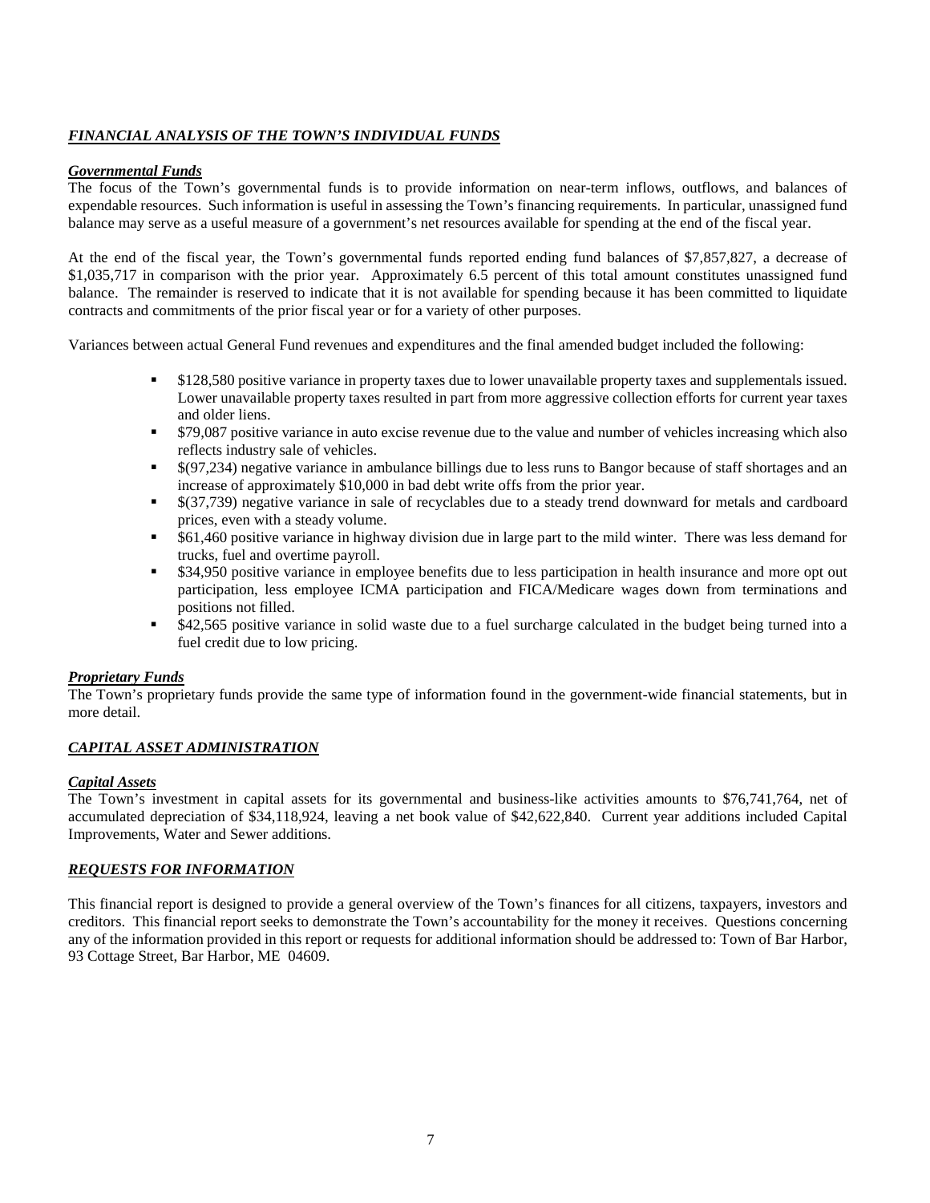## *FINANCIAL ANALYSIS OF THE TOWN'S INDIVIDUAL FUNDS*

### *Governmental Funds*

The focus of the Town's governmental funds is to provide information on near-term inflows, outflows, and balances of expendable resources. Such information is useful in assessing the Town's financing requirements. In particular, unassigned fund balance may serve as a useful measure of a government's net resources available for spending at the end of the fiscal year.

At the end of the fiscal year, the Town's governmental funds reported ending fund balances of $7,857,827, a decrease of $1,035,717 in comparison with the prior year. Approximately 6.5 percent of this total amount constitutes unassigned fund balance. The remainder is reserved to indicate that it is not available for spending because it has been committed to liquidate contracts and commitments of the prior fiscal year or for a variety of other purposes.

Variances between actual General Fund revenues and expenditures and the final amended budget included the following:

- $128,580 positive variance in property taxes due to lower unavailable property taxes and supplementals issued. Lower unavailable property taxes resulted in part from more aggressive collection efforts for current year taxes and older liens.
- $79,087 positive variance in auto excise revenue due to the value and number of vehicles increasing which also reflects industry sale of vehicles.
- $(97,234) negative variance in ambulance billings due to less runs to Bangor because of staff shortages and an increase of approximately $10,000 in bad debt write offs from the prior year.
- $(37,739) negative variance in sale of recyclables due to a steady trend downward for metals and cardboard prices, even with a steady volume.
- $61,460 positive variance in highway division due in large part to the mild winter. There was less demand for trucks, fuel and overtime payroll.
- $34,950 positive variance in employee benefits due to less participation in health insurance and more opt out participation, less employee ICMA participation and FICA/Medicare wages down from terminations and positions not filled.
- $42,565 positive variance in solid waste due to a fuel surcharge calculated in the budget being turned into a fuel credit due to low pricing.

### *Proprietary Funds*

The Town's proprietary funds provide the same type of information found in the government-wide financial statements, but in more detail.

## *CAPITAL ASSET ADMINISTRATION*

### *Capital Assets*

The Town's investment in capital assets for its governmental and business-like activities amounts to $76,741,764, net of accumulated depreciation of $34,118,924, leaving a net book value of $42,622,840. Current year additions included Capital Improvements, Water and Sewer additions.

## *REQUESTS FOR INFORMATION*

This financial report is designed to provide a general overview of the Town's finances for all citizens, taxpayers, investors and creditors. This financial report seeks to demonstrate the Town's accountability for the money it receives. Questions concerning any of the information provided in this report or requests for additional information should be addressed to: Town of Bar Harbor, 93 Cottage Street, Bar Harbor, ME 04609.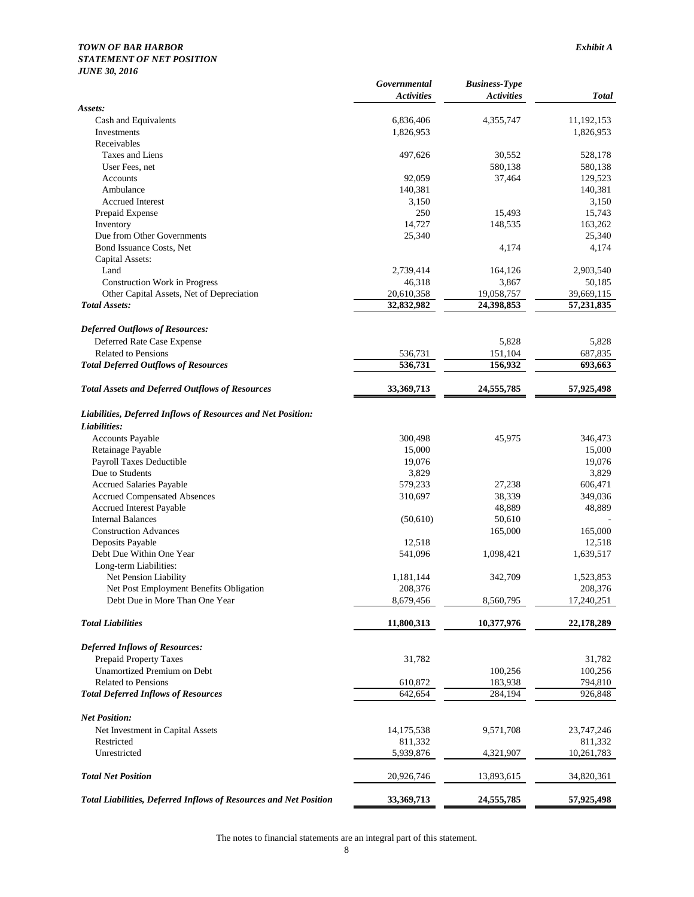***TOWN OF BAR HARBOR***
***STATEMENT OF NET POSITION***
***JUNE 30, 2016***

***Exhibit A***

| | *Governmental Activities* | *Business-Type Activities* | *Total* |
|---|---|---|---|
| ***Assets:*** | | | |
| Cash and Equivalents | 6,836,406 | 4,355,747 | 11,192,153 |
| Investments | 1,826,953 | | 1,826,953 |
| Receivables | | | |
| Taxes and Liens | 497,626 | 30,552 | 528,178 |
| User Fees, net | | 580,138 | 580,138 |
| Accounts | 92,059 | 37,464 | 129,523 |
| Ambulance | 140,381 | | 140,381 |
| Accrued Interest | 3,150 | | 3,150 |
| Prepaid Expense | 250 | 15,493 | 15,743 |
| Inventory | 14,727 | 148,535 | 163,262 |
| Due from Other Governments | 25,340 | | 25,340 |
| Bond Issuance Costs, Net | | 4,174 | 4,174 |
| Capital Assets: | | | |
| Land | 2,739,414 | 164,126 | 2,903,540 |
| Construction Work in Progress | 46,318 | 3,867 | 50,185 |
| Other Capital Assets, Net of Depreciation | 20,610,358 | 19,058,757 | 39,669,115 |
| ***Total Assets:*** | **32,832,982** | **24,398,853** | **57,231,835** |
| ***Deferred Outflows of Resources:*** | | | |
| Deferred Rate Case Expense | | 5,828 | 5,828 |
| Related to Pensions | 536,731 | 151,104 | 687,835 |
| ***Total Deferred Outflows of Resources*** | **536,731** | **156,932** | **693,663** |
| ***Total Assets and Deferred Outflows of Resources*** | **33,369,713** | **24,555,785** | **57,925,498** |
| ***Liabilities, Deferred Inflows of Resources and Net Position:*** | | | |
| ***Liabilities:*** | | | |
| Accounts Payable | 300,498 | 45,975 | 346,473 |
| Retainage Payable | 15,000 | | 15,000 |
| Payroll Taxes Deductible | 19,076 | | 19,076 |
| Due to Students | 3,829 | | 3,829 |
| Accrued Salaries Payable | 579,233 | 27,238 | 606,471 |
| Accrued Compensated Absences | 310,697 | 38,339 | 349,036 |
| Accrued Interest Payable | | 48,889 | 48,889 |
| Internal Balances | (50,610) | 50,610 | - |
| Construction Advances | | 165,000 | 165,000 |
| Deposits Payable | 12,518 | | 12,518 |
| Debt Due Within One Year | 541,096 | 1,098,421 | 1,639,517 |
| Long-term Liabilities: | | | |
| Net Pension Liability | 1,181,144 | 342,709 | 1,523,853 |
| Net Post Employment Benefits Obligation | 208,376 | | 208,376 |
| Debt Due in More Than One Year | 8,679,456 | 8,560,795 | 17,240,251 |
| ***Total Liabilities*** | **11,800,313** | **10,377,976** | **22,178,289** |
| ***Deferred Inflows of Resources:*** | | | |
| Prepaid Property Taxes | 31,782 | | 31,782 |
| Unamortized Premium on Debt | | 100,256 | 100,256 |
| Related to Pensions | 610,872 | 183,938 | 794,810 |
| ***Total Deferred Inflows of Resources*** | 642,654 | 284,194 | 926,848 |
| ***Net Position:*** | | | |
| Net Investment in Capital Assets | 14,175,538 | 9,571,708 | 23,747,246 |
| Restricted | 811,332 | | 811,332 |
| Unrestricted | 5,939,876 | 4,321,907 | 10,261,783 |
| ***Total Net Position*** | 20,926,746 | 13,893,615 | 34,820,361 |
| ***Total Liabilities, Deferred Inflows of Resources and Net Position*** | **33,369,713** | **24,555,785** | **57,925,498** |

The notes to financial statements are an integral part of this statement.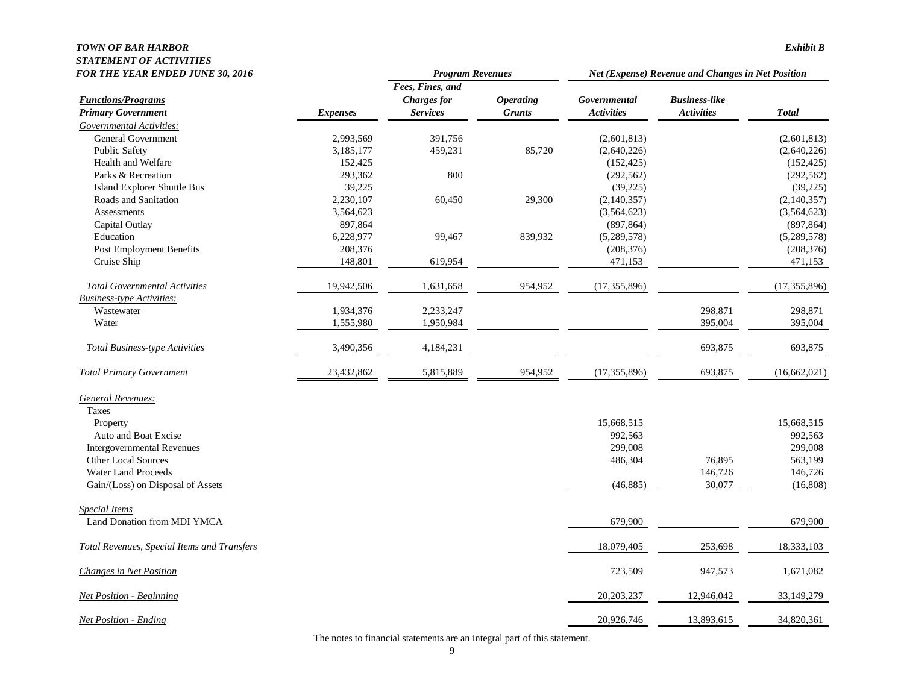***TOWN OF BAR HARBOR***
***STATEMENT OF ACTIVITIES***
***FOR THE YEAR ENDED JUNE 30, 2016***

***Exhibit B***

| | | *Program Revenues* | | *Net (Expense) Revenue and Changes in Net Position* | | |
|---|---|---|---|---|---|---|
| ***Functions/Programs*** | | ***Fees, Fines, and Charges for*** | ***Operating*** | ***Governmental*** | ***Business-like*** | |
| ***Primary Government*** | ***Expenses*** | ***Services*** | ***Grants*** | ***Activities*** | ***Activities*** | ***Total*** |
| *Governmental Activities:* | | | | | | |
| General Government | 2,993,569 | 391,756 | | (2,601,813) | | (2,601,813) |
| Public Safety | 3,185,177 | 459,231 | 85,720 | (2,640,226) | | (2,640,226) |
| Health and Welfare | 152,425 | | | (152,425) | | (152,425) |
| Parks & Recreation | 293,362 | 800 | | (292,562) | | (292,562) |
| Island Explorer Shuttle Bus | 39,225 | | | (39,225) | | (39,225) |
| Roads and Sanitation | 2,230,107 | 60,450 | 29,300 | (2,140,357) | | (2,140,357) |
| Assessments | 3,564,623 | | | (3,564,623) | | (3,564,623) |
| Capital Outlay | 897,864 | | | (897,864) | | (897,864) |
| Education | 6,228,977 | 99,467 | 839,932 | (5,289,578) | | (5,289,578) |
| Post Employment Benefits | 208,376 | | | (208,376) | | (208,376) |
| Cruise Ship | 148,801 | 619,954 | | 471,153 | | 471,153 |
| *Total Governmental Activities* | 19,942,506 | 1,631,658 | 954,952 | (17,355,896) | | (17,355,896) |
| *Business-type Activities:* | | | | | | |
| Wastewater | 1,934,376 | 2,233,247 | | | 298,871 | 298,871 |
| Water | 1,555,980 | 1,950,984 | | | 395,004 | 395,004 |
| *Total Business-type Activities* | 3,490,356 | 4,184,231 | | | 693,875 | 693,875 |
| *Total Primary Government* | 23,432,862 | 5,815,889 | 954,952 | (17,355,896) | 693,875 | (16,662,021) |
| *General Revenues:* | | | | | | |
| Taxes | | | | | | |
| Property | | | | 15,668,515 | | 15,668,515 |
| Auto and Boat Excise | | | | 992,563 | | 992,563 |
| Intergovernmental Revenues | | | | 299,008 | | 299,008 |
| Other Local Sources | | | | 486,304 | 76,895 | 563,199 |
| Water Land Proceeds | | | | | 146,726 | 146,726 |
| Gain/(Loss) on Disposal of Assets | | | | (46,885) | 30,077 | (16,808) |
| *Special Items* | | | | | | |
| Land Donation from MDI YMCA | | | | 679,900 | | 679,900 |
| *Total Revenues, Special Items and Transfers* | | | | 18,079,405 | 253,698 | 18,333,103 |
| *Changes in Net Position* | | | | 723,509 | 947,573 | 1,671,082 |
| *Net Position - Beginning* | | | | 20,203,237 | 12,946,042 | 33,149,279 |
| *Net Position - Ending* | | | | 20,926,746 | 13,893,615 | 34,820,361 |

The notes to financial statements are an integral part of this statement.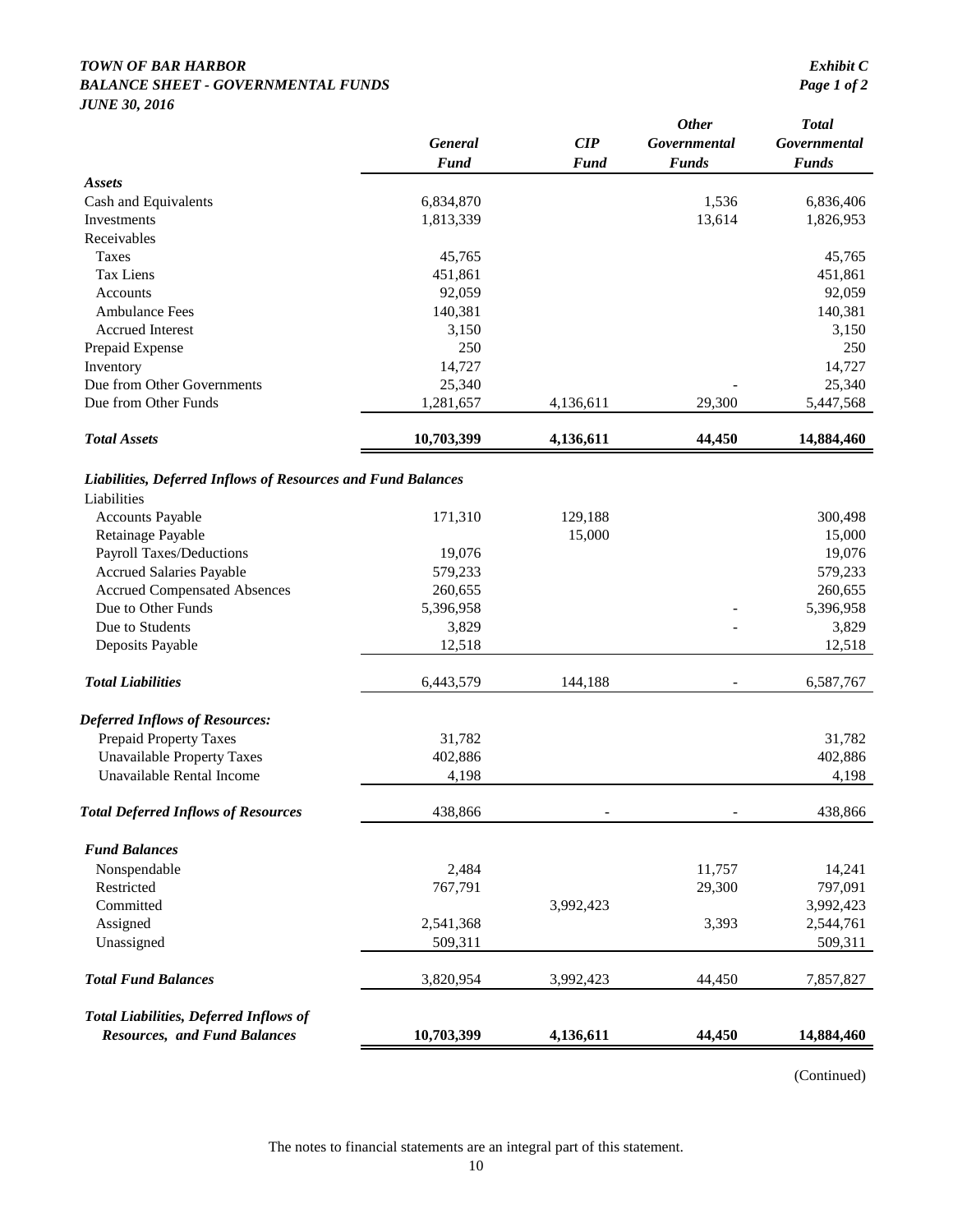**TOWN OF BAR HARBOR**
**BALANCE SHEET - GOVERNMENTAL FUNDS**
**JUNE 30, 2016**

**Exhibit C**
**Page 1 of 2**

| | General Fund | CIP Fund | Other Governmental Funds | Total Governmental Funds |
|---|---|---|---|---|
| ***Assets*** | | | | |
| Cash and Equivalents | 6,834,870 | | 1,536 | 6,836,406 |
| Investments | 1,813,339 | | 13,614 | 1,826,953 |
| Receivables | | | | |
| Taxes | 45,765 | | | 45,765 |
| Tax Liens | 451,861 | | | 451,861 |
| Accounts | 92,059 | | | 92,059 |
| Ambulance Fees | 140,381 | | | 140,381 |
| Accrued Interest | 3,150 | | | 3,150 |
| Prepaid Expense | 250 | | | 250 |
| Inventory | 14,727 | | | 14,727 |
| Due from Other Governments | 25,340 | | - | 25,340 |
| Due from Other Funds | 1,281,657 | 4,136,611 | 29,300 | 5,447,568 |
| ***Total Assets*** | **10,703,399** | **4,136,611** | **44,450** | **14,884,460** |
| ***Liabilities, Deferred Inflows of Resources and Fund Balances*** | | | | |
| Liabilities | | | | |
| Accounts Payable | 171,310 | 129,188 | | 300,498 |
| Retainage Payable | | 15,000 | | 15,000 |
| Payroll Taxes/Deductions | 19,076 | | | 19,076 |
| Accrued Salaries Payable | 579,233 | | | 579,233 |
| Accrued Compensated Absences | 260,655 | | | 260,655 |
| Due to Other Funds | 5,396,958 | | - | 5,396,958 |
| Due to Students | 3,829 | | - | 3,829 |
| Deposits Payable | 12,518 | | | 12,518 |
| ***Total Liabilities*** | 6,443,579 | 144,188 | - | 6,587,767 |
| ***Deferred Inflows of Resources:*** | | | | |
| Prepaid Property Taxes | 31,782 | | | 31,782 |
| Unavailable Property Taxes | 402,886 | | | 402,886 |
| Unavailable Rental Income | 4,198 | | | 4,198 |
| ***Total Deferred Inflows of Resources*** | 438,866 | - | - | 438,866 |
| ***Fund Balances*** | | | | |
| Nonspendable | 2,484 | | 11,757 | 14,241 |
| Restricted | 767,791 | | 29,300 | 797,091 |
| Committed | | 3,992,423 | | 3,992,423 |
| Assigned | 2,541,368 | | 3,393 | 2,544,761 |
| Unassigned | 509,311 | | | 509,311 |
| ***Total Fund Balances*** | 3,820,954 | 3,992,423 | 44,450 | 7,857,827 |
| ***Total Liabilities, Deferred Inflows of Resources, and Fund Balances*** | **10,703,399** | **4,136,611** | **44,450** | **14,884,460** |

(Continued)

The notes to financial statements are an integral part of this statement.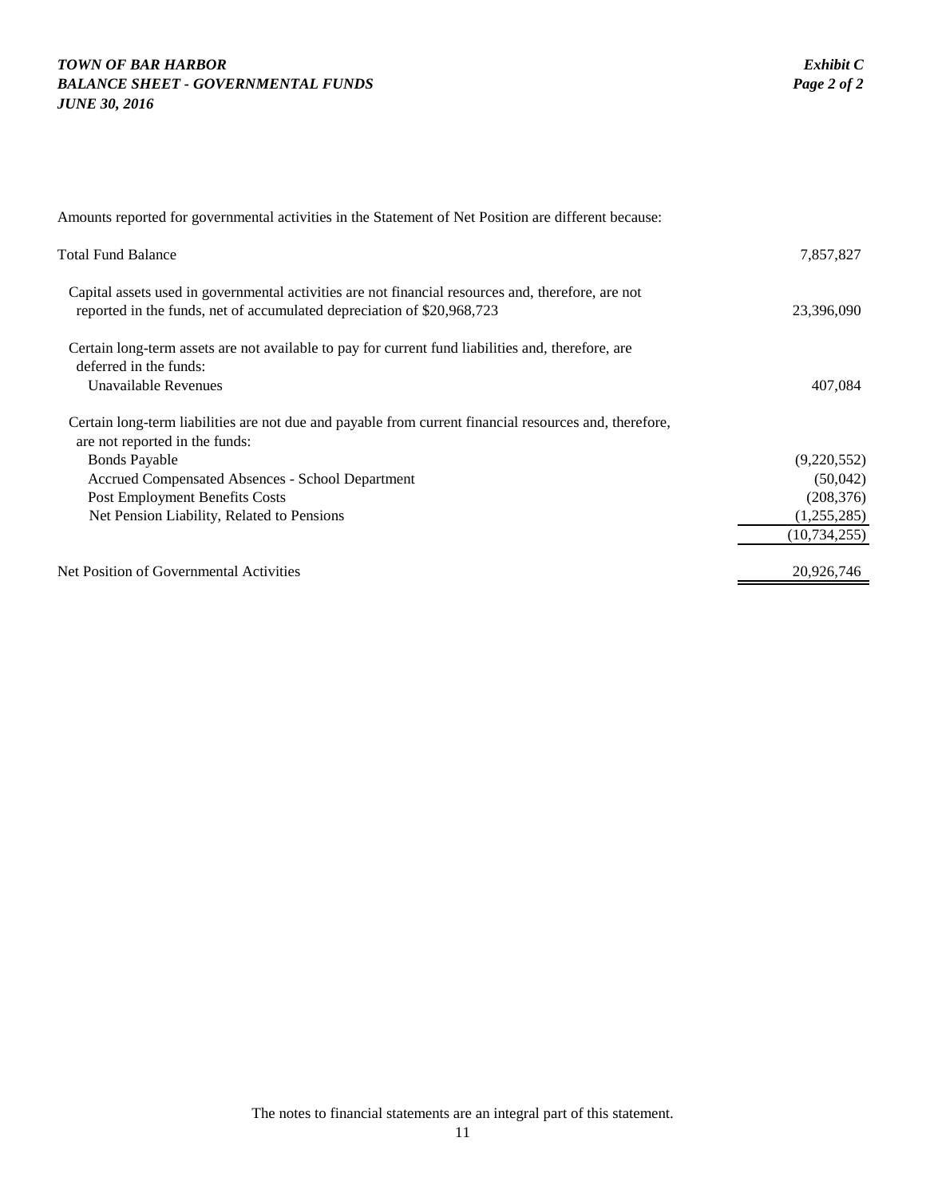***TOWN OF BAR HARBOR***
***BALANCE SHEET - GOVERNMENTAL FUNDS***
***JUNE 30, 2016***

***Exhibit C***
***Page 2 of 2***

Amounts reported for governmental activities in the Statement of Net Position are different because:

| | |
|---|---|
| Total Fund Balance | 7,857,827 |
| Capital assets used in governmental activities are not financial resources and, therefore, are not reported in the funds, net of accumulated depreciation of $20,968,723 | 23,396,090 |
| Certain long-term assets are not available to pay for current fund liabilities and, therefore, are deferred in the funds: | |
| Unavailable Revenues | 407,084 |
| Certain long-term liabilities are not due and payable from current financial resources and, therefore, are not reported in the funds: | |
| Bonds Payable | (9,220,552) |
| Accrued Compensated Absences - School Department | (50,042) |
| Post Employment Benefits Costs | (208,376) |
| Net Pension Liability, Related to Pensions | (1,255,285) |
| | (10,734,255) |
| Net Position of Governmental Activities | 20,926,746 |

The notes to financial statements are an integral part of this statement.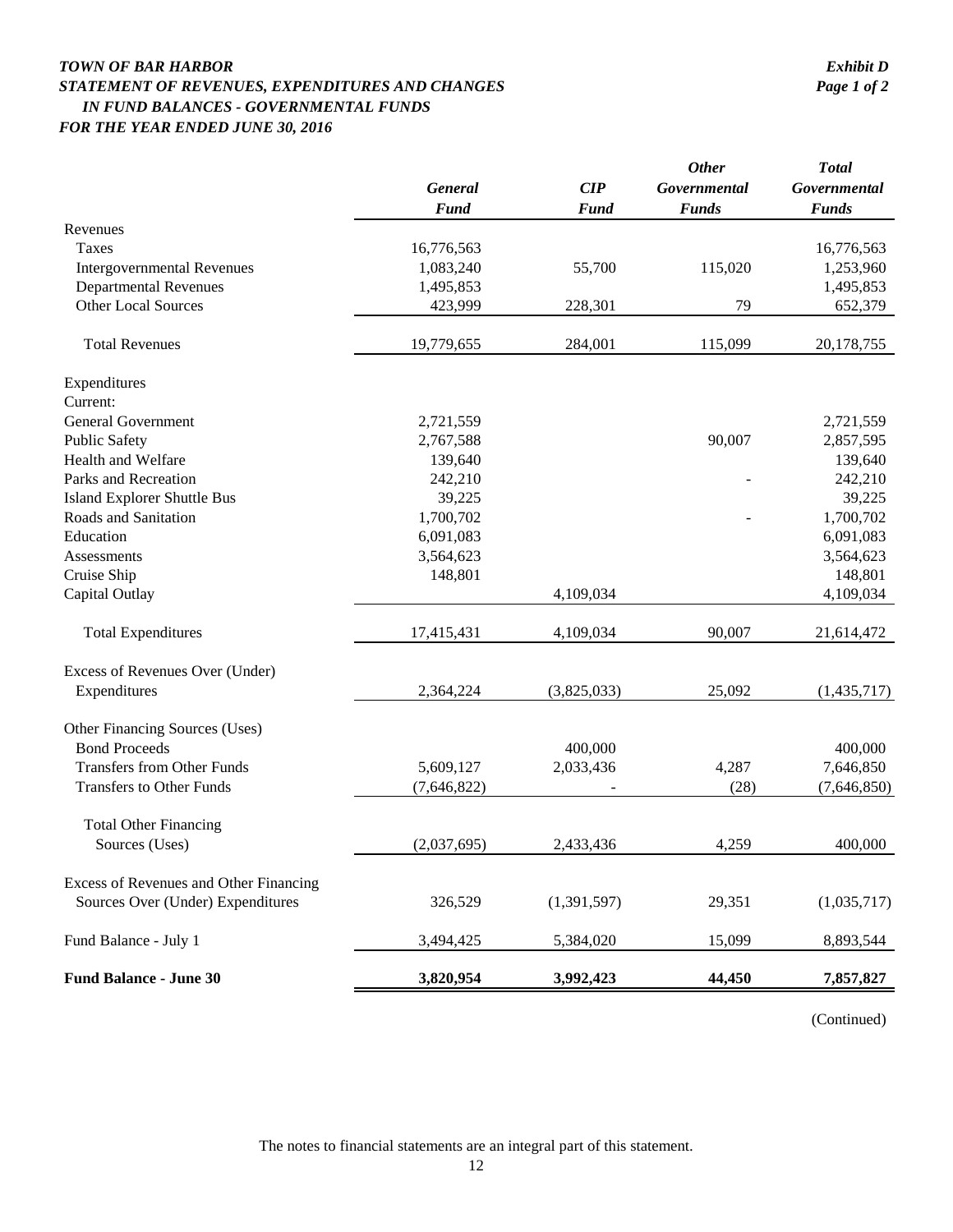# *TOWN OF BAR HARBOR*
## *STATEMENT OF REVENUES, EXPENDITURES AND CHANGES IN FUND BALANCES - GOVERNMENTAL FUNDS*
### *FOR THE YEAR ENDED JUNE 30, 2016*

*Exhibit D*
*Page 1 of 2*

| | *General Fund* | *CIP Fund* | *Other Governmental Funds* | *Total Governmental Funds* |
|---|---|---|---|---|
| Revenues | | | | |
| Taxes | 16,776,563 | | | 16,776,563 |
| Intergovernmental Revenues | 1,083,240 | 55,700 | 115,020 | 1,253,960 |
| Departmental Revenues | 1,495,853 | | | 1,495,853 |
| Other Local Sources | 423,999 | 228,301 | 79 | 652,379 |
| Total Revenues | 19,779,655 | 284,001 | 115,099 | 20,178,755 |
| Expenditures | | | | |
| Current: | | | | |
| General Government | 2,721,559 | | | 2,721,559 |
| Public Safety | 2,767,588 | | 90,007 | 2,857,595 |
| Health and Welfare | 139,640 | | | 139,640 |
| Parks and Recreation | 242,210 | | - | 242,210 |
| Island Explorer Shuttle Bus | 39,225 | | | 39,225 |
| Roads and Sanitation | 1,700,702 | | - | 1,700,702 |
| Education | 6,091,083 | | | 6,091,083 |
| Assessments | 3,564,623 | | | 3,564,623 |
| Cruise Ship | 148,801 | | | 148,801 |
| Capital Outlay | | 4,109,034 | | 4,109,034 |
| Total Expenditures | 17,415,431 | 4,109,034 | 90,007 | 21,614,472 |
| Excess of Revenues Over (Under) Expenditures | 2,364,224 | (3,825,033) | 25,092 | (1,435,717) |
| Other Financing Sources (Uses) | | | | |
| Bond Proceeds | | 400,000 | | 400,000 |
| Transfers from Other Funds | 5,609,127 | 2,033,436 | 4,287 | 7,646,850 |
| Transfers to Other Funds | (7,646,822) | - | (28) | (7,646,850) |
| Total Other Financing Sources (Uses) | (2,037,695) | 2,433,436 | 4,259 | 400,000 |
| Excess of Revenues and Other Financing Sources Over (Under) Expenditures | 326,529 | (1,391,597) | 29,351 | (1,035,717) |
| Fund Balance - July 1 | 3,494,425 | 5,384,020 | 15,099 | 8,893,544 |
| **Fund Balance - June 30** | **3,820,954** | **3,992,423** | **44,450** | **7,857,827** |

(Continued)

The notes to financial statements are an integral part of this statement.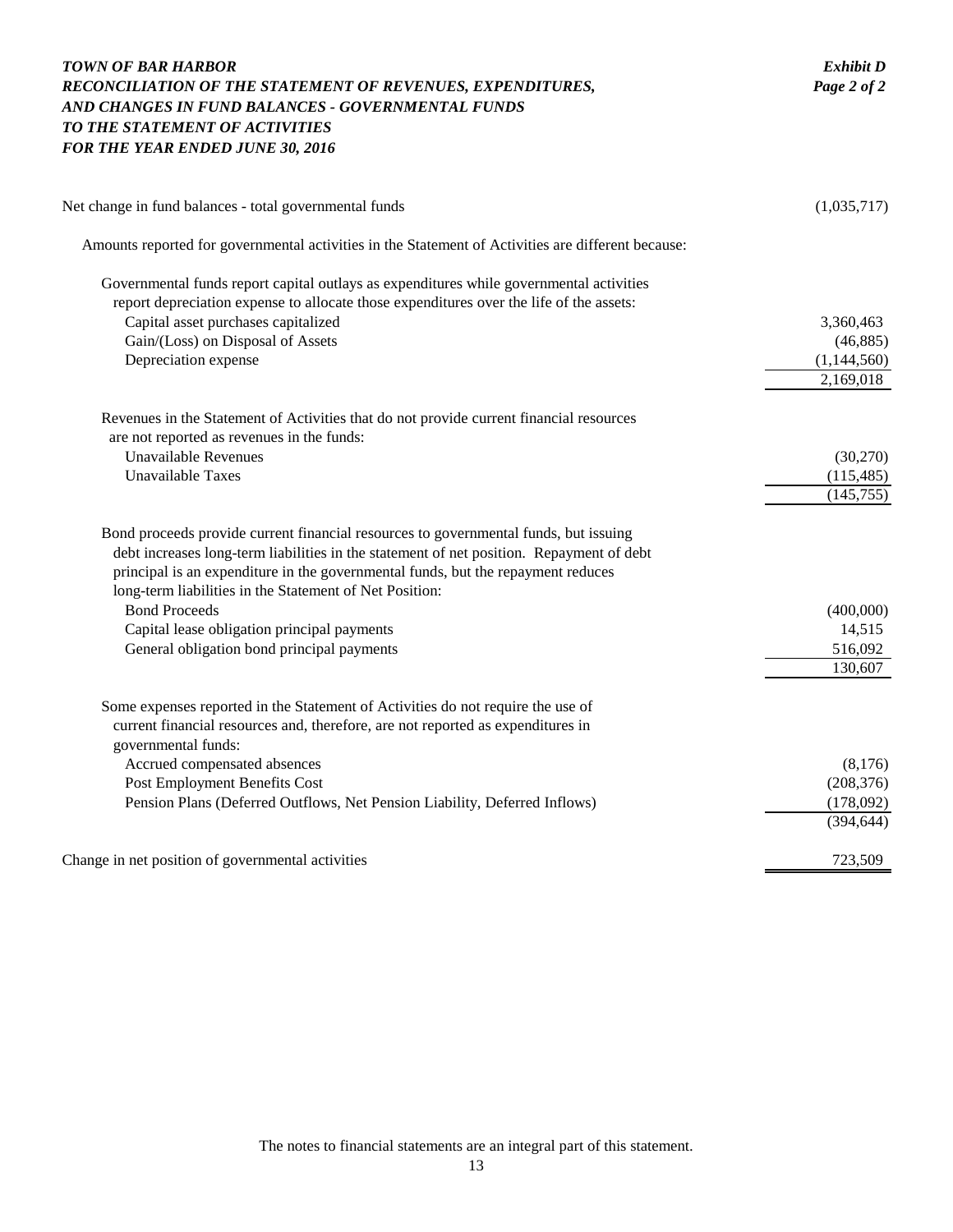***TOWN OF BAR HARBOR***
***RECONCILIATION OF THE STATEMENT OF REVENUES, EXPENDITURES, AND CHANGES IN FUND BALANCES - GOVERNMENTAL FUNDS TO THE STATEMENT OF ACTIVITIES***
***FOR THE YEAR ENDED JUNE 30, 2016***

***Exhibit D***
***Page 2 of 2***

| | |
|---|---|
| Net change in fund balances - total governmental funds | (1,035,717) |
| Amounts reported for governmental activities in the Statement of Activities are different because: | |
| Governmental funds report capital outlays as expenditures while governmental activities report depreciation expense to allocate those expenditures over the life of the assets: | |
| Capital asset purchases capitalized | 3,360,463 |
| Gain/(Loss) on Disposal of Assets | (46,885) |
| Depreciation expense | (1,144,560) |
| | 2,169,018 |
| Revenues in the Statement of Activities that do not provide current financial resources are not reported as revenues in the funds: | |
| Unavailable Revenues | (30,270) |
| Unavailable Taxes | (115,485) |
| | (145,755) |
| Bond proceeds provide current financial resources to governmental funds, but issuing debt increases long-term liabilities in the statement of net position. Repayment of debt principal is an expenditure in the governmental funds, but the repayment reduces long-term liabilities in the Statement of Net Position: | |
| Bond Proceeds | (400,000) |
| Capital lease obligation principal payments | 14,515 |
| General obligation bond principal payments | 516,092 |
| | 130,607 |
| Some expenses reported in the Statement of Activities do not require the use of current financial resources and, therefore, are not reported as expenditures in governmental funds: | |
| Accrued compensated absences | (8,176) |
| Post Employment Benefits Cost | (208,376) |
| Pension Plans (Deferred Outflows, Net Pension Liability, Deferred Inflows) | (178,092) |
| | (394,644) |
| Change in net position of governmental activities | 723,509 |

The notes to financial statements are an integral part of this statement.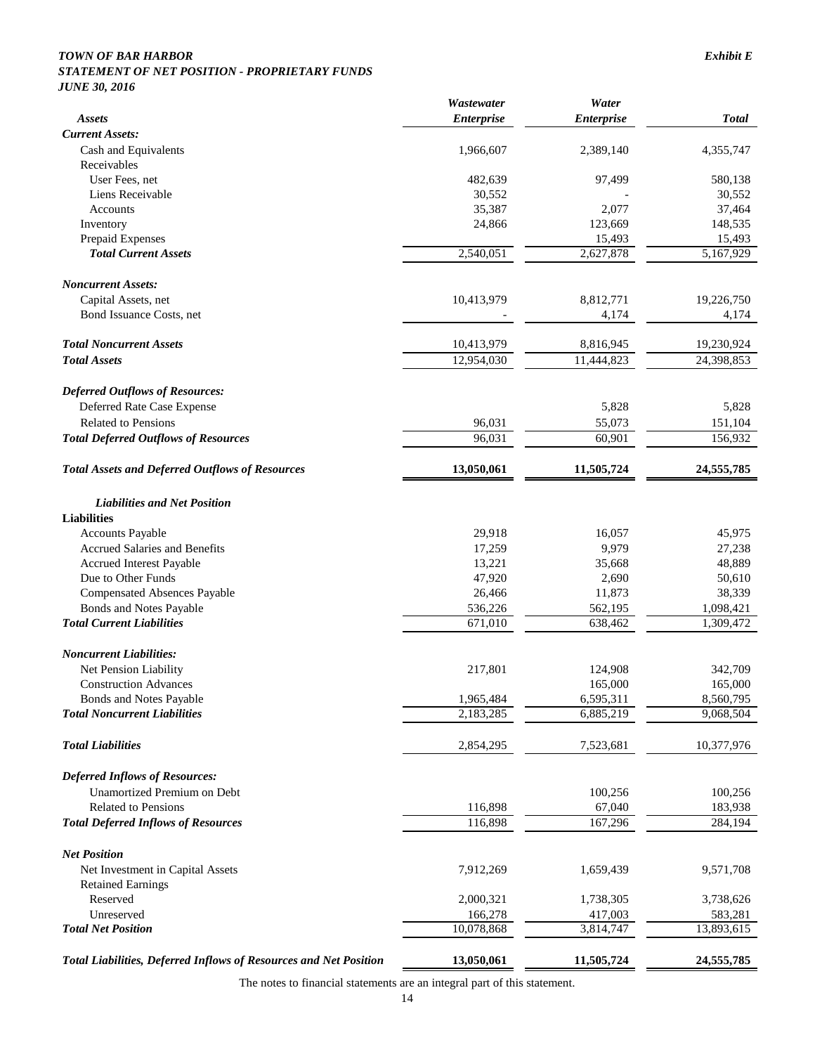***TOWN OF BAR HARBOR*** ***Exhibit E***

***STATEMENT OF NET POSITION - PROPRIETARY FUNDS***

***JUNE 30, 2016***

| *Assets* | *Wastewater Enterprise* | *Water Enterprise* | *Total* |
|---|---|---|---|
| ***Current Assets:*** | | | |
| Cash and Equivalents | 1,966,607 | 2,389,140 | 4,355,747 |
| Receivables | | | |
| User Fees, net | 482,639 | 97,499 | 580,138 |
| Liens Receivable | 30,552 | - | 30,552 |
| Accounts | 35,387 | 2,077 | 37,464 |
| Inventory | 24,866 | 123,669 | 148,535 |
| Prepaid Expenses | | 15,493 | 15,493 |
| ***Total Current Assets*** | 2,540,051 | 2,627,878 | 5,167,929 |
| ***Noncurrent Assets:*** | | | |
| Capital Assets, net | 10,413,979 | 8,812,771 | 19,226,750 |
| Bond Issuance Costs, net | - | 4,174 | 4,174 |
| ***Total Noncurrent Assets*** | 10,413,979 | 8,816,945 | 19,230,924 |
| ***Total Assets*** | 12,954,030 | 11,444,823 | 24,398,853 |
| ***Deferred Outflows of Resources:*** | | | |
| Deferred Rate Case Expense | | 5,828 | 5,828 |
| Related to Pensions | 96,031 | 55,073 | 151,104 |
| ***Total Deferred Outflows of Resources*** | 96,031 | 60,901 | 156,932 |
| ***Total Assets and Deferred Outflows of Resources*** | **13,050,061** | **11,505,724** | **24,555,785** |
| ***Liabilities and Net Position*** | | | |
| **Liabilities** | | | |
| Accounts Payable | 29,918 | 16,057 | 45,975 |
| Accrued Salaries and Benefits | 17,259 | 9,979 | 27,238 |
| Accrued Interest Payable | 13,221 | 35,668 | 48,889 |
| Due to Other Funds | 47,920 | 2,690 | 50,610 |
| Compensated Absences Payable | 26,466 | 11,873 | 38,339 |
| Bonds and Notes Payable | 536,226 | 562,195 | 1,098,421 |
| ***Total Current Liabilities*** | 671,010 | 638,462 | 1,309,472 |
| ***Noncurrent Liabilities:*** | | | |
| Net Pension Liability | 217,801 | 124,908 | 342,709 |
| Construction Advances | | 165,000 | 165,000 |
| Bonds and Notes Payable | 1,965,484 | 6,595,311 | 8,560,795 |
| ***Total Noncurrent Liabilities*** | 2,183,285 | 6,885,219 | 9,068,504 |
| ***Total Liabilities*** | 2,854,295 | 7,523,681 | 10,377,976 |
| ***Deferred Inflows of Resources:*** | | | |
| Unamortized Premium on Debt | | 100,256 | 100,256 |
| Related to Pensions | 116,898 | 67,040 | 183,938 |
| ***Total Deferred Inflows of Resources*** | 116,898 | 167,296 | 284,194 |
| ***Net Position*** | | | |
| Net Investment in Capital Assets | 7,912,269 | 1,659,439 | 9,571,708 |
| Retained Earnings | | | |
| Reserved | 2,000,321 | 1,738,305 | 3,738,626 |
| Unreserved | 166,278 | 417,003 | 583,281 |
| ***Total Net Position*** | 10,078,868 | 3,814,747 | 13,893,615 |
| ***Total Liabilities, Deferred Inflows of Resources and Net Position*** | **13,050,061** | **11,505,724** | **24,555,785** |

The notes to financial statements are an integral part of this statement.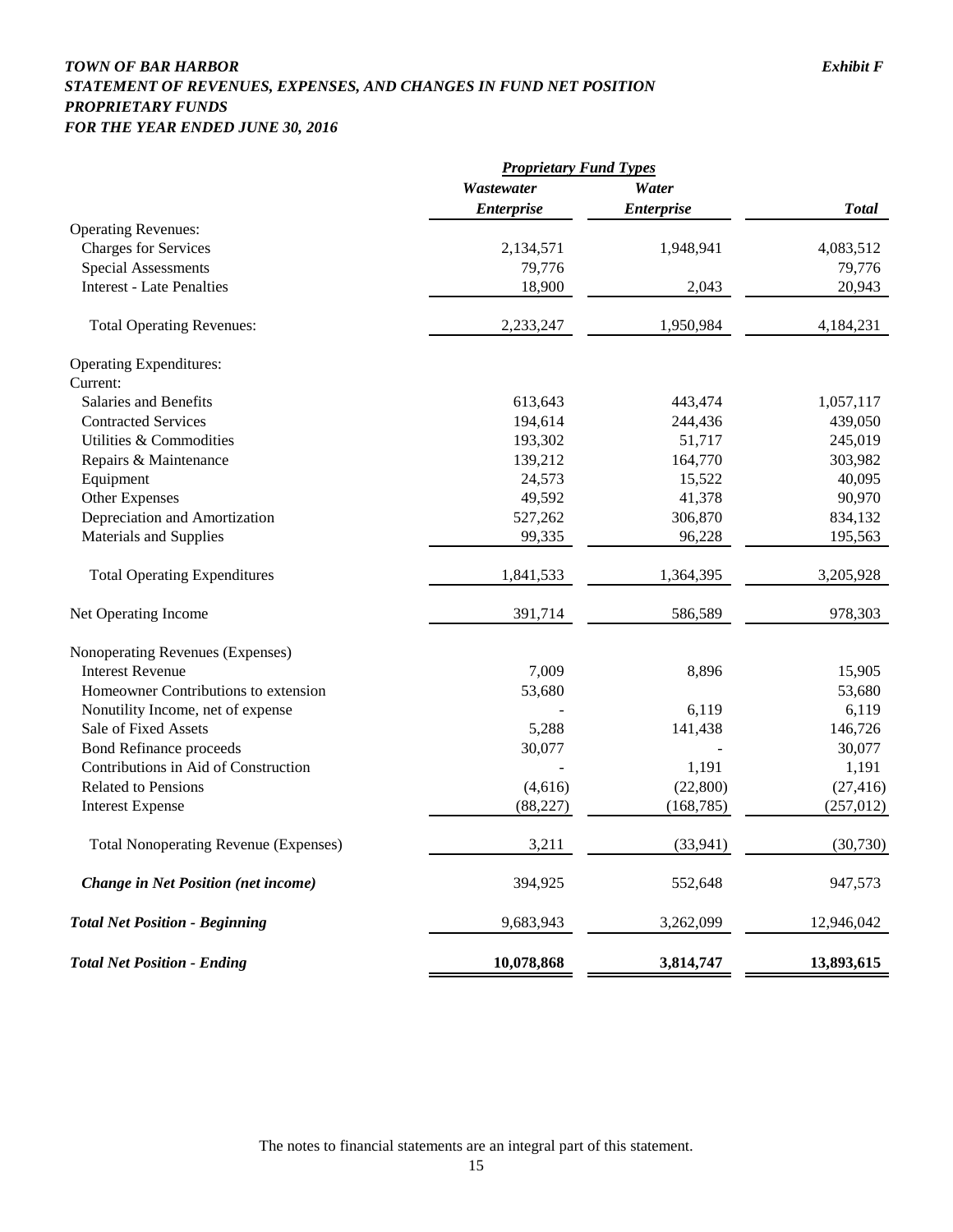***TOWN OF BAR HARBOR*** ***Exhibit F***
***STATEMENT OF REVENUES, EXPENSES, AND CHANGES IN FUND NET POSITION***
***PROPRIETARY FUNDS***
***FOR THE YEAR ENDED JUNE 30, 2016***

| | ***Proprietary Fund Types*** | | |
|---|---|---|---|
| | ***Wastewater Enterprise*** | ***Water Enterprise*** | ***Total*** |
| Operating Revenues: | | | |
| Charges for Services | 2,134,571 | 1,948,941 | 4,083,512 |
| Special Assessments | 79,776 | | 79,776 |
| Interest - Late Penalties | 18,900 | 2,043 | 20,943 |
| Total Operating Revenues: | 2,233,247 | 1,950,984 | 4,184,231 |
| Operating Expenditures: | | | |
| Current: | | | |
| Salaries and Benefits | 613,643 | 443,474 | 1,057,117 |
| Contracted Services | 194,614 | 244,436 | 439,050 |
| Utilities & Commodities | 193,302 | 51,717 | 245,019 |
| Repairs & Maintenance | 139,212 | 164,770 | 303,982 |
| Equipment | 24,573 | 15,522 | 40,095 |
| Other Expenses | 49,592 | 41,378 | 90,970 |
| Depreciation and Amortization | 527,262 | 306,870 | 834,132 |
| Materials and Supplies | 99,335 | 96,228 | 195,563 |
| Total Operating Expenditures | 1,841,533 | 1,364,395 | 3,205,928 |
| Net Operating Income | 391,714 | 586,589 | 978,303 |
| Nonoperating Revenues (Expenses) | | | |
| Interest Revenue | 7,009 | 8,896 | 15,905 |
| Homeowner Contributions to extension | 53,680 | | 53,680 |
| Nonutility Income, net of expense | - | 6,119 | 6,119 |
| Sale of Fixed Assets | 5,288 | 141,438 | 146,726 |
| Bond Refinance proceeds | 30,077 | - | 30,077 |
| Contributions in Aid of Construction | - | 1,191 | 1,191 |
| Related to Pensions | (4,616) | (22,800) | (27,416) |
| Interest Expense | (88,227) | (168,785) | (257,012) |
| Total Nonoperating Revenue (Expenses) | 3,211 | (33,941) | (30,730) |
| ***Change in Net Position (net income)*** | 394,925 | 552,648 | 947,573 |
| ***Total Net Position - Beginning*** | 9,683,943 | 3,262,099 | 12,946,042 |
| ***Total Net Position - Ending*** | **10,078,868** | **3,814,747** | **13,893,615** |

The notes to financial statements are an integral part of this statement.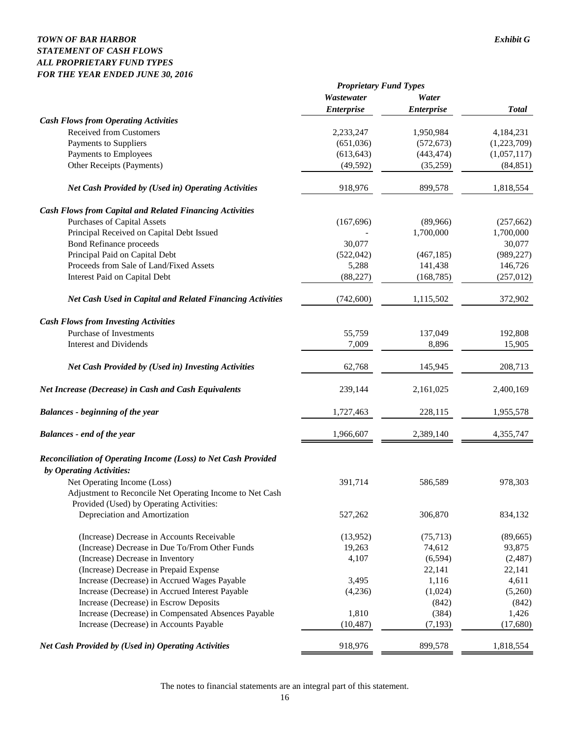***TOWN OF BAR HARBOR***
***STATEMENT OF CASH FLOWS***
***ALL PROPRIETARY FUND TYPES***
***FOR THE YEAR ENDED JUNE 30, 2016***

***Exhibit G***

| | *Proprietary Fund Types* | | |
|---|---|---|---|
| | ***Wastewater Enterprise*** | ***Water Enterprise*** | ***Total*** |
| ***Cash Flows from Operating Activities*** | | | |
| Received from Customers | 2,233,247 | 1,950,984 | 4,184,231 |
| Payments to Suppliers | (651,036) | (572,673) | (1,223,709) |
| Payments to Employees | (613,643) | (443,474) | (1,057,117) |
| Other Receipts (Payments) | (49,592) | (35,259) | (84,851) |
| ***Net Cash Provided by (Used in) Operating Activities*** | 918,976 | 899,578 | 1,818,554 |
| ***Cash Flows from Capital and Related Financing Activities*** | | | |
| Purchases of Capital Assets | (167,696) | (89,966) | (257,662) |
| Principal Received on Capital Debt Issued | - | 1,700,000 | 1,700,000 |
| Bond Refinance proceeds | 30,077 | | 30,077 |
| Principal Paid on Capital Debt | (522,042) | (467,185) | (989,227) |
| Proceeds from Sale of Land/Fixed Assets | 5,288 | 141,438 | 146,726 |
| Interest Paid on Capital Debt | (88,227) | (168,785) | (257,012) |
| ***Net Cash Used in Capital and Related Financing Activities*** | (742,600) | 1,115,502 | 372,902 |
| ***Cash Flows from Investing Activities*** | | | |
| Purchase of Investments | 55,759 | 137,049 | 192,808 |
| Interest and Dividends | 7,009 | 8,896 | 15,905 |
| ***Net Cash Provided by (Used in) Investing Activities*** | 62,768 | 145,945 | 208,713 |
| ***Net Increase (Decrease) in Cash and Cash Equivalents*** | 239,144 | 2,161,025 | 2,400,169 |
| ***Balances - beginning of the year*** | 1,727,463 | 228,115 | 1,955,578 |
| ***Balances - end of the year*** | 1,966,607 | 2,389,140 | 4,355,747 |
| ***Reconciliation of Operating Income (Loss) to Net Cash Provided by Operating Activities:*** | | | |
| Net Operating Income (Loss) | 391,714 | 586,589 | 978,303 |
| Adjustment to Reconcile Net Operating Income to Net Cash Provided (Used) by Operating Activities: | | | |
| Depreciation and Amortization | 527,262 | 306,870 | 834,132 |
| (Increase) Decrease in Accounts Receivable | (13,952) | (75,713) | (89,665) |
| (Increase) Decrease in Due To/From Other Funds | 19,263 | 74,612 | 93,875 |
| (Increase) Decrease in Inventory | 4,107 | (6,594) | (2,487) |
| (Increase) Decrease in Prepaid Expense | | 22,141 | 22,141 |
| Increase (Decrease) in Accrued Wages Payable | 3,495 | 1,116 | 4,611 |
| Increase (Decrease) in Accrued Interest Payable | (4,236) | (1,024) | (5,260) |
| Increase (Decrease) in Escrow Deposits | | (842) | (842) |
| Increase (Decrease) in Compensated Absences Payable | 1,810 | (384) | 1,426 |
| Increase (Decrease) in Accounts Payable | (10,487) | (7,193) | (17,680) |
| ***Net Cash Provided by (Used in) Operating Activities*** | 918,976 | 899,578 | 1,818,554 |

The notes to financial statements are an integral part of this statement.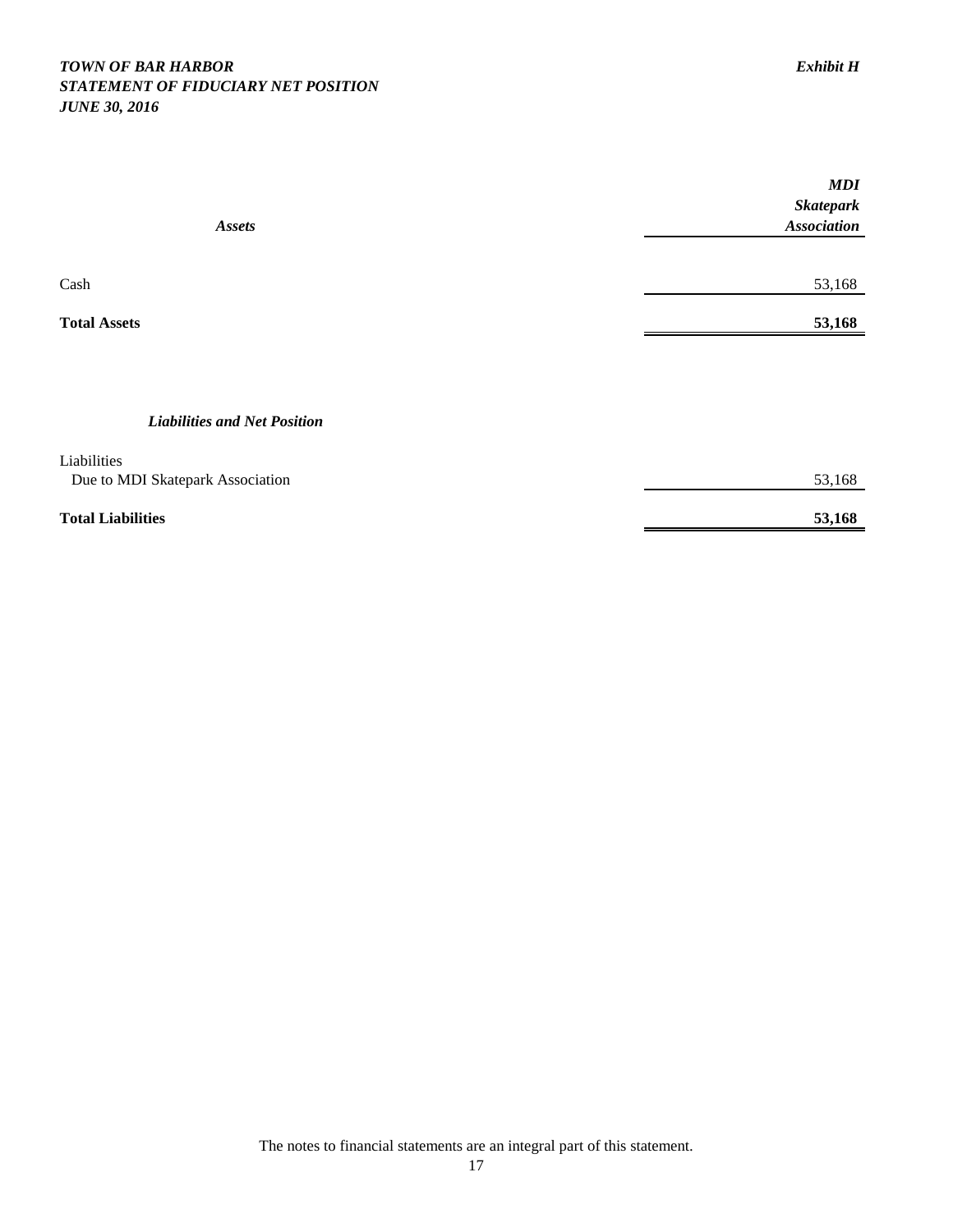***TOWN OF BAR HARBOR*** ***Exhibit H***
***STATEMENT OF FIDUCIARY NET POSITION***
***JUNE 30, 2016***

| ***Assets*** | ***MDI Skatepark Association*** |
|---|---|
| Cash | 53,168 |
| **Total Assets** | **53,168** |
| | |
| ***Liabilities and Net Position*** | |
| Liabilities | |
| Due to MDI Skatepark Association | 53,168 |
| **Total Liabilities** | **53,168** |

The notes to financial statements are an integral part of this statement.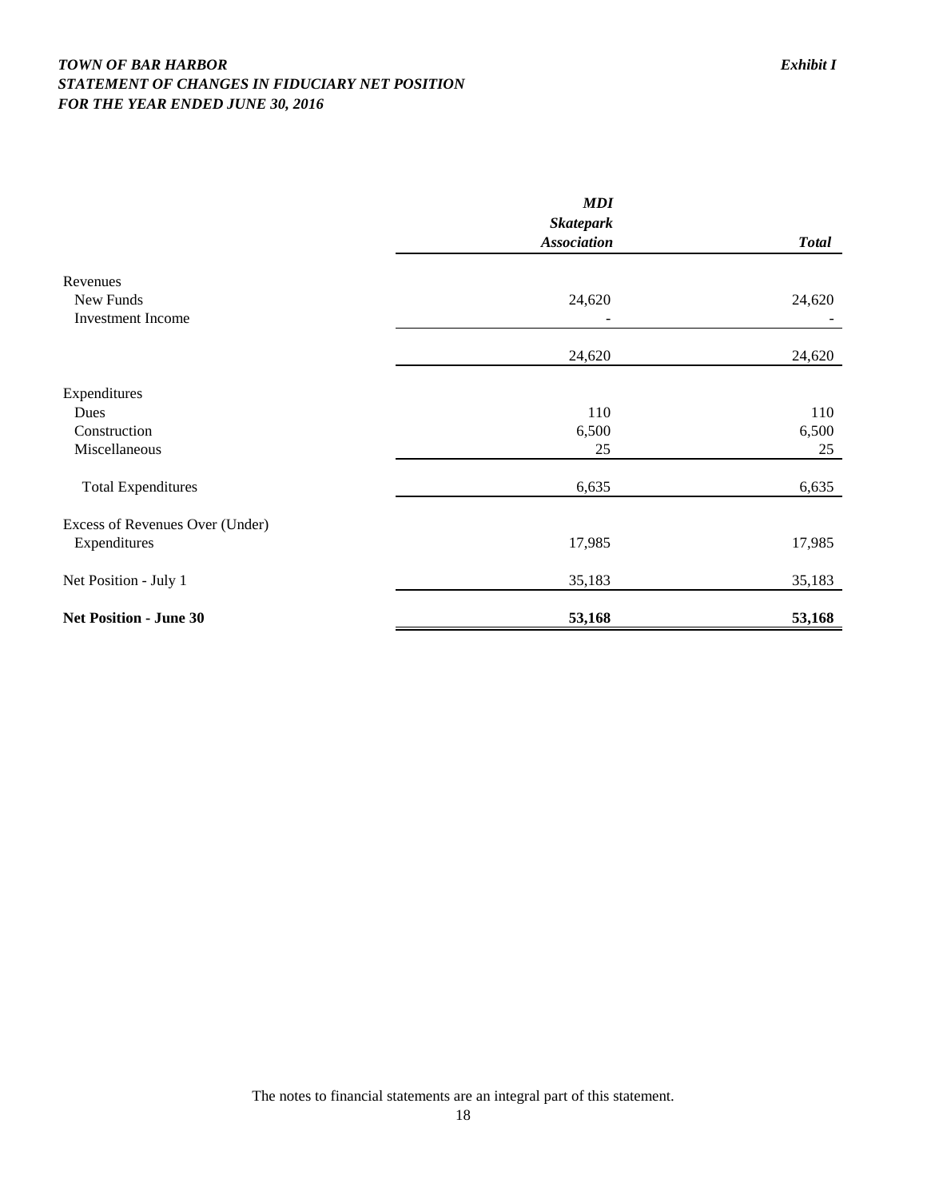***TOWN OF BAR HARBOR*** ***Exhibit I***
***STATEMENT OF CHANGES IN FIDUCIARY NET POSITION***
***FOR THE YEAR ENDED JUNE 30, 2016***

| | ***MDI Skatepark Association*** | ***Total*** |
|---|---|---|
| Revenues | | |
| New Funds | 24,620 | 24,620 |
| Investment Income | - | - |
| | 24,620 | 24,620 |
| Expenditures | | |
| Dues | 110 | 110 |
| Construction | 6,500 | 6,500 |
| Miscellaneous | 25 | 25 |
| Total Expenditures | 6,635 | 6,635 |
| Excess of Revenues Over (Under) Expenditures | 17,985 | 17,985 |
| Net Position - July 1 | 35,183 | 35,183 |
| **Net Position - June 30** | **53,168** | **53,168** |

The notes to financial statements are an integral part of this statement.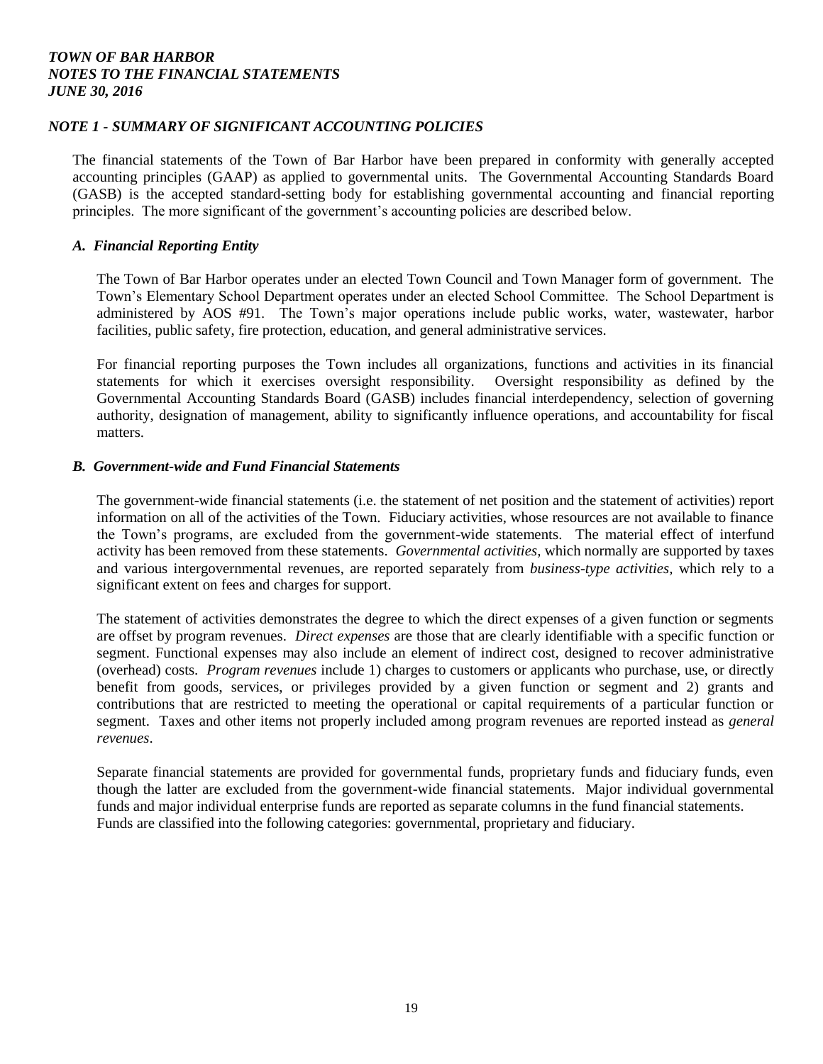### *NOTE 1 - SUMMARY OF SIGNIFICANT ACCOUNTING POLICIES*

The financial statements of the Town of Bar Harbor have been prepared in conformity with generally accepted accounting principles (GAAP) as applied to governmental units. The Governmental Accounting Standards Board (GASB) is the accepted standard-setting body for establishing governmental accounting and financial reporting principles. The more significant of the government's accounting policies are described below.

#### *A. Financial Reporting Entity*

The Town of Bar Harbor operates under an elected Town Council and Town Manager form of government. The Town's Elementary School Department operates under an elected School Committee. The School Department is administered by AOS #91. The Town's major operations include public works, water, wastewater, harbor facilities, public safety, fire protection, education, and general administrative services.

For financial reporting purposes the Town includes all organizations, functions and activities in its financial statements for which it exercises oversight responsibility. Oversight responsibility as defined by the Governmental Accounting Standards Board (GASB) includes financial interdependency, selection of governing authority, designation of management, ability to significantly influence operations, and accountability for fiscal matters.

#### *B. Government-wide and Fund Financial Statements*

The government-wide financial statements (i.e. the statement of net position and the statement of activities) report information on all of the activities of the Town. Fiduciary activities, whose resources are not available to finance the Town's programs, are excluded from the government-wide statements. The material effect of interfund activity has been removed from these statements. *Governmental activities*, which normally are supported by taxes and various intergovernmental revenues, are reported separately from *business-type activities*, which rely to a significant extent on fees and charges for support.

The statement of activities demonstrates the degree to which the direct expenses of a given function or segments are offset by program revenues. *Direct expenses* are those that are clearly identifiable with a specific function or segment. Functional expenses may also include an element of indirect cost, designed to recover administrative (overhead) costs. *Program revenues* include 1) charges to customers or applicants who purchase, use, or directly benefit from goods, services, or privileges provided by a given function or segment and 2) grants and contributions that are restricted to meeting the operational or capital requirements of a particular function or segment. Taxes and other items not properly included among program revenues are reported instead as *general revenues*.

Separate financial statements are provided for governmental funds, proprietary funds and fiduciary funds, even though the latter are excluded from the government-wide financial statements. Major individual governmental funds and major individual enterprise funds are reported as separate columns in the fund financial statements. Funds are classified into the following categories: governmental, proprietary and fiduciary.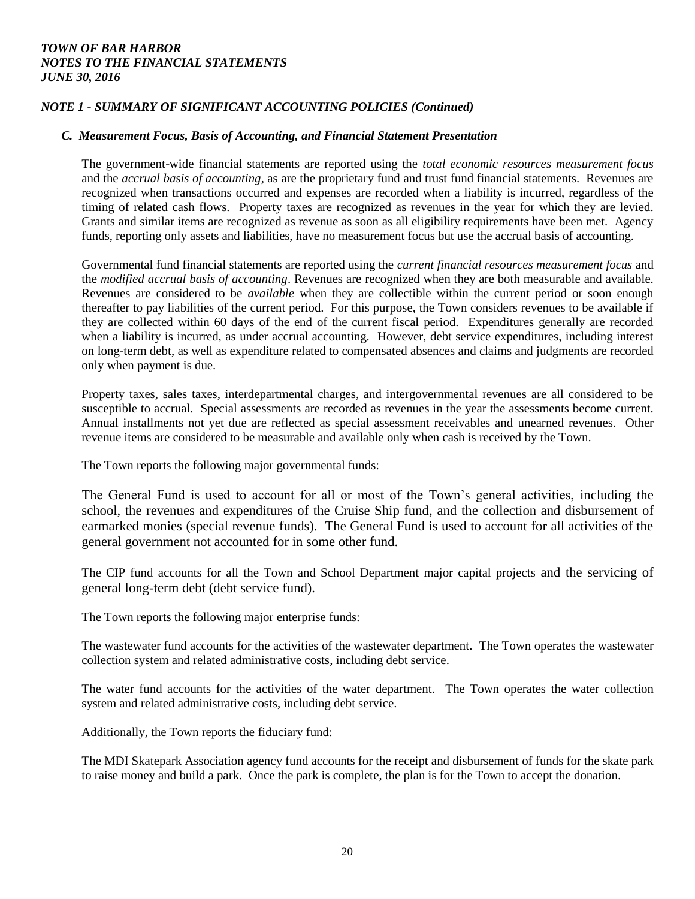### NOTE 1 - SUMMARY OF SIGNIFICANT ACCOUNTING POLICIES (Continued)

#### *C. Measurement Focus, Basis of Accounting, and Financial Statement Presentation*

The government-wide financial statements are reported using the *total economic resources measurement focus* and the *accrual basis of accounting*, as are the proprietary fund and trust fund financial statements. Revenues are recognized when transactions occurred and expenses are recorded when a liability is incurred, regardless of the timing of related cash flows. Property taxes are recognized as revenues in the year for which they are levied. Grants and similar items are recognized as revenue as soon as all eligibility requirements have been met. Agency funds, reporting only assets and liabilities, have no measurement focus but use the accrual basis of accounting.

Governmental fund financial statements are reported using the *current financial resources measurement focus* and the *modified accrual basis of accounting*. Revenues are recognized when they are both measurable and available. Revenues are considered to be *available* when they are collectible within the current period or soon enough thereafter to pay liabilities of the current period. For this purpose, the Town considers revenues to be available if they are collected within 60 days of the end of the current fiscal period. Expenditures generally are recorded when a liability is incurred, as under accrual accounting. However, debt service expenditures, including interest on long-term debt, as well as expenditure related to compensated absences and claims and judgments are recorded only when payment is due.

Property taxes, sales taxes, interdepartmental charges, and intergovernmental revenues are all considered to be susceptible to accrual. Special assessments are recorded as revenues in the year the assessments become current. Annual installments not yet due are reflected as special assessment receivables and unearned revenues. Other revenue items are considered to be measurable and available only when cash is received by the Town.

The Town reports the following major governmental funds:

The General Fund is used to account for all or most of the Town's general activities, including the school, the revenues and expenditures of the Cruise Ship fund, and the collection and disbursement of earmarked monies (special revenue funds). The General Fund is used to account for all activities of the general government not accounted for in some other fund.

The CIP fund accounts for all the Town and School Department major capital projects and the servicing of general long-term debt (debt service fund).

The Town reports the following major enterprise funds:

The wastewater fund accounts for the activities of the wastewater department. The Town operates the wastewater collection system and related administrative costs, including debt service.

The water fund accounts for the activities of the water department. The Town operates the water collection system and related administrative costs, including debt service.

Additionally, the Town reports the fiduciary fund:

The MDI Skatepark Association agency fund accounts for the receipt and disbursement of funds for the skate park to raise money and build a park. Once the park is complete, the plan is for the Town to accept the donation.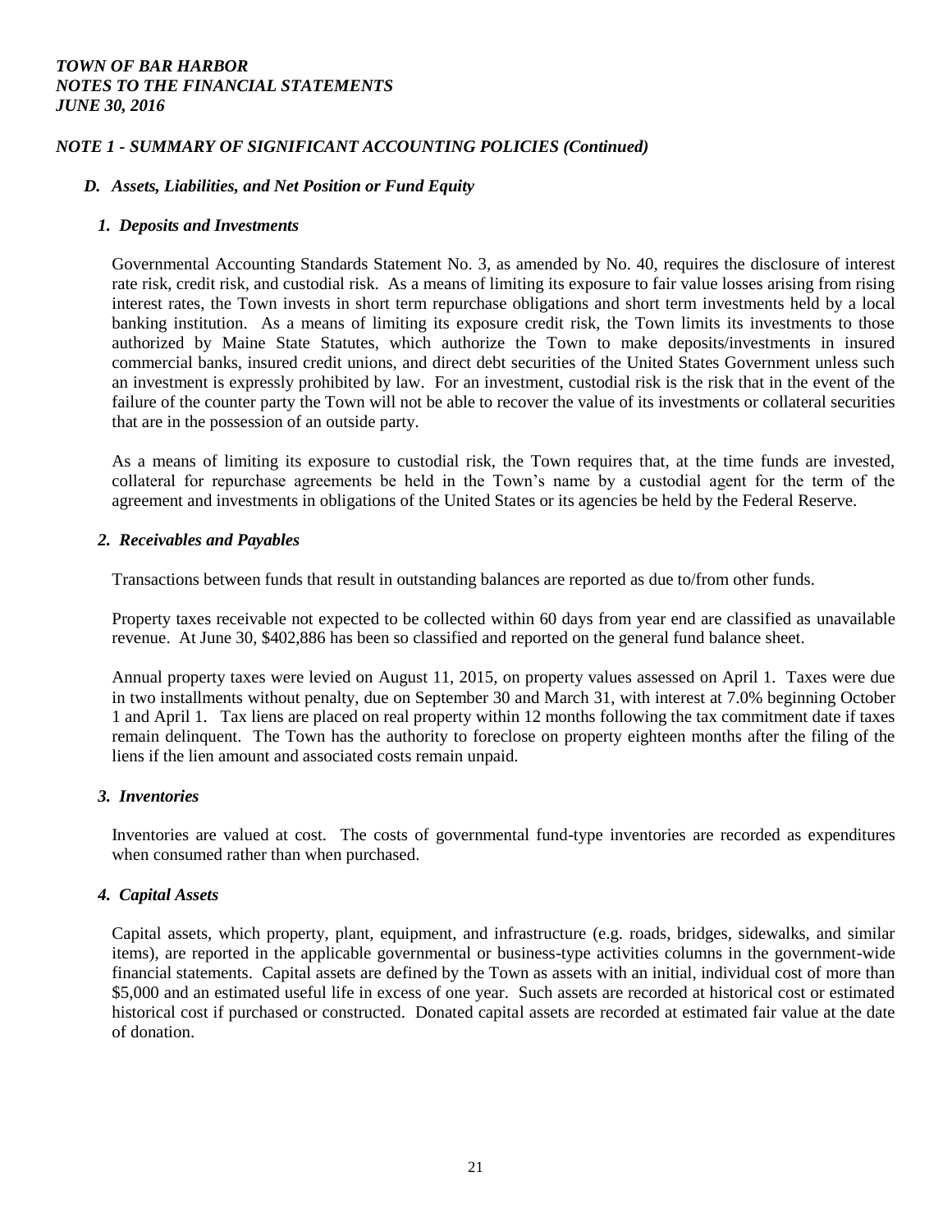## *NOTE 1 - SUMMARY OF SIGNIFICANT ACCOUNTING POLICIES (Continued)*

### *D. Assets, Liabilities, and Net Position or Fund Equity*

#### *1. Deposits and Investments*

Governmental Accounting Standards Statement No. 3, as amended by No. 40, requires the disclosure of interest rate risk, credit risk, and custodial risk. As a means of limiting its exposure to fair value losses arising from rising interest rates, the Town invests in short term repurchase obligations and short term investments held by a local banking institution. As a means of limiting its exposure credit risk, the Town limits its investments to those authorized by Maine State Statutes, which authorize the Town to make deposits/investments in insured commercial banks, insured credit unions, and direct debt securities of the United States Government unless such an investment is expressly prohibited by law. For an investment, custodial risk is the risk that in the event of the failure of the counter party the Town will not be able to recover the value of its investments or collateral securities that are in the possession of an outside party.

As a means of limiting its exposure to custodial risk, the Town requires that, at the time funds are invested, collateral for repurchase agreements be held in the Town's name by a custodial agent for the term of the agreement and investments in obligations of the United States or its agencies be held by the Federal Reserve.

#### *2. Receivables and Payables*

Transactions between funds that result in outstanding balances are reported as due to/from other funds.

Property taxes receivable not expected to be collected within 60 days from year end are classified as unavailable revenue. At June 30, $402,886 has been so classified and reported on the general fund balance sheet.

Annual property taxes were levied on August 11, 2015, on property values assessed on April 1. Taxes were due in two installments without penalty, due on September 30 and March 31, with interest at 7.0% beginning October 1 and April 1. Tax liens are placed on real property within 12 months following the tax commitment date if taxes remain delinquent. The Town has the authority to foreclose on property eighteen months after the filing of the liens if the lien amount and associated costs remain unpaid.

#### *3. Inventories*

Inventories are valued at cost. The costs of governmental fund-type inventories are recorded as expenditures when consumed rather than when purchased.

#### *4. Capital Assets*

Capital assets, which property, plant, equipment, and infrastructure (e.g. roads, bridges, sidewalks, and similar items), are reported in the applicable governmental or business-type activities columns in the government-wide financial statements. Capital assets are defined by the Town as assets with an initial, individual cost of more than $5,000 and an estimated useful life in excess of one year. Such assets are recorded at historical cost or estimated historical cost if purchased or constructed. Donated capital assets are recorded at estimated fair value at the date of donation.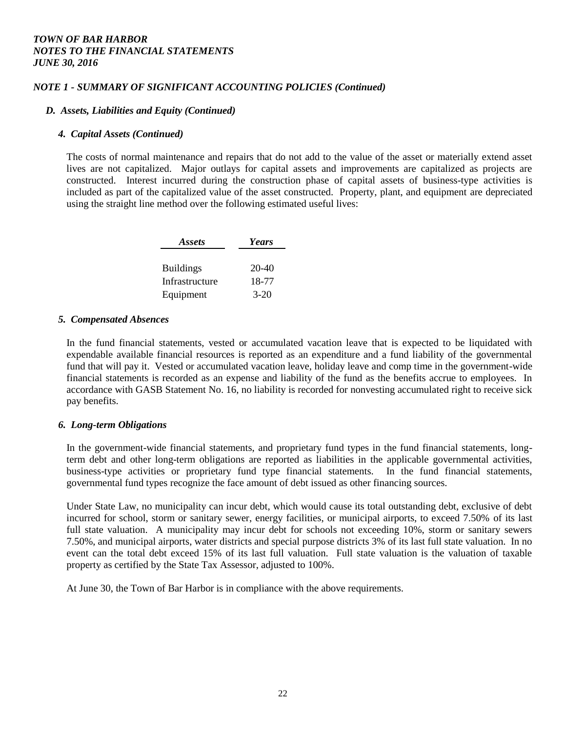*TOWN OF BAR HARBOR*
*NOTES TO THE FINANCIAL STATEMENTS*
*JUNE 30, 2016*

### *NOTE 1 - SUMMARY OF SIGNIFICANT ACCOUNTING POLICIES (Continued)*

#### *D. Assets, Liabilities and Equity (Continued)*

##### *4. Capital Assets (Continued)*

The costs of normal maintenance and repairs that do not add to the value of the asset or materially extend asset lives are not capitalized. Major outlays for capital assets and improvements are capitalized as projects are constructed. Interest incurred during the construction phase of capital assets of business-type activities is included as part of the capitalized value of the asset constructed. Property, plant, and equipment are depreciated using the straight line method over the following estimated useful lives:

| *Assets* | *Years* |
|---|---|
| Buildings | 20-40 |
| Infrastructure | 18-77 |
| Equipment | 3-20 |

##### *5. Compensated Absences*

In the fund financial statements, vested or accumulated vacation leave that is expected to be liquidated with expendable available financial resources is reported as an expenditure and a fund liability of the governmental fund that will pay it. Vested or accumulated vacation leave, holiday leave and comp time in the government-wide financial statements is recorded as an expense and liability of the fund as the benefits accrue to employees. In accordance with GASB Statement No. 16, no liability is recorded for nonvesting accumulated right to receive sick pay benefits.

##### *6. Long-term Obligations*

In the government-wide financial statements, and proprietary fund types in the fund financial statements, long-term debt and other long-term obligations are reported as liabilities in the applicable governmental activities, business-type activities or proprietary fund type financial statements. In the fund financial statements, governmental fund types recognize the face amount of debt issued as other financing sources.

Under State Law, no municipality can incur debt, which would cause its total outstanding debt, exclusive of debt incurred for school, storm or sanitary sewer, energy facilities, or municipal airports, to exceed 7.50% of its last full state valuation. A municipality may incur debt for schools not exceeding 10%, storm or sanitary sewers 7.50%, and municipal airports, water districts and special purpose districts 3% of its last full state valuation. In no event can the total debt exceed 15% of its last full valuation. Full state valuation is the valuation of taxable property as certified by the State Tax Assessor, adjusted to 100%.

At June 30, the Town of Bar Harbor is in compliance with the above requirements.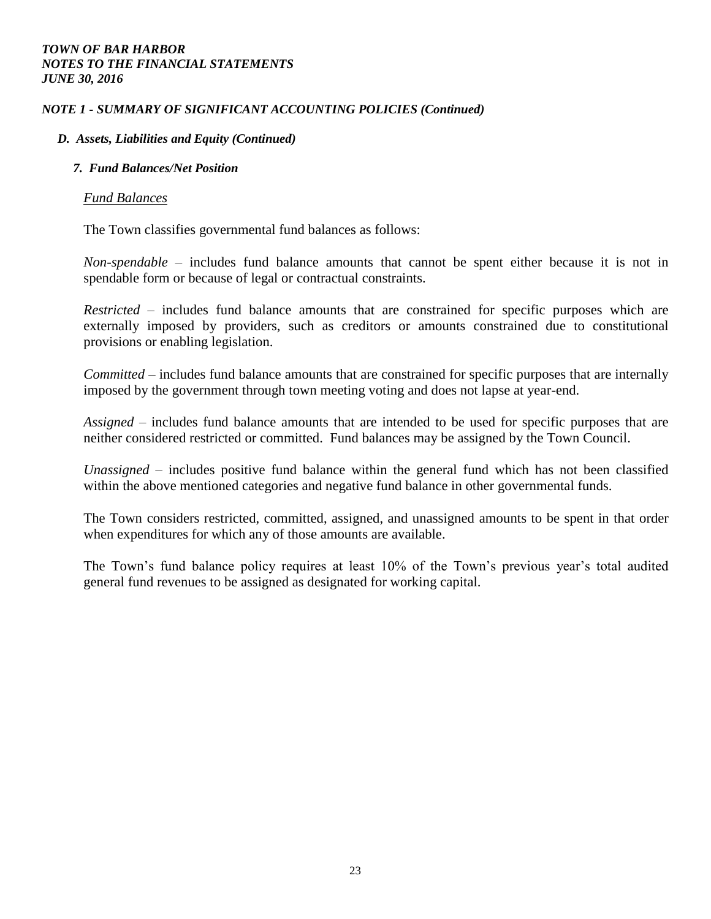## NOTE 1 - SUMMARY OF SIGNIFICANT ACCOUNTING POLICIES (Continued)

### D. Assets, Liabilities and Equity (Continued)

#### 7. Fund Balances/Net Position

<u>Fund Balances</u>

The Town classifies governmental fund balances as follows:

*Non-spendable* – includes fund balance amounts that cannot be spent either because it is not in spendable form or because of legal or contractual constraints.

*Restricted* – includes fund balance amounts that are constrained for specific purposes which are externally imposed by providers, such as creditors or amounts constrained due to constitutional provisions or enabling legislation.

*Committed* – includes fund balance amounts that are constrained for specific purposes that are internally imposed by the government through town meeting voting and does not lapse at year-end.

*Assigned* – includes fund balance amounts that are intended to be used for specific purposes that are neither considered restricted or committed. Fund balances may be assigned by the Town Council.

*Unassigned* – includes positive fund balance within the general fund which has not been classified within the above mentioned categories and negative fund balance in other governmental funds.

The Town considers restricted, committed, assigned, and unassigned amounts to be spent in that order when expenditures for which any of those amounts are available.

The Town's fund balance policy requires at least 10% of the Town's previous year's total audited general fund revenues to be assigned as designated for working capital.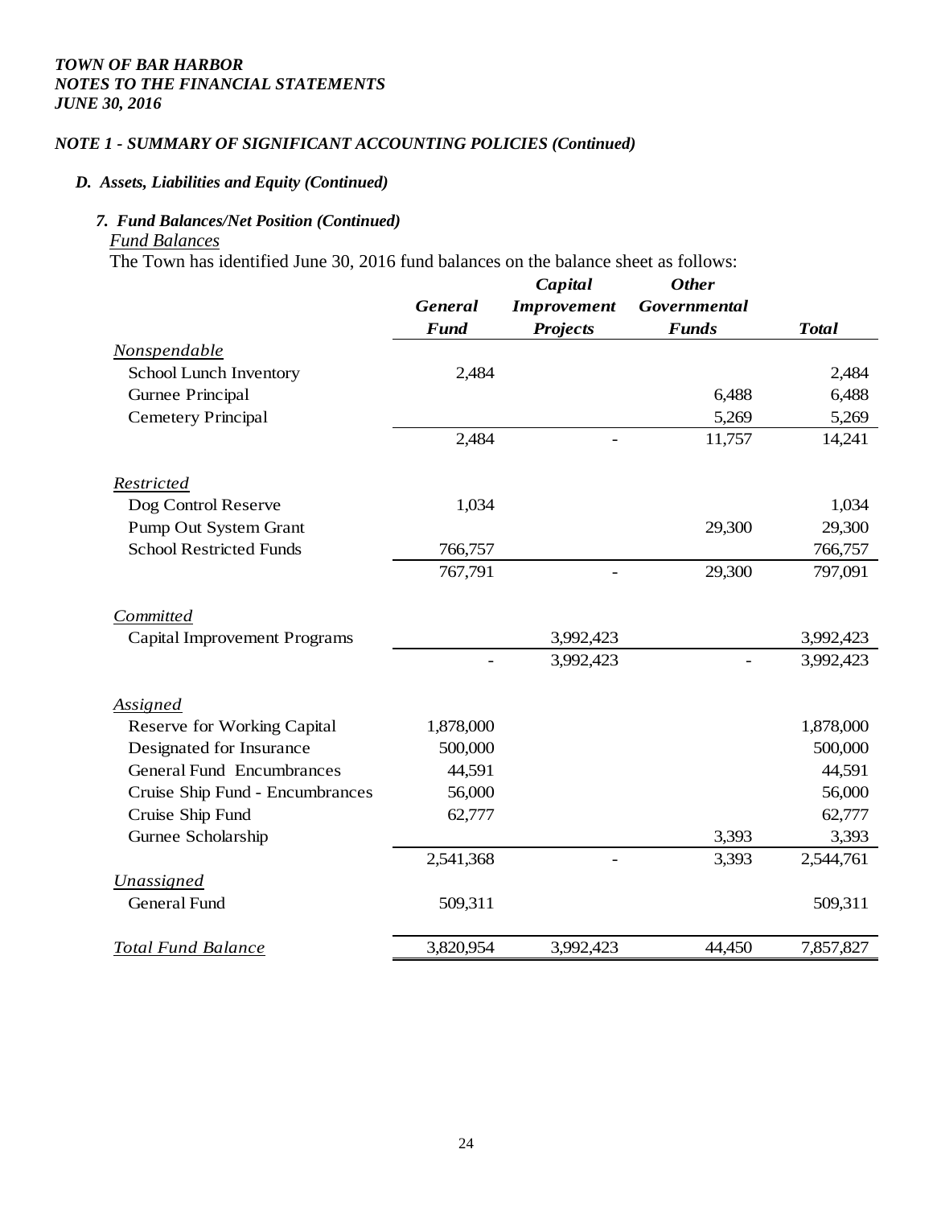*TOWN OF BAR HARBOR*
*NOTES TO THE FINANCIAL STATEMENTS*
*JUNE 30, 2016*

## *NOTE 1 - SUMMARY OF SIGNIFICANT ACCOUNTING POLICIES (Continued)*

### *D. Assets, Liabilities and Equity (Continued)*

#### *7. Fund Balances/Net Position (Continued)*

_Fund Balances_

The Town has identified June 30, 2016 fund balances on the balance sheet as follows:

| | *General Fund* | *Capital Improvement Projects* | *Other Governmental Funds* | *Total* |
|---|---|---|---|---|
| _Nonspendable_ | | | | |
| School Lunch Inventory | 2,484 | | | 2,484 |
| Gurnee Principal | | | 6,488 | 6,488 |
| Cemetery Principal | | | 5,269 | 5,269 |
| | 2,484 | - | 11,757 | 14,241 |
| _Restricted_ | | | | |
| Dog Control Reserve | 1,034 | | | 1,034 |
| Pump Out System Grant | | | 29,300 | 29,300 |
| School Restricted Funds | 766,757 | | | 766,757 |
| | 767,791 | - | 29,300 | 797,091 |
| _Committed_ | | | | |
| Capital Improvement Programs | | 3,992,423 | | 3,992,423 |
| | - | 3,992,423 | - | 3,992,423 |
| _Assigned_ | | | | |
| Reserve for Working Capital | 1,878,000 | | | 1,878,000 |
| Designated for Insurance | 500,000 | | | 500,000 |
| General Fund Encumbrances | 44,591 | | | 44,591 |
| Cruise Ship Fund - Encumbrances | 56,000 | | | 56,000 |
| Cruise Ship Fund | 62,777 | | | 62,777 |
| Gurnee Scholarship | | | 3,393 | 3,393 |
| | 2,541,368 | - | 3,393 | 2,544,761 |
| _Unassigned_ | | | | |
| General Fund | 509,311 | | | 509,311 |
| _Total Fund Balance_ | 3,820,954 | 3,992,423 | 44,450 | 7,857,827 |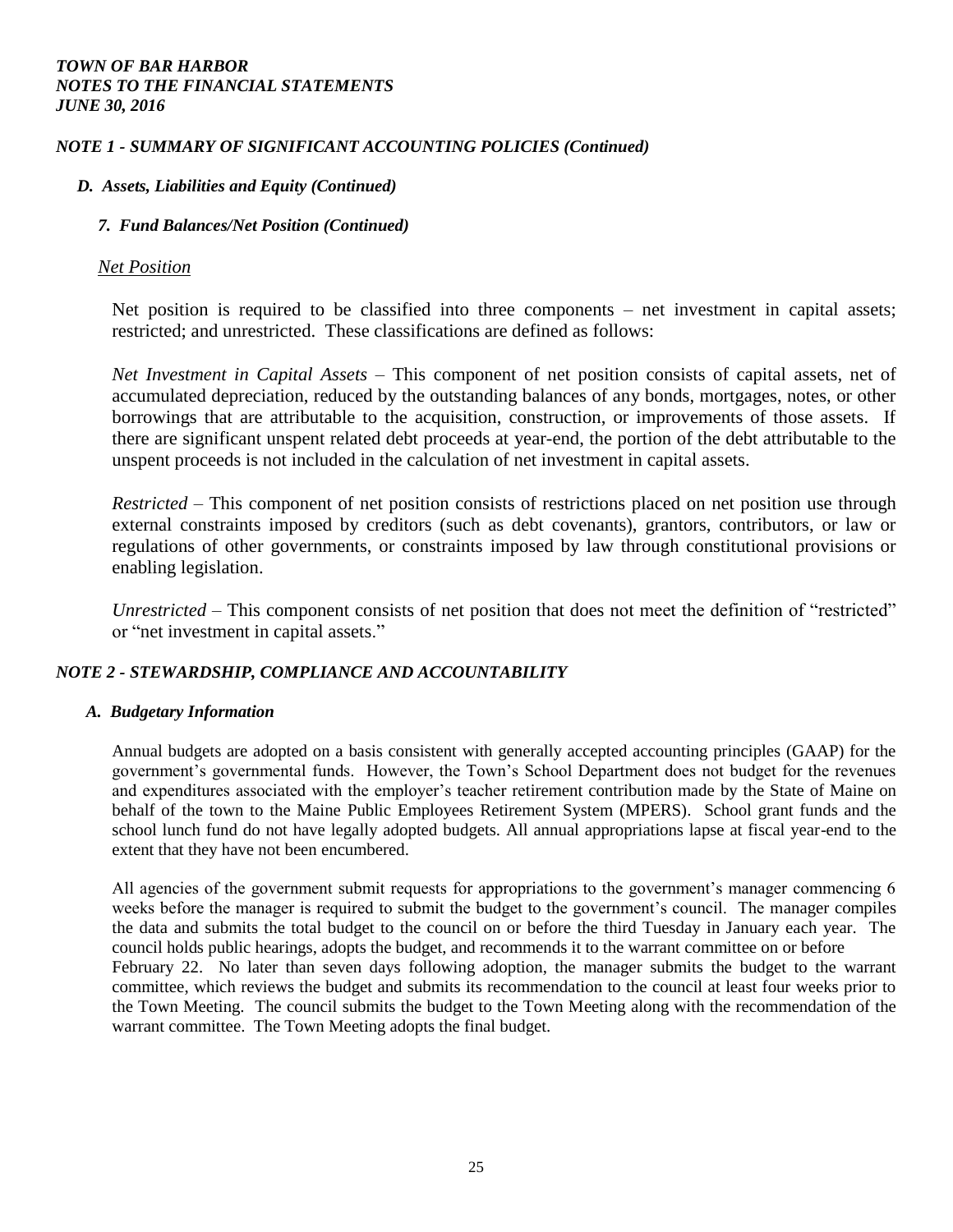### NOTE 1 - SUMMARY OF SIGNIFICANT ACCOUNTING POLICIES (Continued)

#### D. Assets, Liabilities and Equity (Continued)

##### 7. Fund Balances/Net Position (Continued)

<u>Net Position</u>

Net position is required to be classified into three components – net investment in capital assets; restricted; and unrestricted. These classifications are defined as follows:

*Net Investment in Capital Assets* – This component of net position consists of capital assets, net of accumulated depreciation, reduced by the outstanding balances of any bonds, mortgages, notes, or other borrowings that are attributable to the acquisition, construction, or improvements of those assets. If there are significant unspent related debt proceeds at year-end, the portion of the debt attributable to the unspent proceeds is not included in the calculation of net investment in capital assets.

*Restricted* – This component of net position consists of restrictions placed on net position use through external constraints imposed by creditors (such as debt covenants), grantors, contributors, or law or regulations of other governments, or constraints imposed by law through constitutional provisions or enabling legislation.

*Unrestricted* – This component consists of net position that does not meet the definition of "restricted" or "net investment in capital assets."

### NOTE 2 - STEWARDSHIP, COMPLIANCE AND ACCOUNTABILITY

#### A. Budgetary Information

Annual budgets are adopted on a basis consistent with generally accepted accounting principles (GAAP) for the government's governmental funds. However, the Town's School Department does not budget for the revenues and expenditures associated with the employer's teacher retirement contribution made by the State of Maine on behalf of the town to the Maine Public Employees Retirement System (MPERS). School grant funds and the school lunch fund do not have legally adopted budgets. All annual appropriations lapse at fiscal year-end to the extent that they have not been encumbered.

All agencies of the government submit requests for appropriations to the government's manager commencing 6 weeks before the manager is required to submit the budget to the government's council. The manager compiles the data and submits the total budget to the council on or before the third Tuesday in January each year. The council holds public hearings, adopts the budget, and recommends it to the warrant committee on or before February 22. No later than seven days following adoption, the manager submits the budget to the warrant committee, which reviews the budget and submits its recommendation to the council at least four weeks prior to the Town Meeting. The council submits the budget to the Town Meeting along with the recommendation of the warrant committee. The Town Meeting adopts the final budget.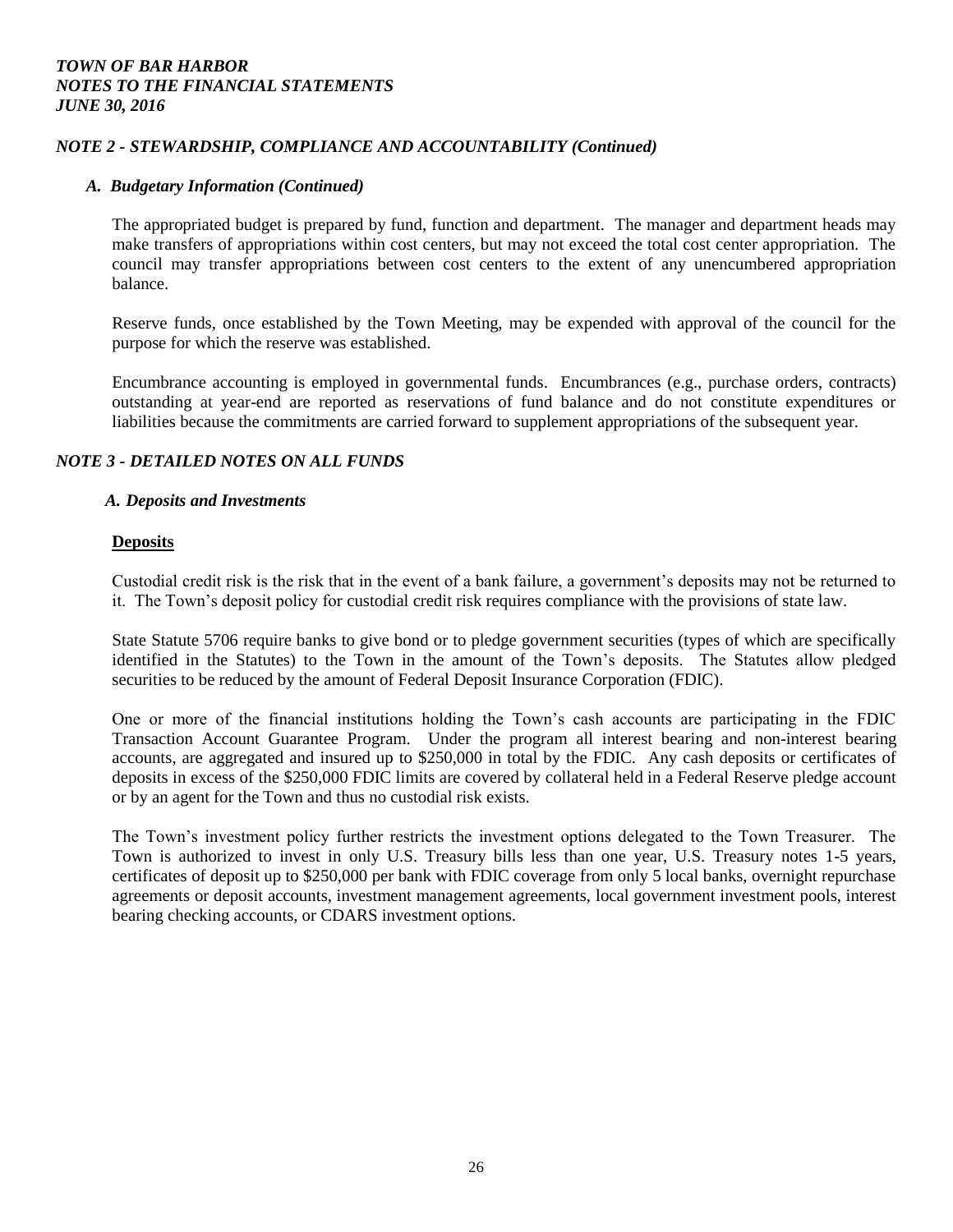## *NOTE 2 - STEWARDSHIP, COMPLIANCE AND ACCOUNTABILITY (Continued)*

### *A. Budgetary Information (Continued)*

The appropriated budget is prepared by fund, function and department. The manager and department heads may make transfers of appropriations within cost centers, but may not exceed the total cost center appropriation. The council may transfer appropriations between cost centers to the extent of any unencumbered appropriation balance.

Reserve funds, once established by the Town Meeting, may be expended with approval of the council for the purpose for which the reserve was established.

Encumbrance accounting is employed in governmental funds. Encumbrances (e.g., purchase orders, contracts) outstanding at year-end are reported as reservations of fund balance and do not constitute expenditures or liabilities because the commitments are carried forward to supplement appropriations of the subsequent year.

## *NOTE 3 - DETAILED NOTES ON ALL FUNDS*

### *A. Deposits and Investments*

**Deposits**

Custodial credit risk is the risk that in the event of a bank failure, a government's deposits may not be returned to it. The Town's deposit policy for custodial credit risk requires compliance with the provisions of state law.

State Statute 5706 require banks to give bond or to pledge government securities (types of which are specifically identified in the Statutes) to the Town in the amount of the Town's deposits. The Statutes allow pledged securities to be reduced by the amount of Federal Deposit Insurance Corporation (FDIC).

One or more of the financial institutions holding the Town's cash accounts are participating in the FDIC Transaction Account Guarantee Program. Under the program all interest bearing and non-interest bearing accounts, are aggregated and insured up to $250,000 in total by the FDIC. Any cash deposits or certificates of deposits in excess of the $250,000 FDIC limits are covered by collateral held in a Federal Reserve pledge account or by an agent for the Town and thus no custodial risk exists.

The Town's investment policy further restricts the investment options delegated to the Town Treasurer. The Town is authorized to invest in only U.S. Treasury bills less than one year, U.S. Treasury notes 1-5 years, certificates of deposit up to $250,000 per bank with FDIC coverage from only 5 local banks, overnight repurchase agreements or deposit accounts, investment management agreements, local government investment pools, interest bearing checking accounts, or CDARS investment options.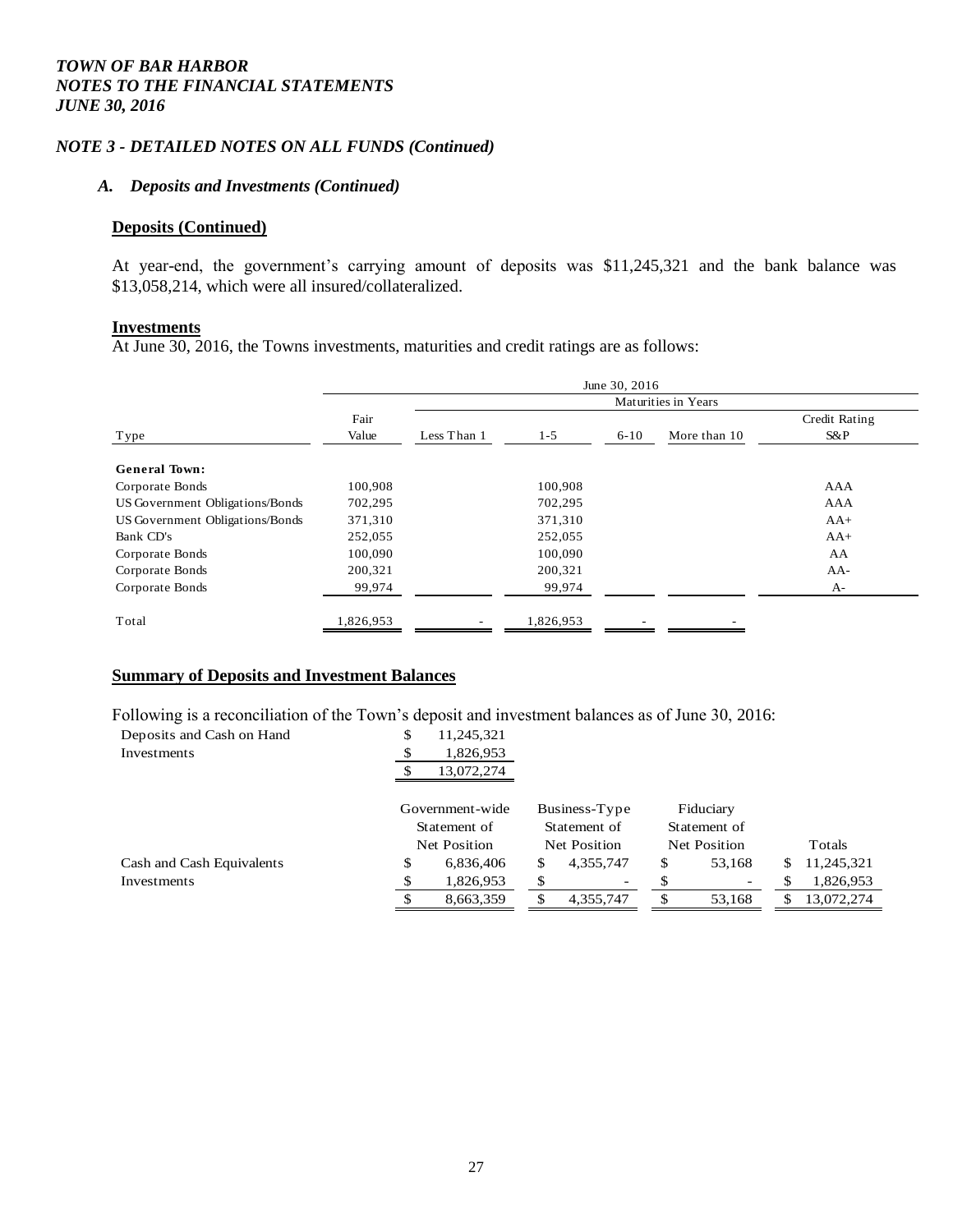# TOWN OF BAR HARBOR
# NOTES TO THE FINANCIAL STATEMENTS
# JUNE 30, 2016

## NOTE 3 - DETAILED NOTES ON ALL FUNDS (Continued)

### A. Deposits and Investments (Continued)

**Deposits (Continued)**

At year-end, the government's carrying amount of deposits was $11,245,321 and the bank balance was $13,058,214, which were all insured/collateralized.

**Investments**

At June 30, 2016, the Towns investments, maturities and credit ratings are as follows:

| | June 30, 2016 | | | | | |
|---|---|---|---|---|---|---|
| | | Maturities in Years | | | | |
| Type | Fair Value | Less Than 1 | 1-5 | 6-10 | More than 10 | Credit Rating S&P |
| **General Town:** | | | | | | |
| Corporate Bonds | 100,908 | | 100,908 | | | AAA |
| US Government Obligations/Bonds | 702,295 | | 702,295 | | | AAA |
| US Government Obligations/Bonds | 371,310 | | 371,310 | | | AA+ |
| Bank CD's | 252,055 | | 252,055 | | | AA+ |
| Corporate Bonds | 100,090 | | 100,090 | | | AA |
| Corporate Bonds | 200,321 | | 200,321 | | | AA- |
| Corporate Bonds | 99,974 | | 99,974 | | | A- |
| Total | 1,826,953 | - | 1,826,953 | - | - | |

**Summary of Deposits and Investment Balances**

Following is a reconciliation of the Town's deposit and investment balances as of June 30, 2016:

| | |
|---|---|
| Deposits and Cash on Hand | $ 11,245,321 |
| Investments | $ 1,826,953 |
| | $ 13,072,274 |

| | Government-wide Statement of Net Position | Business-Type Statement of Net Position | Fiduciary Statement of Net Position | Totals |
|---|---|---|---|---|
| Cash and Cash Equivalents | $ 6,836,406 | $ 4,355,747 | $ 53,168 | $ 11,245,321 |
| Investments | $ 1,826,953 | $ - | $ - | $ 1,826,953 |
| | $ 8,663,359 | $ 4,355,747 | $ 53,168 | $ 13,072,274 |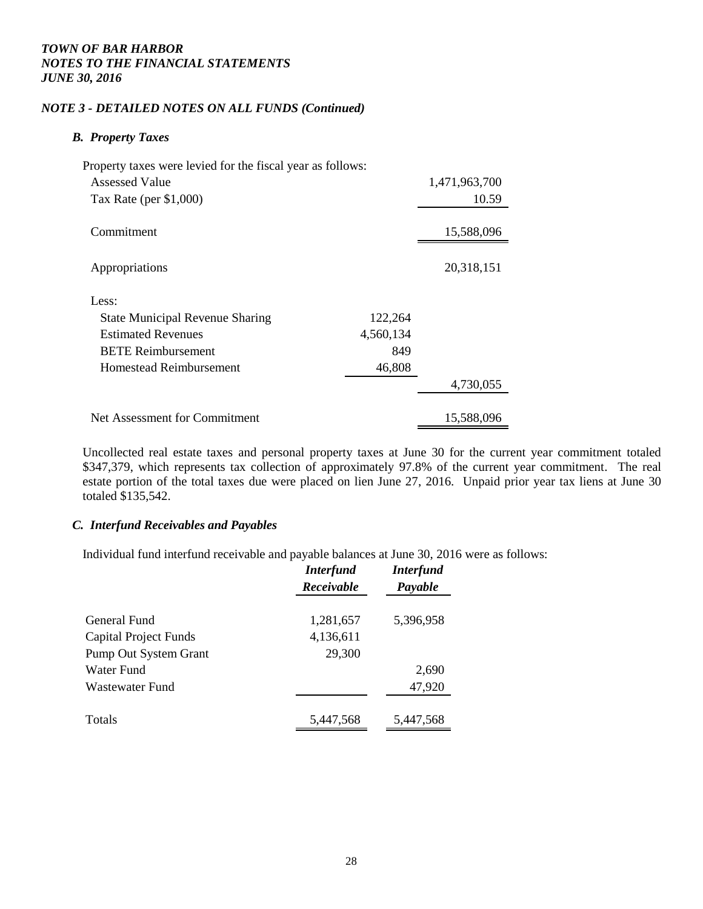*TOWN OF BAR HARBOR*
*NOTES TO THE FINANCIAL STATEMENTS*
*JUNE 30, 2016*

### *NOTE 3 - DETAILED NOTES ON ALL FUNDS (Continued)*

#### *B. Property Taxes*

Property taxes were levied for the fiscal year as follows:

| | | |
|---|---|---|
| Assessed Value | | 1,471,963,700 |
| Tax Rate (per $1,000) | | 10.59 |
| Commitment | | 15,588,096 |
| Appropriations | | 20,318,151 |
| Less: | | |
| State Municipal Revenue Sharing | 122,264 | |
| Estimated Revenues | 4,560,134 | |
| BETE Reimbursement | 849 | |
| Homestead Reimbursement | 46,808 | |
| | | 4,730,055 |
| Net Assessment for Commitment | | 15,588,096 |

Uncollected real estate taxes and personal property taxes at June 30 for the current year commitment totaled $347,379, which represents tax collection of approximately 97.8% of the current year commitment. The real estate portion of the total taxes due were placed on lien June 27, 2016. Unpaid prior year tax liens at June 30 totaled $135,542.

#### *C. Interfund Receivables and Payables*

Individual fund interfund receivable and payable balances at June 30, 2016 were as follows:

| | *Interfund Receivable* | *Interfund Payable* |
|---|---|---|
| General Fund | 1,281,657 | 5,396,958 |
| Capital Project Funds | 4,136,611 | |
| Pump Out System Grant | 29,300 | |
| Water Fund | | 2,690 |
| Wastewater Fund | | 47,920 |
| Totals | 5,447,568 | 5,447,568 |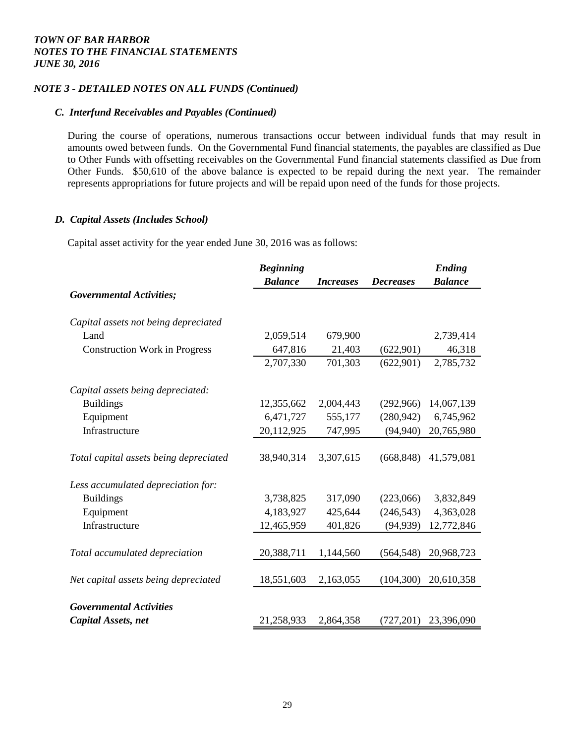*TOWN OF BAR HARBOR*
*NOTES TO THE FINANCIAL STATEMENTS*
*JUNE 30, 2016*

## *NOTE 3 - DETAILED NOTES ON ALL FUNDS (Continued)*

### *C. Interfund Receivables and Payables (Continued)*

During the course of operations, numerous transactions occur between individual funds that may result in amounts owed between funds. On the Governmental Fund financial statements, the payables are classified as Due to Other Funds with offsetting receivables on the Governmental Fund financial statements classified as Due from Other Funds. $50,610 of the above balance is expected to be repaid during the next year. The remainder represents appropriations for future projects and will be repaid upon need of the funds for those projects.

### *D. Capital Assets (Includes School)*

Capital asset activity for the year ended June 30, 2016 was as follows:

| | *Beginning Balance* | *Increases* | *Decreases* | *Ending Balance* |
|---|---|---|---|---|
| ***Governmental Activities;*** | | | | |
| *Capital assets not being depreciated* | | | | |
| Land | 2,059,514 | 679,900 | | 2,739,414 |
| Construction Work in Progress | 647,816 | 21,403 | (622,901) | 46,318 |
| | 2,707,330 | 701,303 | (622,901) | 2,785,732 |
| *Capital assets being depreciated:* | | | | |
| Buildings | 12,355,662 | 2,004,443 | (292,966) | 14,067,139 |
| Equipment | 6,471,727 | 555,177 | (280,942) | 6,745,962 |
| Infrastructure | 20,112,925 | 747,995 | (94,940) | 20,765,980 |
| *Total capital assets being depreciated* | 38,940,314 | 3,307,615 | (668,848) | 41,579,081 |
| *Less accumulated depreciation for:* | | | | |
| Buildings | 3,738,825 | 317,090 | (223,066) | 3,832,849 |
| Equipment | 4,183,927 | 425,644 | (246,543) | 4,363,028 |
| Infrastructure | 12,465,959 | 401,826 | (94,939) | 12,772,846 |
| *Total accumulated depreciation* | 20,388,711 | 1,144,560 | (564,548) | 20,968,723 |
| *Net capital assets being depreciated* | 18,551,603 | 2,163,055 | (104,300) | 20,610,358 |
| ***Governmental Activities Capital Assets, net*** | 21,258,933 | 2,864,358 | (727,201) | 23,396,090 |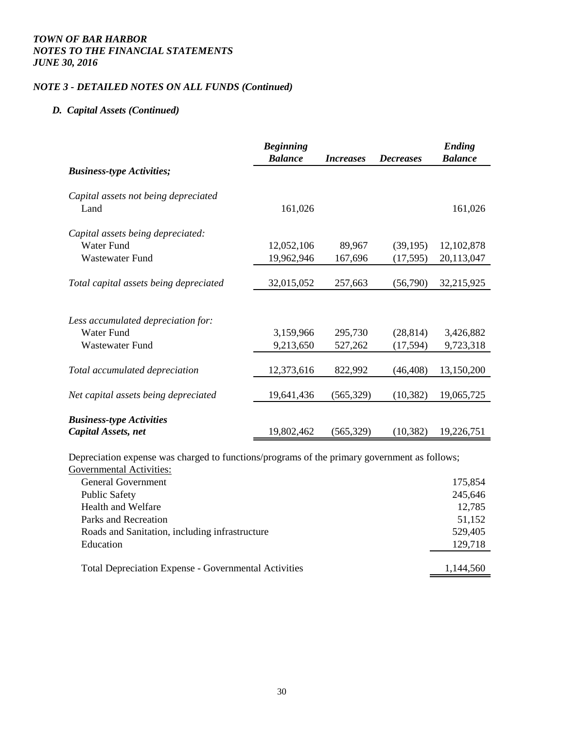*TOWN OF BAR HARBOR*
*NOTES TO THE FINANCIAL STATEMENTS*
*JUNE 30, 2016*

## *NOTE 3 - DETAILED NOTES ON ALL FUNDS (Continued)*

### *D. Capital Assets (Continued)*

| | *Beginning Balance* | *Increases* | *Decreases* | *Ending Balance* |
|---|---|---|---|---|
| ***Business-type Activities;*** | | | | |
| *Capital assets not being depreciated* | | | | |
| Land | 161,026 | | | 161,026 |
| *Capital assets being depreciated:* | | | | |
| Water Fund | 12,052,106 | 89,967 | (39,195) | 12,102,878 |
| Wastewater Fund | 19,962,946 | 167,696 | (17,595) | 20,113,047 |
| *Total capital assets being depreciated* | 32,015,052 | 257,663 | (56,790) | 32,215,925 |
| *Less accumulated depreciation for:* | | | | |
| Water Fund | 3,159,966 | 295,730 | (28,814) | 3,426,882 |
| Wastewater Fund | 9,213,650 | 527,262 | (17,594) | 9,723,318 |
| *Total accumulated depreciation* | 12,373,616 | 822,992 | (46,408) | 13,150,200 |
| *Net capital assets being depreciated* | 19,641,436 | (565,329) | (10,382) | 19,065,725 |
| ***Business-type Activities Capital Assets, net*** | 19,802,462 | (565,329) | (10,382) | 19,226,751 |

Depreciation expense was charged to functions/programs of the primary government as follows;

Governmental Activities:

| | |
|---|---|
| General Government | 175,854 |
| Public Safety | 245,646 |
| Health and Welfare | 12,785 |
| Parks and Recreation | 51,152 |
| Roads and Sanitation, including infrastructure | 529,405 |
| Education | 129,718 |
| Total Depreciation Expense - Governmental Activities | 1,144,560 |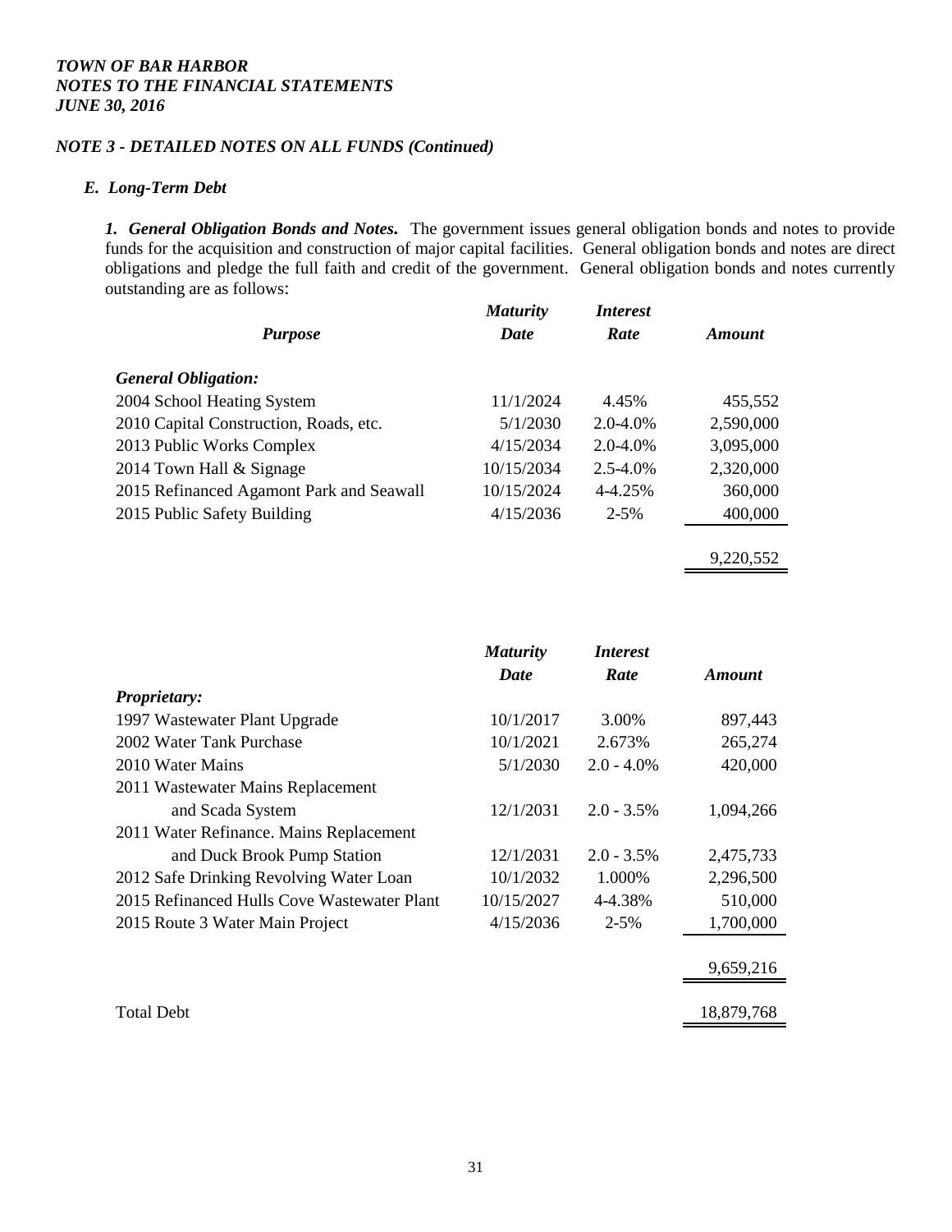*TOWN OF BAR HARBOR*
*NOTES TO THE FINANCIAL STATEMENTS*
*JUNE 30, 2016*

## *NOTE 3 - DETAILED NOTES ON ALL FUNDS (Continued)*

### *E. Long-Term Debt*

***1. General Obligation Bonds and Notes.*** The government issues general obligation bonds and notes to provide funds for the acquisition and construction of major capital facilities. General obligation bonds and notes are direct obligations and pledge the full faith and credit of the government. General obligation bonds and notes currently outstanding are as follows:

| *Purpose* | *Maturity Date* | *Interest Rate* | *Amount* |
|---|---|---|---|
| ***General Obligation:*** | | | |
| 2004 School Heating System | 11/1/2024 | 4.45% | 455,552 |
| 2010 Capital Construction, Roads, etc. | 5/1/2030 | 2.0-4.0% | 2,590,000 |
| 2013 Public Works Complex | 4/15/2034 | 2.0-4.0% | 3,095,000 |
| 2014 Town Hall & Signage | 10/15/2034 | 2.5-4.0% | 2,320,000 |
| 2015 Refinanced Agamont Park and Seawall | 10/15/2024 | 4-4.25% | 360,000 |
| 2015 Public Safety Building | 4/15/2036 | 2-5% | 400,000 |
| | | | 9,220,552 |

| | *Maturity Date* | *Interest Rate* | *Amount* |
|---|---|---|---|
| ***Proprietary:*** | | | |
| 1997 Wastewater Plant Upgrade | 10/1/2017 | 3.00% | 897,443 |
| 2002 Water Tank Purchase | 10/1/2021 | 2.673% | 265,274 |
| 2010 Water Mains | 5/1/2030 | 2.0 - 4.0% | 420,000 |
| 2011 Wastewater Mains Replacement and Scada System | 12/1/2031 | 2.0 - 3.5% | 1,094,266 |
| 2011 Water Refinance. Mains Replacement and Duck Brook Pump Station | 12/1/2031 | 2.0 - 3.5% | 2,475,733 |
| 2012 Safe Drinking Revolving Water Loan | 10/1/2032 | 1.000% | 2,296,500 |
| 2015 Refinanced Hulls Cove Wastewater Plant | 10/15/2027 | 4-4.38% | 510,000 |
| 2015 Route 3 Water Main Project | 4/15/2036 | 2-5% | 1,700,000 |
| | | | 9,659,216 |
| Total Debt | | | 18,879,768 |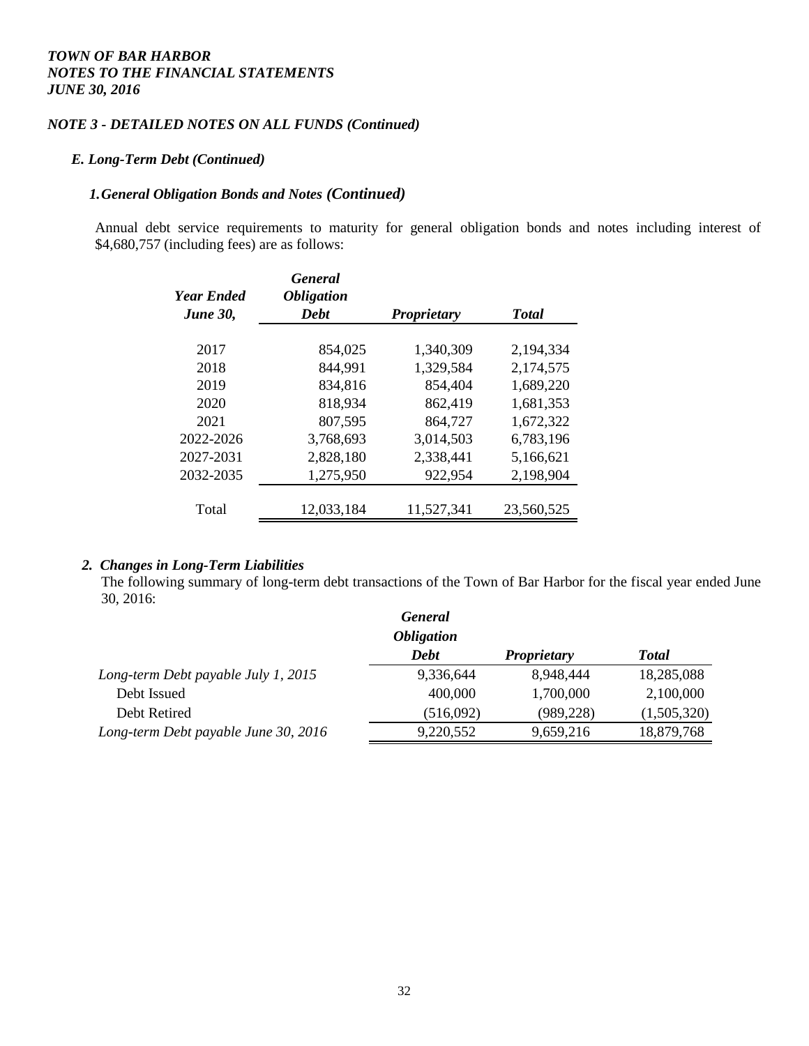*TOWN OF BAR HARBOR*
*NOTES TO THE FINANCIAL STATEMENTS*
*JUNE 30, 2016*

### *NOTE 3 - DETAILED NOTES ON ALL FUNDS (Continued)*

#### *E. Long-Term Debt (Continued)*

##### *1. General Obligation Bonds and Notes (Continued)*

Annual debt service requirements to maturity for general obligation bonds and notes including interest of $4,680,757 (including fees) are as follows:

| *Year Ended June 30,* | *General Obligation Debt* | *Proprietary* | *Total* |
|---|---|---|---|
| 2017 | 854,025 | 1,340,309 | 2,194,334 |
| 2018 | 844,991 | 1,329,584 | 2,174,575 |
| 2019 | 834,816 | 854,404 | 1,689,220 |
| 2020 | 818,934 | 862,419 | 1,681,353 |
| 2021 | 807,595 | 864,727 | 1,672,322 |
| 2022-2026 | 3,768,693 | 3,014,503 | 6,783,196 |
| 2027-2031 | 2,828,180 | 2,338,441 | 5,166,621 |
| 2032-2035 | 1,275,950 | 922,954 | 2,198,904 |
| Total | 12,033,184 | 11,527,341 | 23,560,525 |

##### *2. Changes in Long-Term Liabilities*

The following summary of long-term debt transactions of the Town of Bar Harbor for the fiscal year ended June 30, 2016:

| | *General Obligation Debt* | *Proprietary* | *Total* |
|---|---|---|---|
| *Long-term Debt payable July 1, 2015* | 9,336,644 | 8,948,444 | 18,285,088 |
| Debt Issued | 400,000 | 1,700,000 | 2,100,000 |
| Debt Retired | (516,092) | (989,228) | (1,505,320) |
| *Long-term Debt payable June 30, 2016* | 9,220,552 | 9,659,216 | 18,879,768 |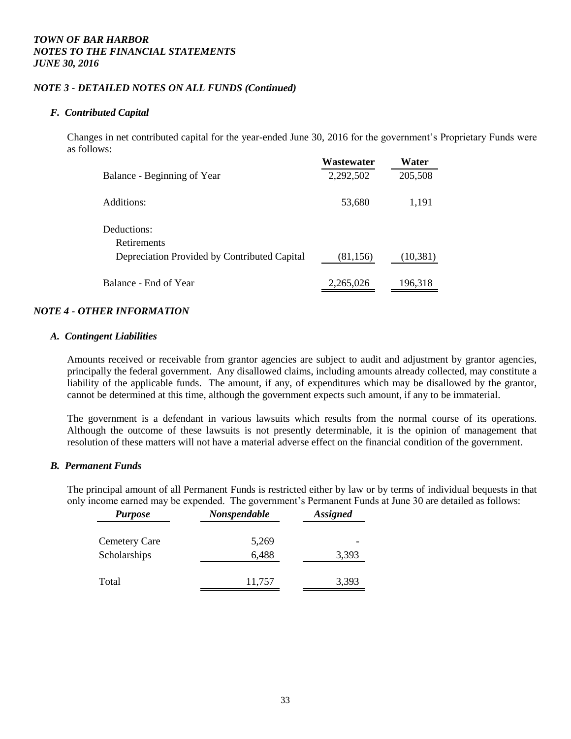*TOWN OF BAR HARBOR*
*NOTES TO THE FINANCIAL STATEMENTS*
*JUNE 30, 2016*

## *NOTE 3 - DETAILED NOTES ON ALL FUNDS (Continued)*

### *F. Contributed Capital*

Changes in net contributed capital for the year-ended June 30, 2016 for the government's Proprietary Funds were as follows:

| | Wastewater | Water |
|---|---|---|
| Balance - Beginning of Year | 2,292,502 | 205,508 |
| Additions: | 53,680 | 1,191 |
| Deductions: | | |
| Retirements | | |
| Depreciation Provided by Contributed Capital | (81,156) | (10,381) |
| Balance - End of Year | 2,265,026 | 196,318 |

## *NOTE 4 - OTHER INFORMATION*

### *A. Contingent Liabilities*

Amounts received or receivable from grantor agencies are subject to audit and adjustment by grantor agencies, principally the federal government. Any disallowed claims, including amounts already collected, may constitute a liability of the applicable funds. The amount, if any, of expenditures which may be disallowed by the grantor, cannot be determined at this time, although the government expects such amount, if any to be immaterial.

The government is a defendant in various lawsuits which results from the normal course of its operations. Although the outcome of these lawsuits is not presently determinable, it is the opinion of management that resolution of these matters will not have a material adverse effect on the financial condition of the government.

### *B. Permanent Funds*

The principal amount of all Permanent Funds is restricted either by law or by terms of individual bequests in that only income earned may be expended. The government's Permanent Funds at June 30 are detailed as follows:

| *Purpose* | *Nonspendable* | *Assigned* |
|---|---|---|
| Cemetery Care | 5,269 | - |
| Scholarships | 6,488 | 3,393 |
| Total | 11,757 | 3,393 |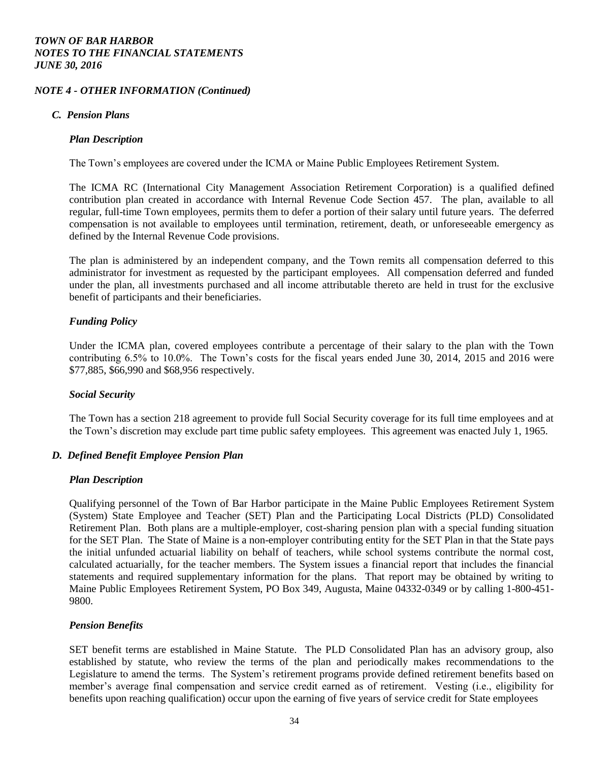## NOTE 4 - OTHER INFORMATION (Continued)

### C. Pension Plans

#### Plan Description

The Town's employees are covered under the ICMA or Maine Public Employees Retirement System.

The ICMA RC (International City Management Association Retirement Corporation) is a qualified defined contribution plan created in accordance with Internal Revenue Code Section 457. The plan, available to all regular, full-time Town employees, permits them to defer a portion of their salary until future years. The deferred compensation is not available to employees until termination, retirement, death, or unforeseeable emergency as defined by the Internal Revenue Code provisions.

The plan is administered by an independent company, and the Town remits all compensation deferred to this administrator for investment as requested by the participant employees. All compensation deferred and funded under the plan, all investments purchased and all income attributable thereto are held in trust for the exclusive benefit of participants and their beneficiaries.

#### Funding Policy

Under the ICMA plan, covered employees contribute a percentage of their salary to the plan with the Town contributing 6.5% to 10.0%. The Town's costs for the fiscal years ended June 30, 2014, 2015 and 2016 were $77,885, $66,990 and $68,956 respectively.

#### Social Security

The Town has a section 218 agreement to provide full Social Security coverage for its full time employees and at the Town's discretion may exclude part time public safety employees. This agreement was enacted July 1, 1965.

### D. Defined Benefit Employee Pension Plan

#### Plan Description

Qualifying personnel of the Town of Bar Harbor participate in the Maine Public Employees Retirement System (System) State Employee and Teacher (SET) Plan and the Participating Local Districts (PLD) Consolidated Retirement Plan. Both plans are a multiple-employer, cost-sharing pension plan with a special funding situation for the SET Plan. The State of Maine is a non-employer contributing entity for the SET Plan in that the State pays the initial unfunded actuarial liability on behalf of teachers, while school systems contribute the normal cost, calculated actuarially, for the teacher members. The System issues a financial report that includes the financial statements and required supplementary information for the plans. That report may be obtained by writing to Maine Public Employees Retirement System, PO Box 349, Augusta, Maine 04332-0349 or by calling 1-800-451-9800.

#### Pension Benefits

SET benefit terms are established in Maine Statute. The PLD Consolidated Plan has an advisory group, also established by statute, who review the terms of the plan and periodically makes recommendations to the Legislature to amend the terms. The System's retirement programs provide defined retirement benefits based on member's average final compensation and service credit earned as of retirement. Vesting (i.e., eligibility for benefits upon reaching qualification) occur upon the earning of five years of service credit for State employees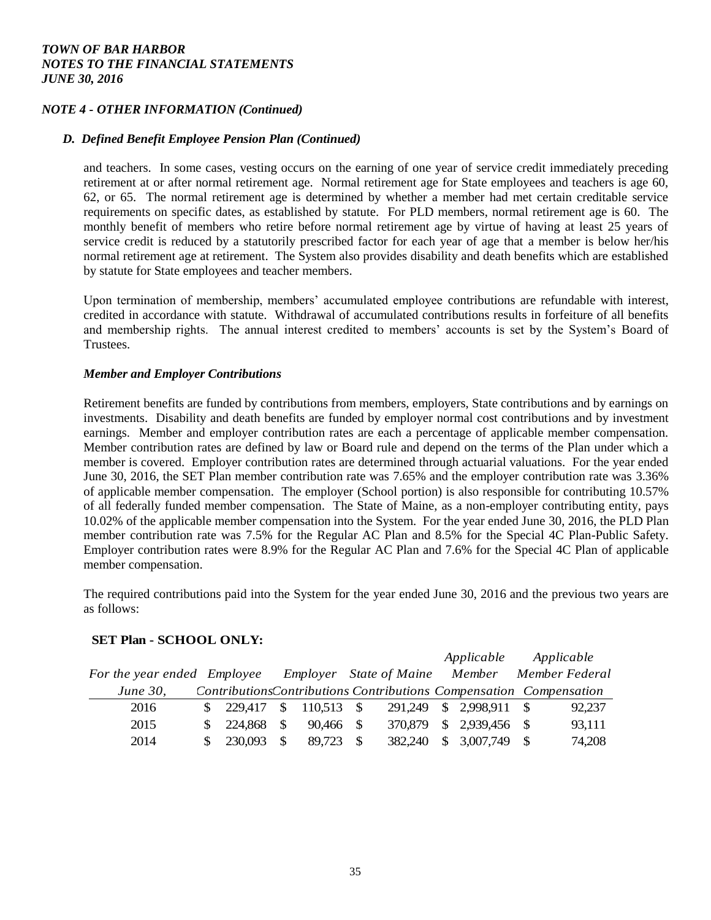*TOWN OF BAR HARBOR*
*NOTES TO THE FINANCIAL STATEMENTS*
*JUNE 30, 2016*

### *NOTE 4 - OTHER INFORMATION (Continued)*

#### *D. Defined Benefit Employee Pension Plan (Continued)*

and teachers. In some cases, vesting occurs on the earning of one year of service credit immediately preceding retirement at or after normal retirement age. Normal retirement age for State employees and teachers is age 60, 62, or 65. The normal retirement age is determined by whether a member had met certain creditable service requirements on specific dates, as established by statute. For PLD members, normal retirement age is 60. The monthly benefit of members who retire before normal retirement age by virtue of having at least 25 years of service credit is reduced by a statutorily prescribed factor for each year of age that a member is below her/his normal retirement age at retirement. The System also provides disability and death benefits which are established by statute for State employees and teacher members.

Upon termination of membership, members' accumulated employee contributions are refundable with interest, credited in accordance with statute. Withdrawal of accumulated contributions results in forfeiture of all benefits and membership rights. The annual interest credited to members' accounts is set by the System's Board of Trustees.

#### *Member and Employer Contributions*

Retirement benefits are funded by contributions from members, employers, State contributions and by earnings on investments. Disability and death benefits are funded by employer normal cost contributions and by investment earnings. Member and employer contribution rates are each a percentage of applicable member compensation. Member contribution rates are defined by law or Board rule and depend on the terms of the Plan under which a member is covered. Employer contribution rates are determined through actuarial valuations. For the year ended June 30, 2016, the SET Plan member contribution rate was 7.65% and the employer contribution rate was 3.36% of applicable member compensation. The employer (School portion) is also responsible for contributing 10.57% of all federally funded member compensation. The State of Maine, as a non-employer contributing entity, pays 10.02% of the applicable member compensation into the System. For the year ended June 30, 2016, the PLD Plan member contribution rate was 7.5% for the Regular AC Plan and 8.5% for the Special 4C Plan-Public Safety. Employer contribution rates were 8.9% for the Regular AC Plan and 7.6% for the Special 4C Plan of applicable member compensation.

The required contributions paid into the System for the year ended June 30, 2016 and the previous two years are as follows:

**SET Plan - SCHOOL ONLY:**

| *For the year ended June 30,* | *Employee Contributions* | *Employer Contributions* | *State of Maine Contributions* | *Applicable Member Compensation* | *Applicable Member Federal Compensation* |
|---|---|---|---|---|---|
| 2016 | $ 229,417 | $ 110,513 | $ 291,249 | $ 2,998,911 | $ 92,237 |
| 2015 | $ 224,868 | $ 90,466 | $ 370,879 | $ 2,939,456 | $ 93,111 |
| 2014 | $ 230,093 | $ 89,723 | $ 382,240 | $ 3,007,749 | $ 74,208 |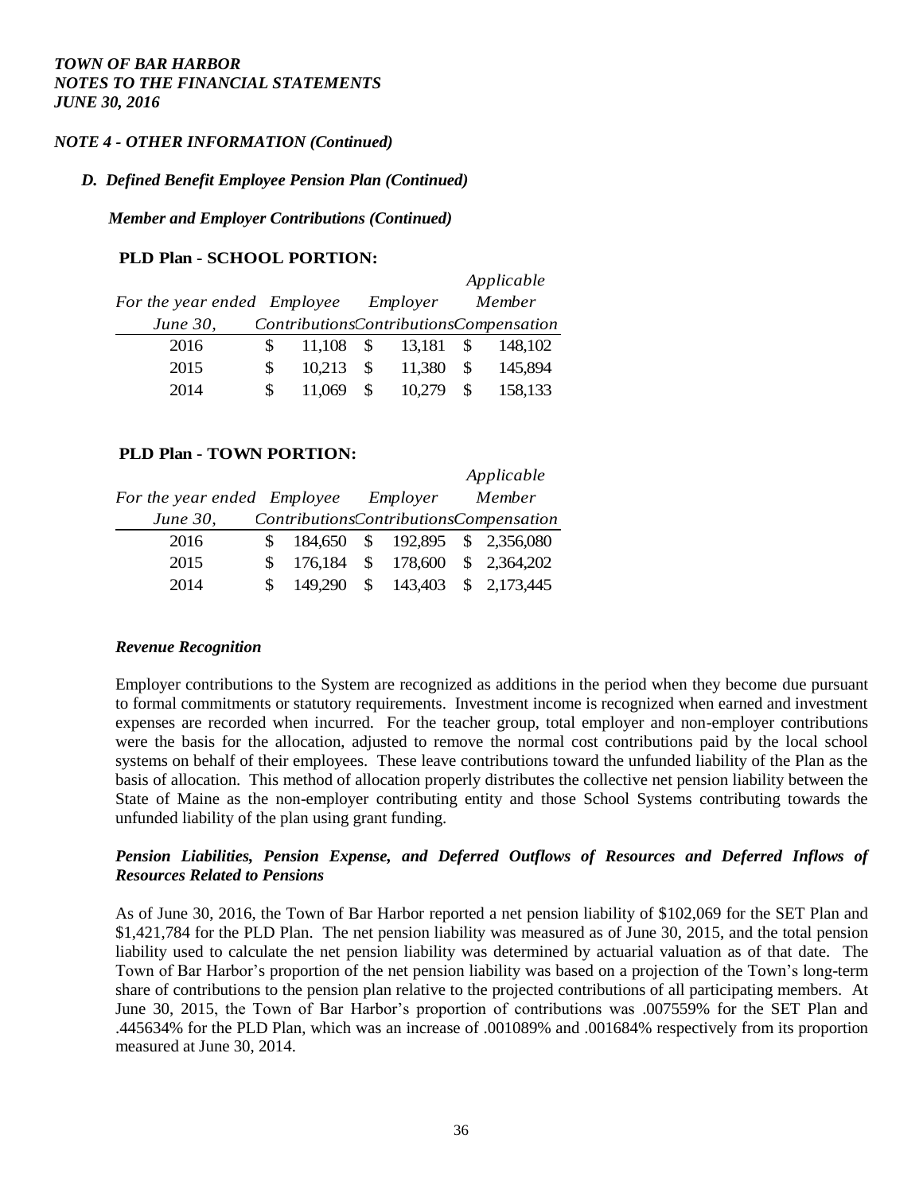*TOWN OF BAR HARBOR*
*NOTES TO THE FINANCIAL STATEMENTS*
*JUNE 30, 2016*

### *NOTE 4 - OTHER INFORMATION (Continued)*

#### *D. Defined Benefit Employee Pension Plan (Continued)*

***Member and Employer Contributions (Continued)***

**PLD Plan - SCHOOL PORTION:**

| For the year ended June 30, | Employee Contributions | Employer Contributions | Applicable Member Compensation |
|---|---|---|---|
| 2016 | $ 11,108 | $ 13,181 | $ 148,102 |
| 2015 | $ 10,213 | $ 11,380 | $ 145,894 |
| 2014 | $ 11,069 | $ 10,279 | $ 158,133 |

**PLD Plan - TOWN PORTION:**

| For the year ended June 30, | Employee Contributions | Employer Contributions | Applicable Member Compensation |
|---|---|---|---|
| 2016 | $ 184,650 | $ 192,895 | $ 2,356,080 |
| 2015 | $ 176,184 | $ 178,600 | $ 2,364,202 |
| 2014 | $ 149,290 | $ 143,403 | $ 2,173,445 |

***Revenue Recognition***

Employer contributions to the System are recognized as additions in the period when they become due pursuant to formal commitments or statutory requirements. Investment income is recognized when earned and investment expenses are recorded when incurred. For the teacher group, total employer and non-employer contributions were the basis for the allocation, adjusted to remove the normal cost contributions paid by the local school systems on behalf of their employees. These leave contributions toward the unfunded liability of the Plan as the basis of allocation. This method of allocation properly distributes the collective net pension liability between the State of Maine as the non-employer contributing entity and those School Systems contributing towards the unfunded liability of the plan using grant funding.

***Pension Liabilities, Pension Expense, and Deferred Outflows of Resources and Deferred Inflows of Resources Related to Pensions***

As of June 30, 2016, the Town of Bar Harbor reported a net pension liability of $102,069 for the SET Plan and $1,421,784 for the PLD Plan. The net pension liability was measured as of June 30, 2015, and the total pension liability used to calculate the net pension liability was determined by actuarial valuation as of that date. The Town of Bar Harbor's proportion of the net pension liability was based on a projection of the Town's long-term share of contributions to the pension plan relative to the projected contributions of all participating members. At June 30, 2015, the Town of Bar Harbor's proportion of contributions was .007559% for the SET Plan and .445634% for the PLD Plan, which was an increase of .001089% and .001684% respectively from its proportion measured at June 30, 2014.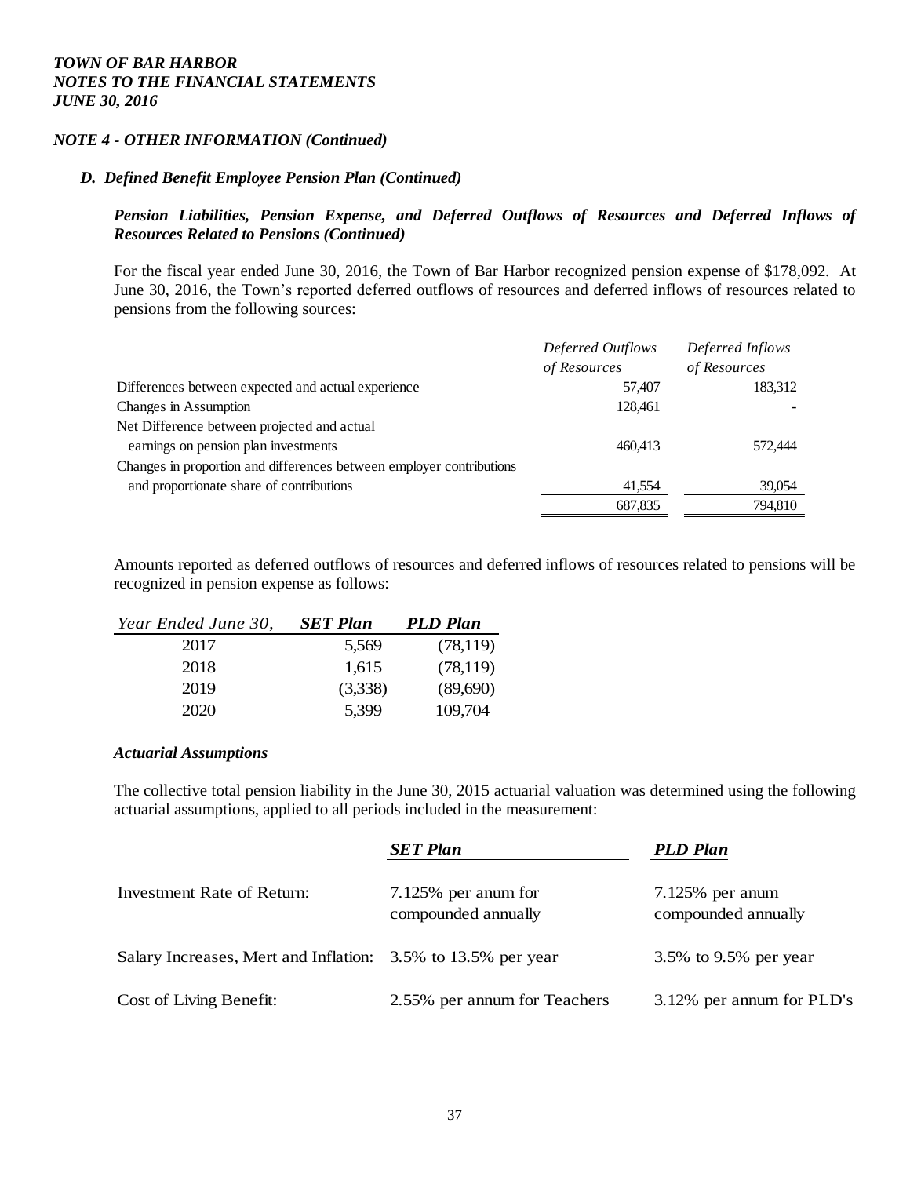*TOWN OF BAR HARBOR*
*NOTES TO THE FINANCIAL STATEMENTS*
*JUNE 30, 2016*

***NOTE 4 - OTHER INFORMATION (Continued)***

***D. Defined Benefit Employee Pension Plan (Continued)***

***Pension Liabilities, Pension Expense, and Deferred Outflows of Resources and Deferred Inflows of Resources Related to Pensions (Continued)***

For the fiscal year ended June 30, 2016, the Town of Bar Harbor recognized pension expense of $178,092. At June 30, 2016, the Town's reported deferred outflows of resources and deferred inflows of resources related to pensions from the following sources:

| | *Deferred Outflows of Resources* | *Deferred Inflows of Resources* |
|---|---|---|
| Differences between expected and actual experience | 57,407 | 183,312 |
| Changes in Assumption | 128,461 | - |
| Net Difference between projected and actual earnings on pension plan investments | 460,413 | 572,444 |
| Changes in proportion and differences between employer contributions and proportionate share of contributions | 41,554 | 39,054 |
| | 687,835 | 794,810 |

Amounts reported as deferred outflows of resources and deferred inflows of resources related to pensions will be recognized in pension expense as follows:

| *Year Ended June 30,* | ***SET Plan*** | ***PLD Plan*** |
|---|---|---|
| 2017 | 5,569 | (78,119) |
| 2018 | 1,615 | (78,119) |
| 2019 | (3,338) | (89,690) |
| 2020 | 5,399 | 109,704 |

***Actuarial Assumptions***

The collective total pension liability in the June 30, 2015 actuarial valuation was determined using the following actuarial assumptions, applied to all periods included in the measurement:

| | ***SET Plan*** | ***PLD Plan*** |
|---|---|---|
| Investment Rate of Return: | 7.125% per anum for compounded annually | 7.125% per anum compounded annually |
| Salary Increases, Mert and Inflation: | 3.5% to 13.5% per year | 3.5% to 9.5% per year |
| Cost of Living Benefit: | 2.55% per annum for Teachers | 3.12% per annum for PLD's |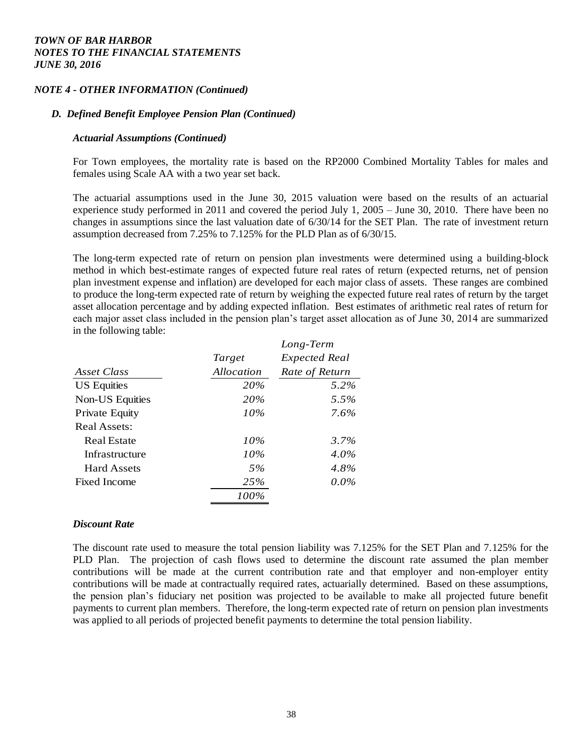*TOWN OF BAR HARBOR*
*NOTES TO THE FINANCIAL STATEMENTS*
*JUNE 30, 2016*

### *NOTE 4 - OTHER INFORMATION (Continued)*

#### *D. Defined Benefit Employee Pension Plan (Continued)*

##### *Actuarial Assumptions (Continued)*

For Town employees, the mortality rate is based on the RP2000 Combined Mortality Tables for males and females using Scale AA with a two year set back.

The actuarial assumptions used in the June 30, 2015 valuation were based on the results of an actuarial experience study performed in 2011 and covered the period July 1, 2005 – June 30, 2010. There have been no changes in assumptions since the last valuation date of 6/30/14 for the SET Plan. The rate of investment return assumption decreased from 7.25% to 7.125% for the PLD Plan as of 6/30/15.

The long-term expected rate of return on pension plan investments were determined using a building-block method in which best-estimate ranges of expected future real rates of return (expected returns, net of pension plan investment expense and inflation) are developed for each major class of assets. These ranges are combined to produce the long-term expected rate of return by weighing the expected future real rates of return by the target asset allocation percentage and by adding expected inflation. Best estimates of arithmetic real rates of return for each major asset class included in the pension plan's target asset allocation as of June 30, 2014 are summarized in the following table:

| *Asset Class* | *Target Allocation* | *Long-Term Expected Real Rate of Return* |
|---|---|---|
| US Equities | *20%* | *5.2%* |
| Non-US Equities | *20%* | *5.5%* |
| Private Equity | *10%* | *7.6%* |
| Real Assets: | | |
| Real Estate | *10%* | *3.7%* |
| Infrastructure | *10%* | *4.0%* |
| Hard Assets | *5%* | *4.8%* |
| Fixed Income | *25%* | *0.0%* |
| | *100%* | |

##### *Discount Rate*

The discount rate used to measure the total pension liability was 7.125% for the SET Plan and 7.125% for the PLD Plan. The projection of cash flows used to determine the discount rate assumed the plan member contributions will be made at the current contribution rate and that employer and non-employer entity contributions will be made at contractually required rates, actuarially determined. Based on these assumptions, the pension plan's fiduciary net position was projected to be available to make all projected future benefit payments to current plan members. Therefore, the long-term expected rate of return on pension plan investments was applied to all periods of projected benefit payments to determine the total pension liability.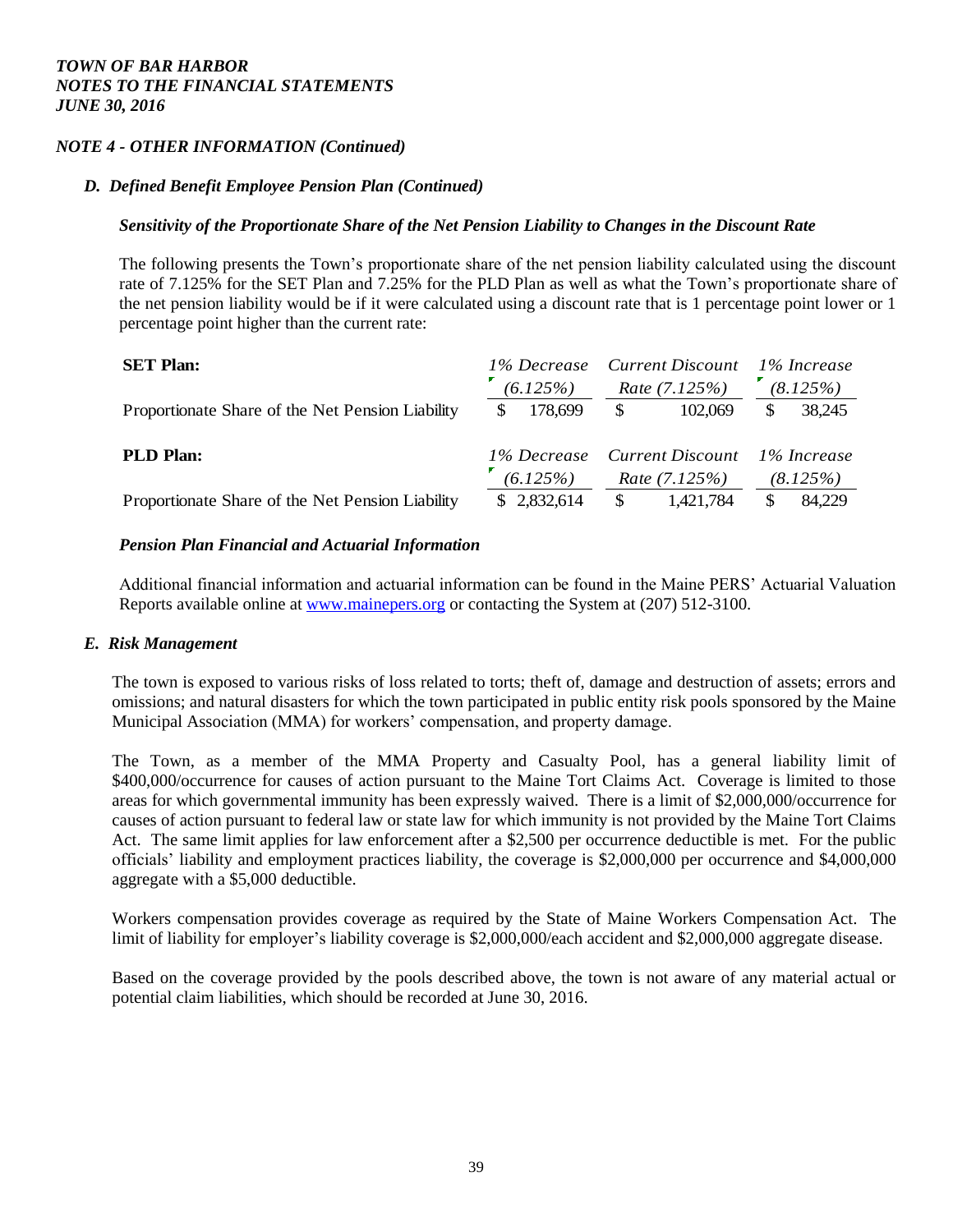*TOWN OF BAR HARBOR*
*NOTES TO THE FINANCIAL STATEMENTS*
*JUNE 30, 2016*

### *NOTE 4 - OTHER INFORMATION (Continued)*

#### *D. Defined Benefit Employee Pension Plan (Continued)*

##### *Sensitivity of the Proportionate Share of the Net Pension Liability to Changes in the Discount Rate*

The following presents the Town's proportionate share of the net pension liability calculated using the discount rate of 7.125% for the SET Plan and 7.25% for the PLD Plan as well as what the Town's proportionate share of the net pension liability would be if it were calculated using a discount rate that is 1 percentage point lower or 1 percentage point higher than the current rate:

| **SET Plan:** | *1% Decrease (6.125%)* | *Current Discount Rate (7.125%)* | *1% Increase (8.125%)* |
|---|---|---|---|
| Proportionate Share of the Net Pension Liability | $ 178,699 | $ 102,069 | $ 38,245 |

| **PLD Plan:** | *1% Decrease (6.125%)* | *Current Discount Rate (7.125%)* | *1% Increase (8.125%)* |
|---|---|---|---|
| Proportionate Share of the Net Pension Liability | $ 2,832,614 | $ 1,421,784 | $ 84,229 |

##### *Pension Plan Financial and Actuarial Information*

Additional financial information and actuarial information can be found in the Maine PERS' Actuarial Valuation Reports available online at www.mainepers.org or contacting the System at (207) 512-3100.

#### *E. Risk Management*

The town is exposed to various risks of loss related to torts; theft of, damage and destruction of assets; errors and omissions; and natural disasters for which the town participated in public entity risk pools sponsored by the Maine Municipal Association (MMA) for workers' compensation, and property damage.

The Town, as a member of the MMA Property and Casualty Pool, has a general liability limit of $400,000/occurrence for causes of action pursuant to the Maine Tort Claims Act. Coverage is limited to those areas for which governmental immunity has been expressly waived. There is a limit of $2,000,000/occurrence for causes of action pursuant to federal law or state law for which immunity is not provided by the Maine Tort Claims Act. The same limit applies for law enforcement after a $2,500 per occurrence deductible is met. For the public officials' liability and employment practices liability, the coverage is $2,000,000 per occurrence and $4,000,000 aggregate with a $5,000 deductible.

Workers compensation provides coverage as required by the State of Maine Workers Compensation Act. The limit of liability for employer's liability coverage is $2,000,000/each accident and $2,000,000 aggregate disease.

Based on the coverage provided by the pools described above, the town is not aware of any material actual or potential claim liabilities, which should be recorded at June 30, 2016.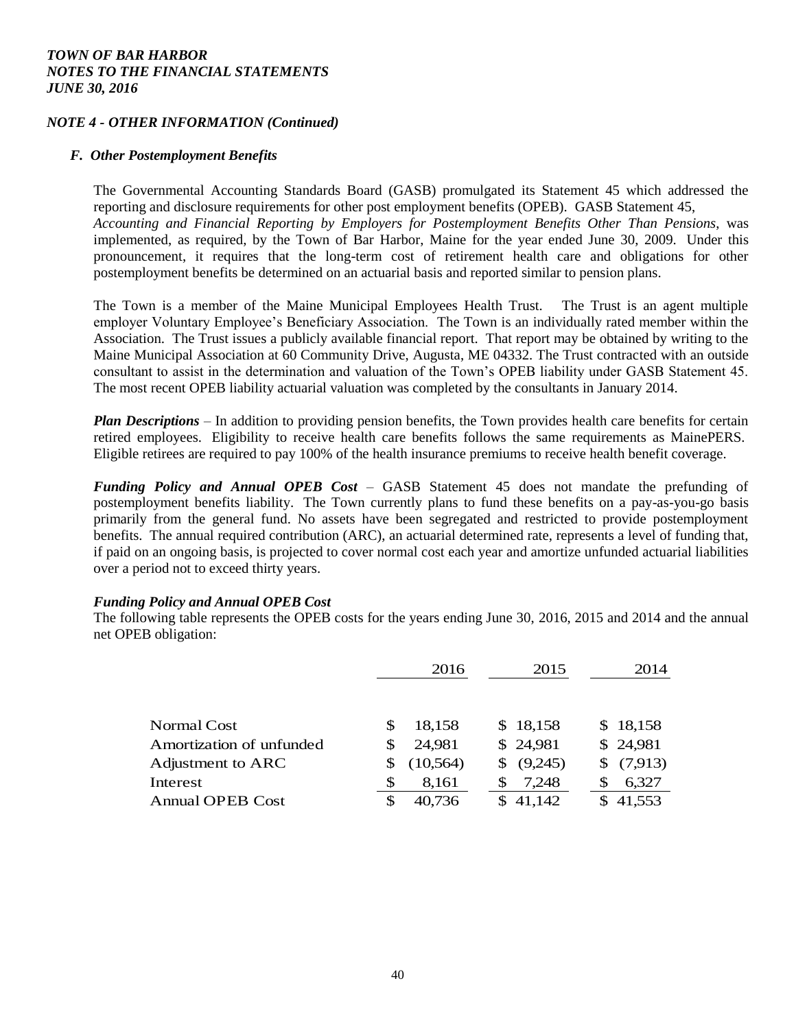*TOWN OF BAR HARBOR*
*NOTES TO THE FINANCIAL STATEMENTS*
*JUNE 30, 2016*

## *NOTE 4 - OTHER INFORMATION (Continued)*

### *F. Other Postemployment Benefits*

The Governmental Accounting Standards Board (GASB) promulgated its Statement 45 which addressed the reporting and disclosure requirements for other post employment benefits (OPEB). GASB Statement 45, *Accounting and Financial Reporting by Employers for Postemployment Benefits Other Than Pensions*, was implemented, as required, by the Town of Bar Harbor, Maine for the year ended June 30, 2009. Under this pronouncement, it requires that the long-term cost of retirement health care and obligations for other postemployment benefits be determined on an actuarial basis and reported similar to pension plans.

The Town is a member of the Maine Municipal Employees Health Trust. The Trust is an agent multiple employer Voluntary Employee's Beneficiary Association. The Town is an individually rated member within the Association. The Trust issues a publicly available financial report. That report may be obtained by writing to the Maine Municipal Association at 60 Community Drive, Augusta, ME 04332. The Trust contracted with an outside consultant to assist in the determination and valuation of the Town's OPEB liability under GASB Statement 45. The most recent OPEB liability actuarial valuation was completed by the consultants in January 2014.

***Plan Descriptions*** – In addition to providing pension benefits, the Town provides health care benefits for certain retired employees. Eligibility to receive health care benefits follows the same requirements as MainePERS. Eligible retirees are required to pay 100% of the health insurance premiums to receive health benefit coverage.

***Funding Policy and Annual OPEB Cost*** – GASB Statement 45 does not mandate the prefunding of postemployment benefits liability. The Town currently plans to fund these benefits on a pay-as-you-go basis primarily from the general fund. No assets have been segregated and restricted to provide postemployment benefits. The annual required contribution (ARC), an actuarial determined rate, represents a level of funding that, if paid on an ongoing basis, is projected to cover normal cost each year and amortize unfunded actuarial liabilities over a period not to exceed thirty years.

***Funding Policy and Annual OPEB Cost***

The following table represents the OPEB costs for the years ending June 30, 2016, 2015 and 2014 and the annual net OPEB obligation:

| | 2016 | 2015 | 2014 |
|---|---|---|---|
| Normal Cost | $ 18,158 | $ 18,158 | $ 18,158 |
| Amortization of unfunded | $ 24,981 | $ 24,981 | $ 24,981 |
| Adjustment to ARC | $ (10,564) | $ (9,245) | $ (7,913) |
| Interest | $ 8,161 | $ 7,248 | $ 6,327 |
| Annual OPEB Cost | $ 40,736 | $ 41,142 | $ 41,553 |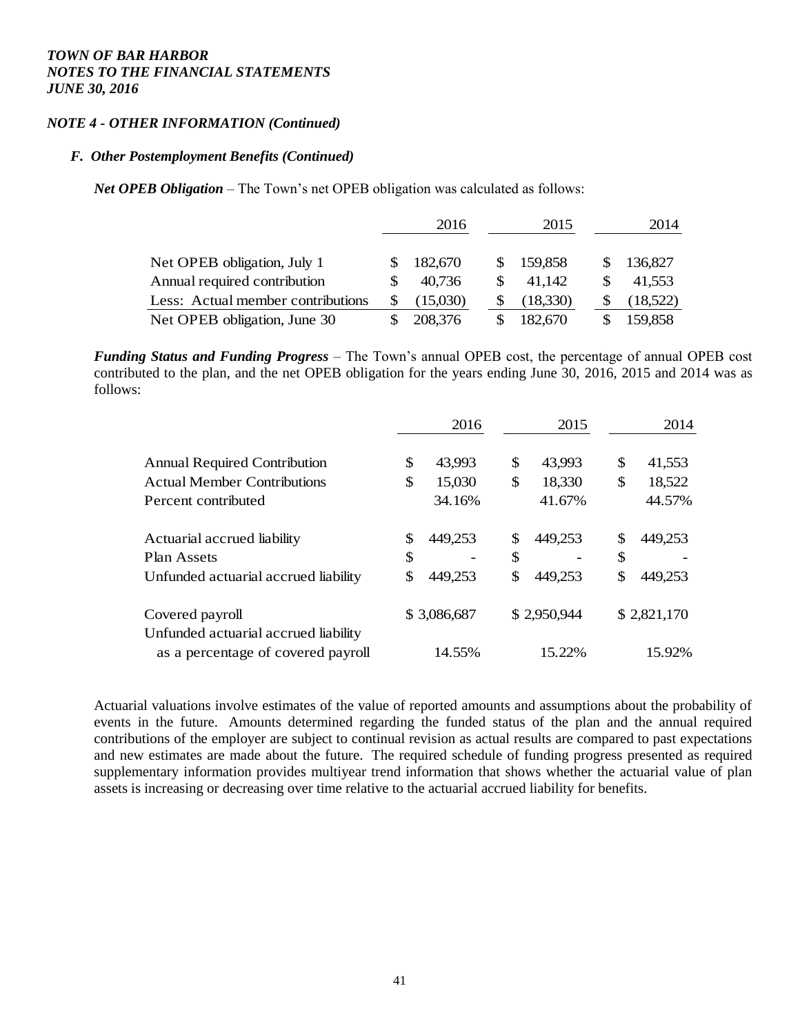*TOWN OF BAR HARBOR*
*NOTES TO THE FINANCIAL STATEMENTS*
*JUNE 30, 2016*

## *NOTE 4 - OTHER INFORMATION (Continued)*

### *F. Other Postemployment Benefits (Continued)*

***Net OPEB Obligation*** – The Town's net OPEB obligation was calculated as follows:

| | 2016 | 2015 | 2014 |
|---|---|---|---|
| Net OPEB obligation, July 1 | $ 182,670 | $ 159,858 | $ 136,827 |
| Annual required contribution | $ 40,736 | $ 41,142 | $ 41,553 |
| Less: Actual member contributions | $ (15,030) | $ (18,330) | $ (18,522) |
| Net OPEB obligation, June 30 | $ 208,376 | $ 182,670 | $ 159,858 |

***Funding Status and Funding Progress*** – The Town's annual OPEB cost, the percentage of annual OPEB cost contributed to the plan, and the net OPEB obligation for the years ending June 30, 2016, 2015 and 2014 was as follows:

| | 2016 | 2015 | 2014 |
|---|---|---|---|
| Annual Required Contribution | $ 43,993 | $ 43,993 | $ 41,553 |
| Actual Member Contributions | $ 15,030 | $ 18,330 | $ 18,522 |
| Percent contributed | 34.16% | 41.67% | 44.57% |
| | | | |
| Actuarial accrued liability | $ 449,253 | $ 449,253 | $ 449,253 |
| Plan Assets | $ - | $ - | $ - |
| Unfunded actuarial accrued liability | $ 449,253 | $ 449,253 | $ 449,253 |
| | | | |
| Covered payroll | $ 3,086,687 | $ 2,950,944 | $ 2,821,170 |
| Unfunded actuarial accrued liability as a percentage of covered payroll | 14.55% | 15.22% | 15.92% |

Actuarial valuations involve estimates of the value of reported amounts and assumptions about the probability of events in the future. Amounts determined regarding the funded status of the plan and the annual required contributions of the employer are subject to continual revision as actual results are compared to past expectations and new estimates are made about the future. The required schedule of funding progress presented as required supplementary information provides multiyear trend information that shows whether the actuarial value of plan assets is increasing or decreasing over time relative to the actuarial accrued liability for benefits.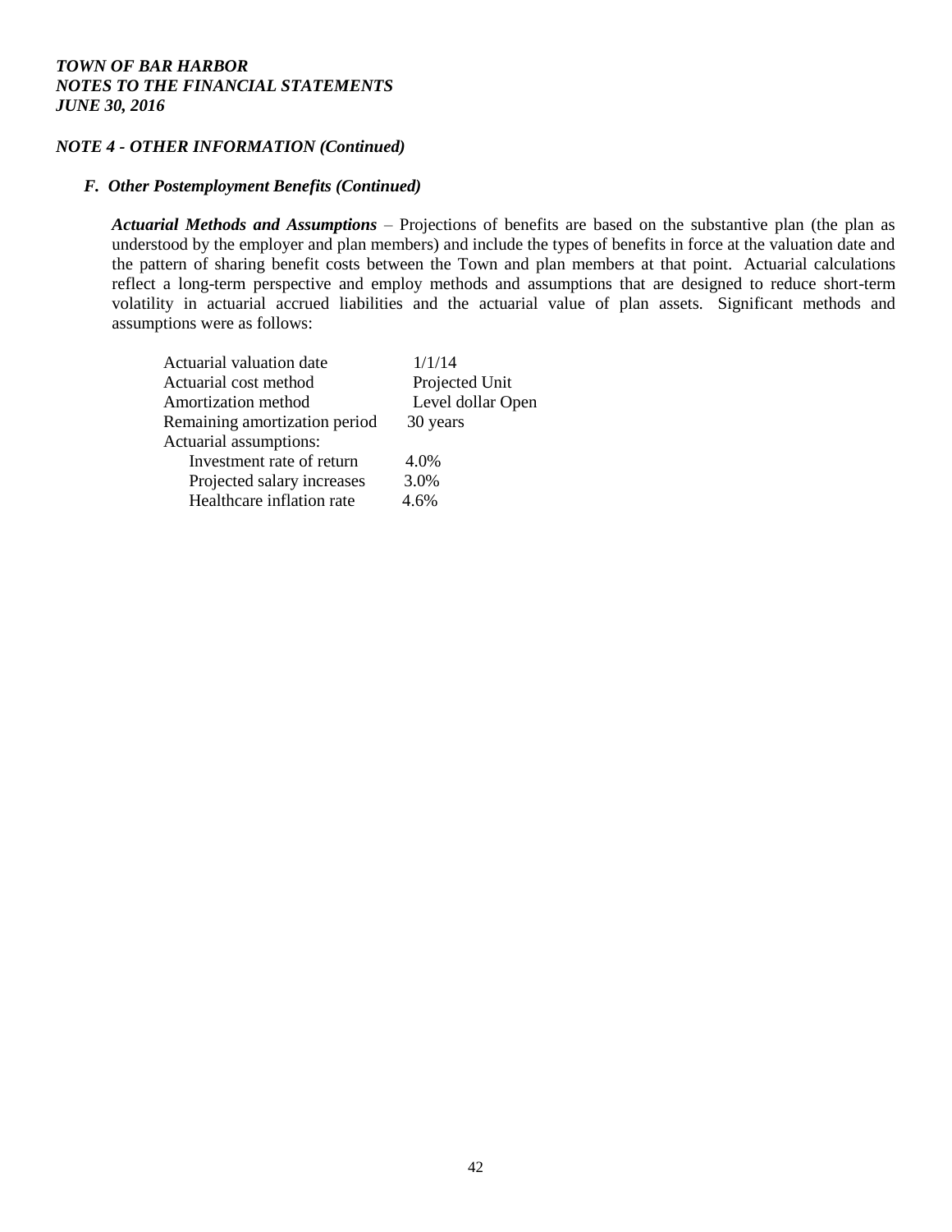*NOTE 4 - OTHER INFORMATION (Continued)*

***F. Other Postemployment Benefits (Continued)***

***Actuarial Methods and Assumptions*** – Projections of benefits are based on the substantive plan (the plan as understood by the employer and plan members) and include the types of benefits in force at the valuation date and the pattern of sharing benefit costs between the Town and plan members at that point. Actuarial calculations reflect a long-term perspective and employ methods and assumptions that are designed to reduce short-term volatility in actuarial accrued liabilities and the actuarial value of plan assets. Significant methods and assumptions were as follows:

| | |
|---|---|
| Actuarial valuation date | 1/1/14 |
| Actuarial cost method | Projected Unit |
| Amortization method | Level dollar Open |
| Remaining amortization period | 30 years |
| Actuarial assumptions: | |
| Investment rate of return | 4.0% |
| Projected salary increases | 3.0% |
| Healthcare inflation rate | 4.6% |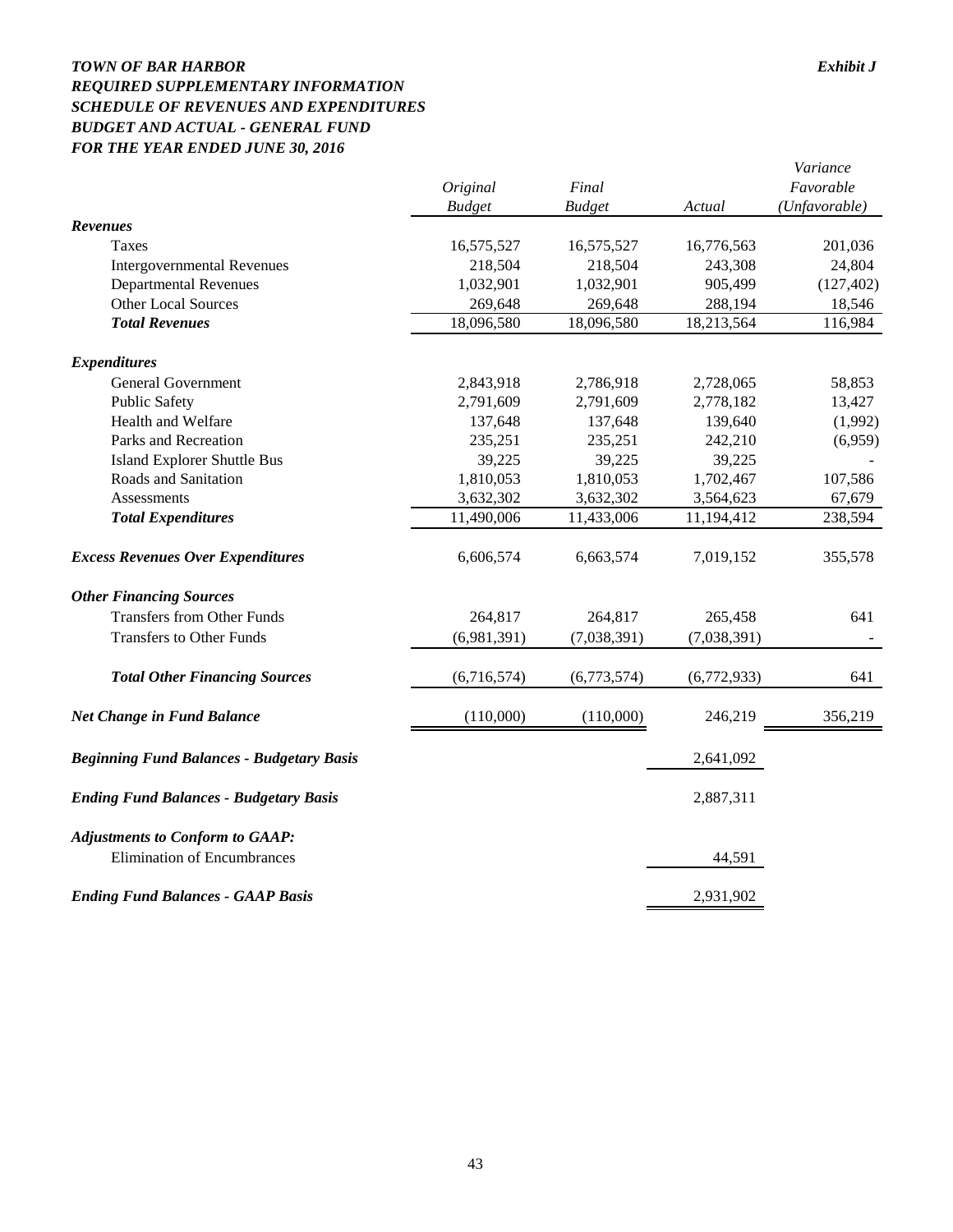***TOWN OF BAR HARBOR*** ***Exhibit J***

***REQUIRED SUPPLEMENTARY INFORMATION***

***SCHEDULE OF REVENUES AND EXPENDITURES***

***BUDGET AND ACTUAL - GENERAL FUND***

***FOR THE YEAR ENDED JUNE 30, 2016***

| | *Original Budget* | *Final Budget* | *Actual* | *Variance Favorable (Unfavorable)* |
|---|---|---|---|---|
| ***Revenues*** | | | | |
| Taxes | 16,575,527 | 16,575,527 | 16,776,563 | 201,036 |
| Intergovernmental Revenues | 218,504 | 218,504 | 243,308 | 24,804 |
| Departmental Revenues | 1,032,901 | 1,032,901 | 905,499 | (127,402) |
| Other Local Sources | 269,648 | 269,648 | 288,194 | 18,546 |
| ***Total Revenues*** | 18,096,580 | 18,096,580 | 18,213,564 | 116,984 |
| ***Expenditures*** | | | | |
| General Government | 2,843,918 | 2,786,918 | 2,728,065 | 58,853 |
| Public Safety | 2,791,609 | 2,791,609 | 2,778,182 | 13,427 |
| Health and Welfare | 137,648 | 137,648 | 139,640 | (1,992) |
| Parks and Recreation | 235,251 | 235,251 | 242,210 | (6,959) |
| Island Explorer Shuttle Bus | 39,225 | 39,225 | 39,225 | - |
| Roads and Sanitation | 1,810,053 | 1,810,053 | 1,702,467 | 107,586 |
| Assessments | 3,632,302 | 3,632,302 | 3,564,623 | 67,679 |
| ***Total Expenditures*** | 11,490,006 | 11,433,006 | 11,194,412 | 238,594 |
| ***Excess Revenues Over Expenditures*** | 6,606,574 | 6,663,574 | 7,019,152 | 355,578 |
| ***Other Financing Sources*** | | | | |
| Transfers from Other Funds | 264,817 | 264,817 | 265,458 | 641 |
| Transfers to Other Funds | (6,981,391) | (7,038,391) | (7,038,391) | - |
| ***Total Other Financing Sources*** | (6,716,574) | (6,773,574) | (6,772,933) | 641 |
| ***Net Change in Fund Balance*** | (110,000) | (110,000) | 246,219 | 356,219 |
| ***Beginning Fund Balances - Budgetary Basis*** | | | 2,641,092 | |
| ***Ending Fund Balances - Budgetary Basis*** | | | 2,887,311 | |
| ***Adjustments to Conform to GAAP:*** | | | | |
| Elimination of Encumbrances | | | 44,591 | |
| ***Ending Fund Balances - GAAP Basis*** | | | 2,931,902 | |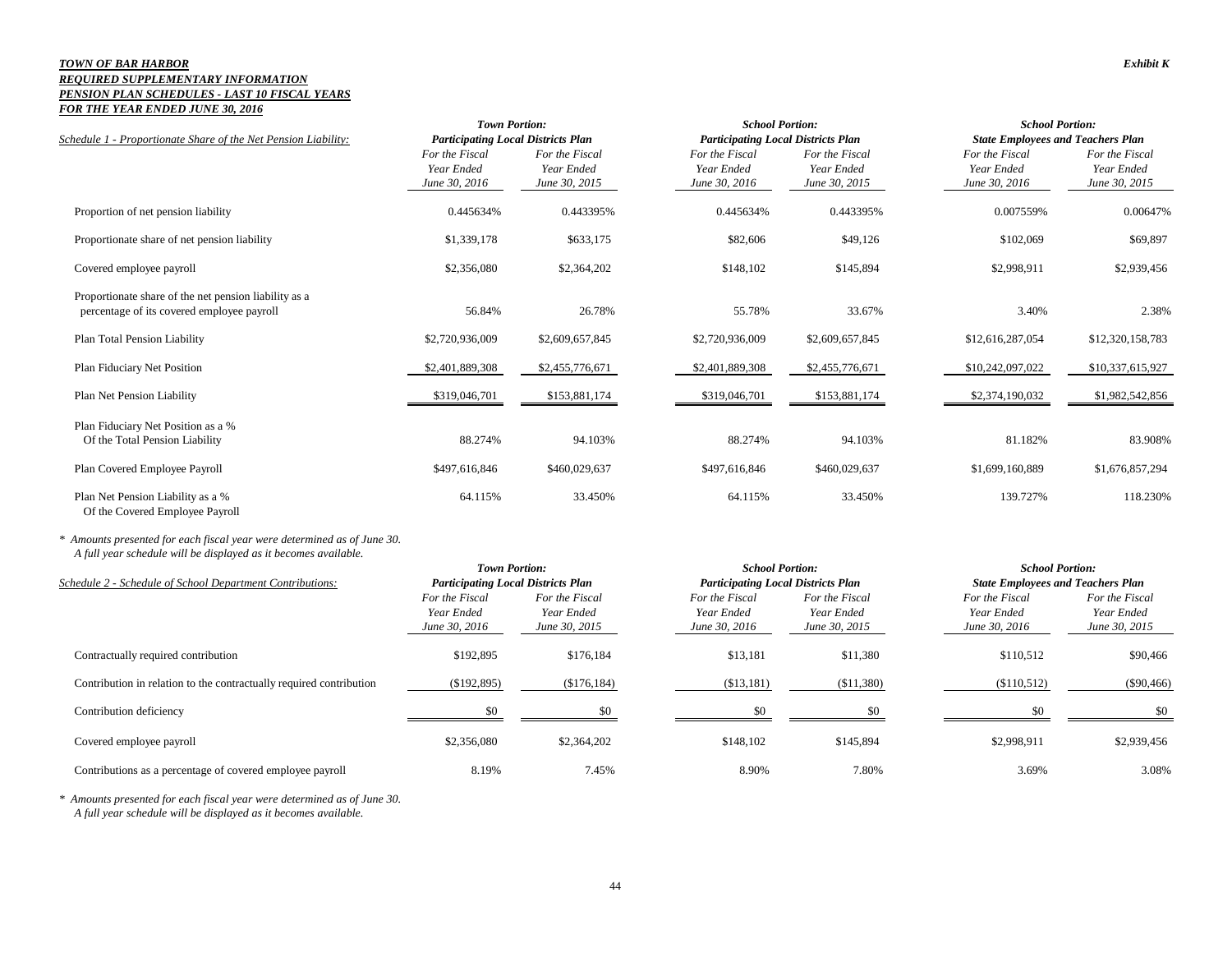***TOWN OF BAR HARBOR***
***REQUIRED SUPPLEMENTARY INFORMATION***
***PENSION PLAN SCHEDULES - LAST 10 FISCAL YEARS***
***FOR THE YEAR ENDED JUNE 30, 2016***

***Exhibit K***

| *Schedule 1 - Proportionate Share of the Net Pension Liability:* | ***Town Portion: Participating Local Districts Plan*** | | ***School Portion: Participating Local Districts Plan*** | | ***School Portion: State Employees and Teachers Plan*** | |
|---|---|---|---|---|---|---|
| | *For the Fiscal Year Ended June 30, 2016* | *For the Fiscal Year Ended June 30, 2015* | *For the Fiscal Year Ended June 30, 2016* | *For the Fiscal Year Ended June 30, 2015* | *For the Fiscal Year Ended June 30, 2016* | *For the Fiscal Year Ended June 30, 2015* |
| Proportion of net pension liability | 0.445634% | 0.443395% | 0.445634% | 0.443395% | 0.007559% | 0.00647% |
| Proportionate share of net pension liability | $1,339,178 | $633,175 | $82,606 | $49,126 | $102,069 | $69,897 |
| Covered employee payroll | $2,356,080 | $2,364,202 | $148,102 | $145,894 | $2,998,911 | $2,939,456 |
| Proportionate share of the net pension liability as a percentage of its covered employee payroll | 56.84% | 26.78% | 55.78% | 33.67% | 3.40% | 2.38% |
| Plan Total Pension Liability | $2,720,936,009 | $2,609,657,845 | $2,720,936,009 | $2,609,657,845 | $12,616,287,054 | $12,320,158,783 |
| Plan Fiduciary Net Position | $2,401,889,308 | $2,455,776,671 | $2,401,889,308 | $2,455,776,671 | $10,242,097,022 | $10,337,615,927 |
| Plan Net Pension Liability | $319,046,701 | $153,881,174 | $319,046,701 | $153,881,174 | $2,374,190,032 | $1,982,542,856 |
| Plan Fiduciary Net Position as a % Of the Total Pension Liability | 88.274% | 94.103% | 88.274% | 94.103% | 81.182% | 83.908% |
| Plan Covered Employee Payroll | $497,616,846 | $460,029,637 | $497,616,846 | $460,029,637 | $1,699,160,889 | $1,676,857,294 |
| Plan Net Pension Liability as a % Of the Covered Employee Payroll | 64.115% | 33.450% | 64.115% | 33.450% | 139.727% | 118.230% |

*\* Amounts presented for each fiscal year were determined as of June 30. A full year schedule will be displayed as it becomes available.*

| *Schedule 2 - Schedule of School Department Contributions:* | ***Town Portion: Participating Local Districts Plan*** | | ***School Portion: Participating Local Districts Plan*** | | ***School Portion: State Employees and Teachers Plan*** | |
|---|---|---|---|---|---|---|
| | *For the Fiscal Year Ended June 30, 2016* | *For the Fiscal Year Ended June 30, 2015* | *For the Fiscal Year Ended June 30, 2016* | *For the Fiscal Year Ended June 30, 2015* | *For the Fiscal Year Ended June 30, 2016* | *For the Fiscal Year Ended June 30, 2015* |
| Contractually required contribution | $192,895 | $176,184 | $13,181 | $11,380 | $110,512 | $90,466 |
| Contribution in relation to the contractually required contribution | ($192,895) | ($176,184) | ($13,181) | ($11,380) | ($110,512) | ($90,466) |
| Contribution deficiency | $0 | $0 | $0 | $0 | $0 | $0 |
| Covered employee payroll | $2,356,080 | $2,364,202 | $148,102 | $145,894 | $2,998,911 | $2,939,456 |
| Contributions as a percentage of covered employee payroll | 8.19% | 7.45% | 8.90% | 7.80% | 3.69% | 3.08% |

*\* Amounts presented for each fiscal year were determined as of June 30. A full year schedule will be displayed as it becomes available.*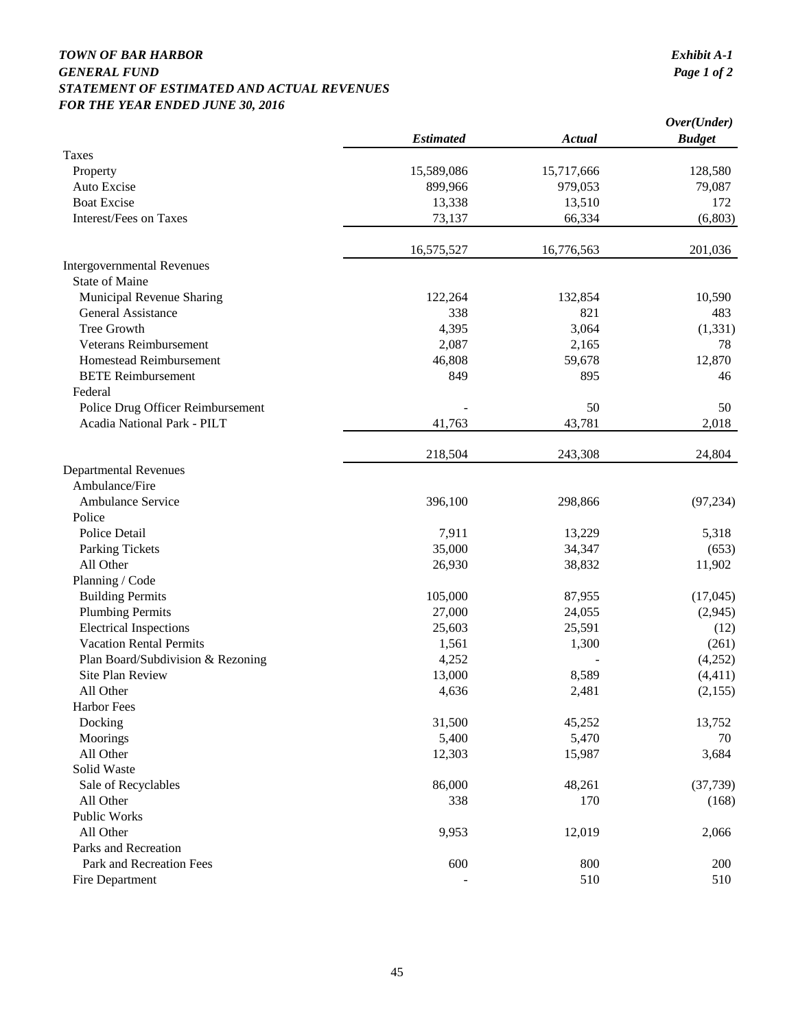***TOWN OF BAR HARBOR***
***GENERAL FUND***
***STATEMENT OF ESTIMATED AND ACTUAL REVENUES***
***FOR THE YEAR ENDED JUNE 30, 2016***

***Exhibit A-1***
***Page 1 of 2***

| | ***Estimated*** | ***Actual*** | ***Over(Under) Budget*** |
|---|---|---|---|
| Taxes | | | |
| Property | 15,589,086 | 15,717,666 | 128,580 |
| Auto Excise | 899,966 | 979,053 | 79,087 |
| Boat Excise | 13,338 | 13,510 | 172 |
| Interest/Fees on Taxes | 73,137 | 66,334 | (6,803) |
| | 16,575,527 | 16,776,563 | 201,036 |
| Intergovernmental Revenues | | | |
| State of Maine | | | |
| Municipal Revenue Sharing | 122,264 | 132,854 | 10,590 |
| General Assistance | 338 | 821 | 483 |
| Tree Growth | 4,395 | 3,064 | (1,331) |
| Veterans Reimbursement | 2,087 | 2,165 | 78 |
| Homestead Reimbursement | 46,808 | 59,678 | 12,870 |
| BETE Reimbursement | 849 | 895 | 46 |
| Federal | | | |
| Police Drug Officer Reimbursement | - | 50 | 50 |
| Acadia National Park - PILT | 41,763 | 43,781 | 2,018 |
| | 218,504 | 243,308 | 24,804 |
| Departmental Revenues | | | |
| Ambulance/Fire | | | |
| Ambulance Service | 396,100 | 298,866 | (97,234) |
| Police | | | |
| Police Detail | 7,911 | 13,229 | 5,318 |
| Parking Tickets | 35,000 | 34,347 | (653) |
| All Other | 26,930 | 38,832 | 11,902 |
| Planning / Code | | | |
| Building Permits | 105,000 | 87,955 | (17,045) |
| Plumbing Permits | 27,000 | 24,055 | (2,945) |
| Electrical Inspections | 25,603 | 25,591 | (12) |
| Vacation Rental Permits | 1,561 | 1,300 | (261) |
| Plan Board/Subdivision & Rezoning | 4,252 | - | (4,252) |
| Site Plan Review | 13,000 | 8,589 | (4,411) |
| All Other | 4,636 | 2,481 | (2,155) |
| Harbor Fees | | | |
| Docking | 31,500 | 45,252 | 13,752 |
| Moorings | 5,400 | 5,470 | 70 |
| All Other | 12,303 | 15,987 | 3,684 |
| Solid Waste | | | |
| Sale of Recyclables | 86,000 | 48,261 | (37,739) |
| All Other | 338 | 170 | (168) |
| Public Works | | | |
| All Other | 9,953 | 12,019 | 2,066 |
| Parks and Recreation | | | |
| Park and Recreation Fees | 600 | 800 | 200 |
| Fire Department | - | 510 | 510 |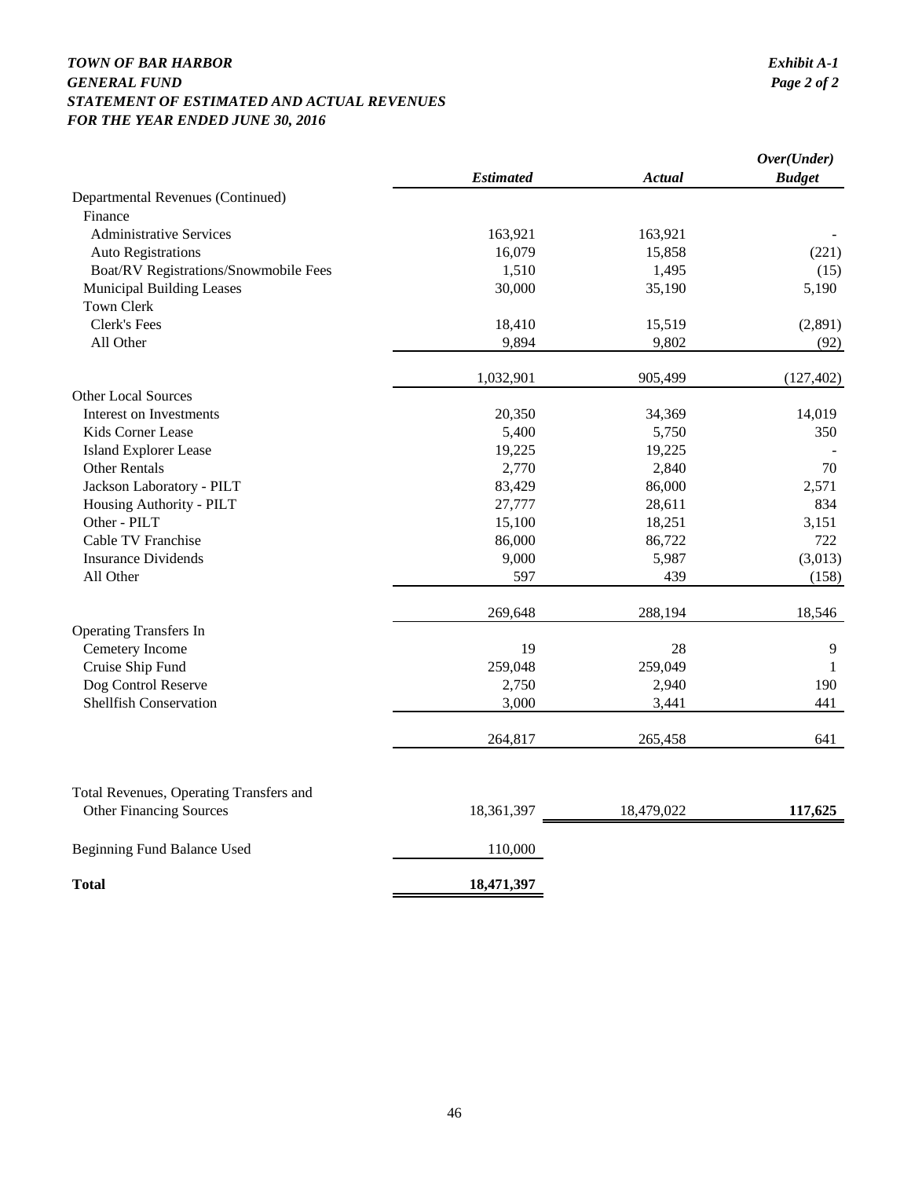*TOWN OF BAR HARBOR*
*GENERAL FUND*
*STATEMENT OF ESTIMATED AND ACTUAL REVENUES*
*FOR THE YEAR ENDED JUNE 30, 2016*

*Exhibit A-1*
*Page 2 of 2*

| | *Estimated* | *Actual* | *Over(Under) Budget* |
|---|---|---|---|
| Departmental Revenues (Continued) | | | |
| Finance | | | |
| Administrative Services | 163,921 | 163,921 | - |
| Auto Registrations | 16,079 | 15,858 | (221) |
| Boat/RV Registrations/Snowmobile Fees | 1,510 | 1,495 | (15) |
| Municipal Building Leases | 30,000 | 35,190 | 5,190 |
| Town Clerk | | | |
| Clerk's Fees | 18,410 | 15,519 | (2,891) |
| All Other | 9,894 | 9,802 | (92) |
| | 1,032,901 | 905,499 | (127,402) |
| Other Local Sources | | | |
| Interest on Investments | 20,350 | 34,369 | 14,019 |
| Kids Corner Lease | 5,400 | 5,750 | 350 |
| Island Explorer Lease | 19,225 | 19,225 | - |
| Other Rentals | 2,770 | 2,840 | 70 |
| Jackson Laboratory - PILT | 83,429 | 86,000 | 2,571 |
| Housing Authority - PILT | 27,777 | 28,611 | 834 |
| Other - PILT | 15,100 | 18,251 | 3,151 |
| Cable TV Franchise | 86,000 | 86,722 | 722 |
| Insurance Dividends | 9,000 | 5,987 | (3,013) |
| All Other | 597 | 439 | (158) |
| | 269,648 | 288,194 | 18,546 |
| Operating Transfers In | | | |
| Cemetery Income | 19 | 28 | 9 |
| Cruise Ship Fund | 259,048 | 259,049 | 1 |
| Dog Control Reserve | 2,750 | 2,940 | 190 |
| Shellfish Conservation | 3,000 | 3,441 | 441 |
| | 264,817 | 265,458 | 641 |
| Total Revenues, Operating Transfers and Other Financing Sources | 18,361,397 | 18,479,022 | **117,625** |
| Beginning Fund Balance Used | 110,000 | | |
| **Total** | **18,471,397** | | |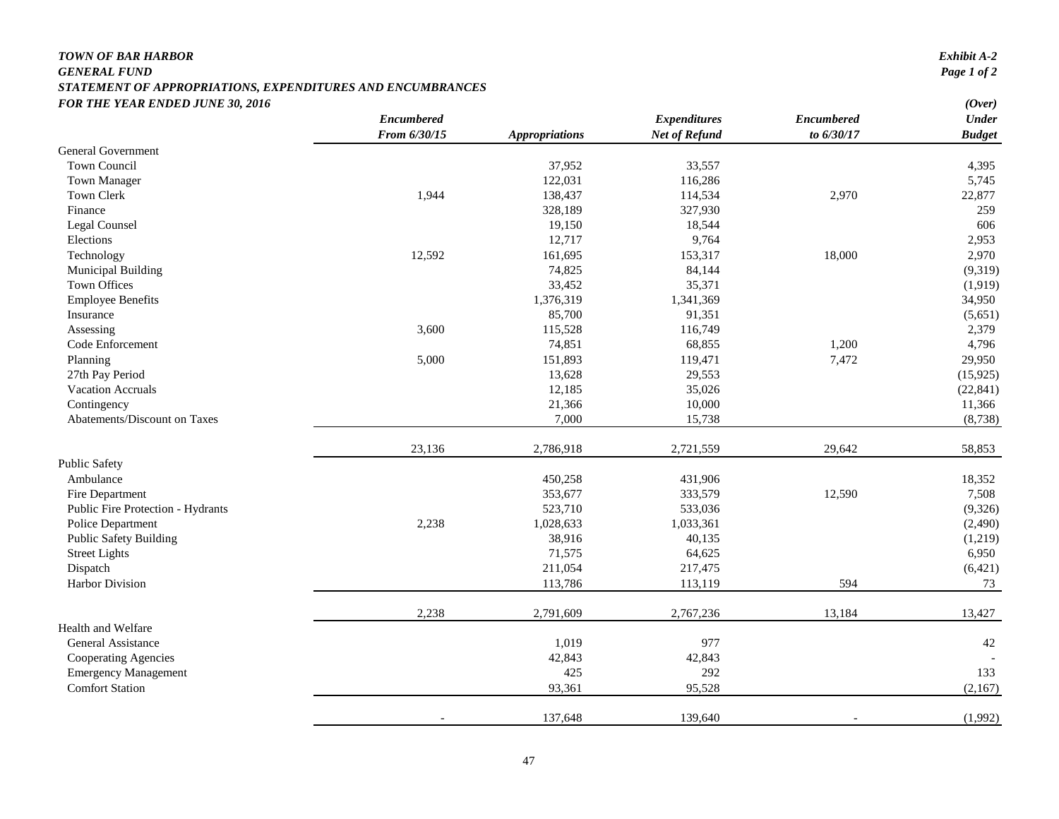***TOWN OF BAR HARBOR***
***GENERAL FUND***
***STATEMENT OF APPROPRIATIONS, EXPENDITURES AND ENCUMBRANCES***
***FOR THE YEAR ENDED JUNE 30, 2016***

***Exhibit A-2***
***Page 1 of 2***

| | *Encumbered From 6/30/15* | *Appropriations* | *Expenditures Net of Refund* | *Encumbered to 6/30/17* | *(Over) Under Budget* |
|---|---|---|---|---|---|
| General Government | | | | | |
| Town Council | | 37,952 | 33,557 | | 4,395 |
| Town Manager | | 122,031 | 116,286 | | 5,745 |
| Town Clerk | 1,944 | 138,437 | 114,534 | 2,970 | 22,877 |
| Finance | | 328,189 | 327,930 | | 259 |
| Legal Counsel | | 19,150 | 18,544 | | 606 |
| Elections | | 12,717 | 9,764 | | 2,953 |
| Technology | 12,592 | 161,695 | 153,317 | 18,000 | 2,970 |
| Municipal Building | | 74,825 | 84,144 | | (9,319) |
| Town Offices | | 33,452 | 35,371 | | (1,919) |
| Employee Benefits | | 1,376,319 | 1,341,369 | | 34,950 |
| Insurance | | 85,700 | 91,351 | | (5,651) |
| Assessing | 3,600 | 115,528 | 116,749 | | 2,379 |
| Code Enforcement | | 74,851 | 68,855 | 1,200 | 4,796 |
| Planning | 5,000 | 151,893 | 119,471 | 7,472 | 29,950 |
| 27th Pay Period | | 13,628 | 29,553 | | (15,925) |
| Vacation Accruals | | 12,185 | 35,026 | | (22,841) |
| Contingency | | 21,366 | 10,000 | | 11,366 |
| Abatements/Discount on Taxes | | 7,000 | 15,738 | | (8,738) |
| | 23,136 | 2,786,918 | 2,721,559 | 29,642 | 58,853 |
| Public Safety | | | | | |
| Ambulance | | 450,258 | 431,906 | | 18,352 |
| Fire Department | | 353,677 | 333,579 | 12,590 | 7,508 |
| Public Fire Protection - Hydrants | | 523,710 | 533,036 | | (9,326) |
| Police Department | 2,238 | 1,028,633 | 1,033,361 | | (2,490) |
| Public Safety Building | | 38,916 | 40,135 | | (1,219) |
| Street Lights | | 71,575 | 64,625 | | 6,950 |
| Dispatch | | 211,054 | 217,475 | | (6,421) |
| Harbor Division | | 113,786 | 113,119 | 594 | 73 |
| | 2,238 | 2,791,609 | 2,767,236 | 13,184 | 13,427 |
| Health and Welfare | | | | | |
| General Assistance | | 1,019 | 977 | | 42 |
| Cooperating Agencies | | 42,843 | 42,843 | | - |
| Emergency Management | | 425 | 292 | | 133 |
| Comfort Station | | 93,361 | 95,528 | | (2,167) |
| | - | 137,648 | 139,640 | - | (1,992) |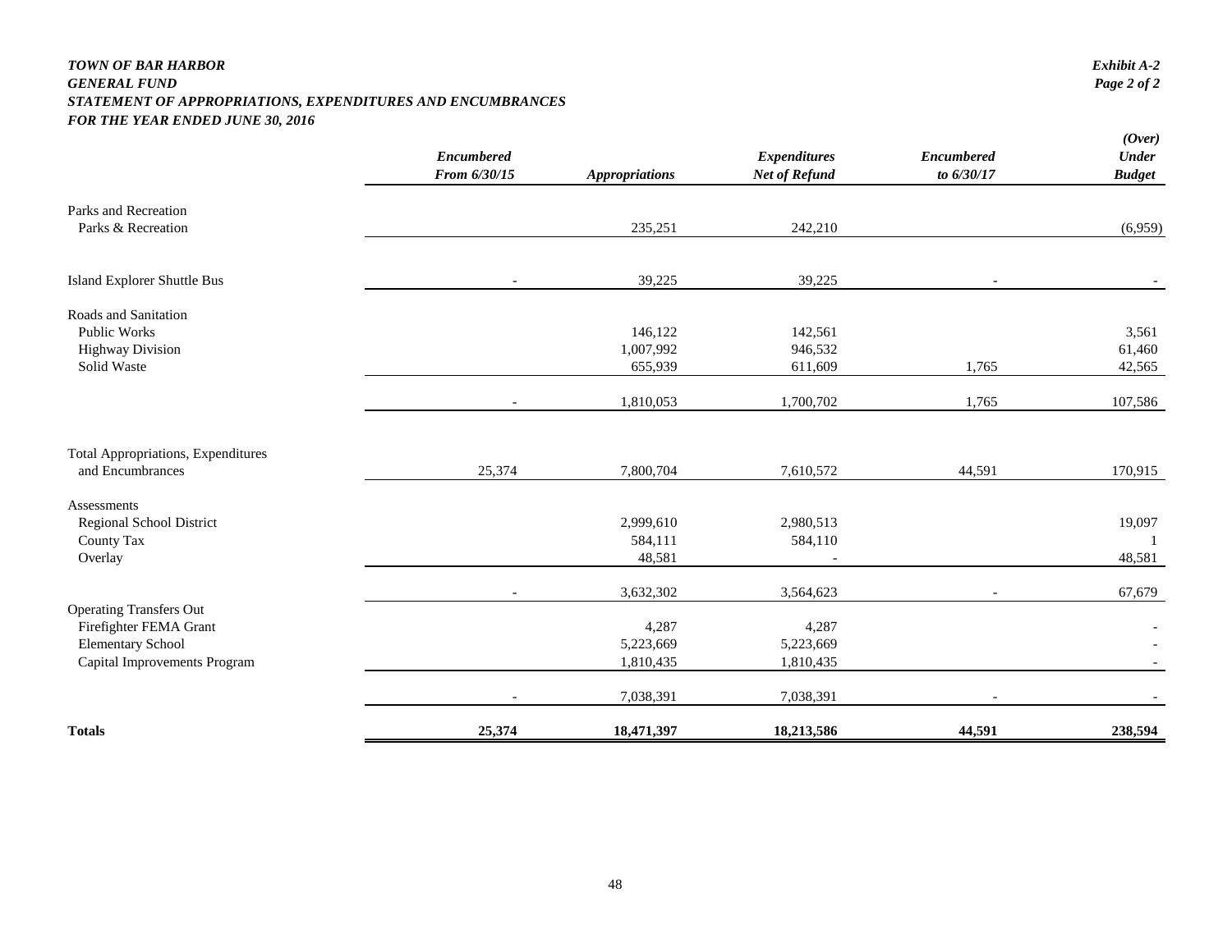*TOWN OF BAR HARBOR*
*GENERAL FUND*
*STATEMENT OF APPROPRIATIONS, EXPENDITURES AND ENCUMBRANCES*
*FOR THE YEAR ENDED JUNE 30, 2016*

*Exhibit A-2*
*Page 2 of 2*

| | *Encumbered From 6/30/15* | *Appropriations* | *Expenditures Net of Refund* | *Encumbered to 6/30/17* | *(Over) Under Budget* |
|---|---|---|---|---|---|
| Parks and Recreation | | | | | |
| Parks & Recreation | | 235,251 | 242,210 | | (6,959) |
| Island Explorer Shuttle Bus | - | 39,225 | 39,225 | - | - |
| Roads and Sanitation | | | | | |
| Public Works | | 146,122 | 142,561 | | 3,561 |
| Highway Division | | 1,007,992 | 946,532 | | 61,460 |
| Solid Waste | | 655,939 | 611,609 | 1,765 | 42,565 |
| | - | 1,810,053 | 1,700,702 | 1,765 | 107,586 |
| Total Appropriations, Expenditures and Encumbrances | 25,374 | 7,800,704 | 7,610,572 | 44,591 | 170,915 |
| Assessments | | | | | |
| Regional School District | | 2,999,610 | 2,980,513 | | 19,097 |
| County Tax | | 584,111 | 584,110 | | 1 |
| Overlay | | 48,581 | - | | 48,581 |
| | - | 3,632,302 | 3,564,623 | - | 67,679 |
| Operating Transfers Out | | | | | |
| Firefighter FEMA Grant | | 4,287 | 4,287 | | - |
| Elementary School | | 5,223,669 | 5,223,669 | | - |
| Capital Improvements Program | | 1,810,435 | 1,810,435 | | - |
| | - | 7,038,391 | 7,038,391 | - | - |
| **Totals** | **25,374** | **18,471,397** | **18,213,586** | **44,591** | **238,594** |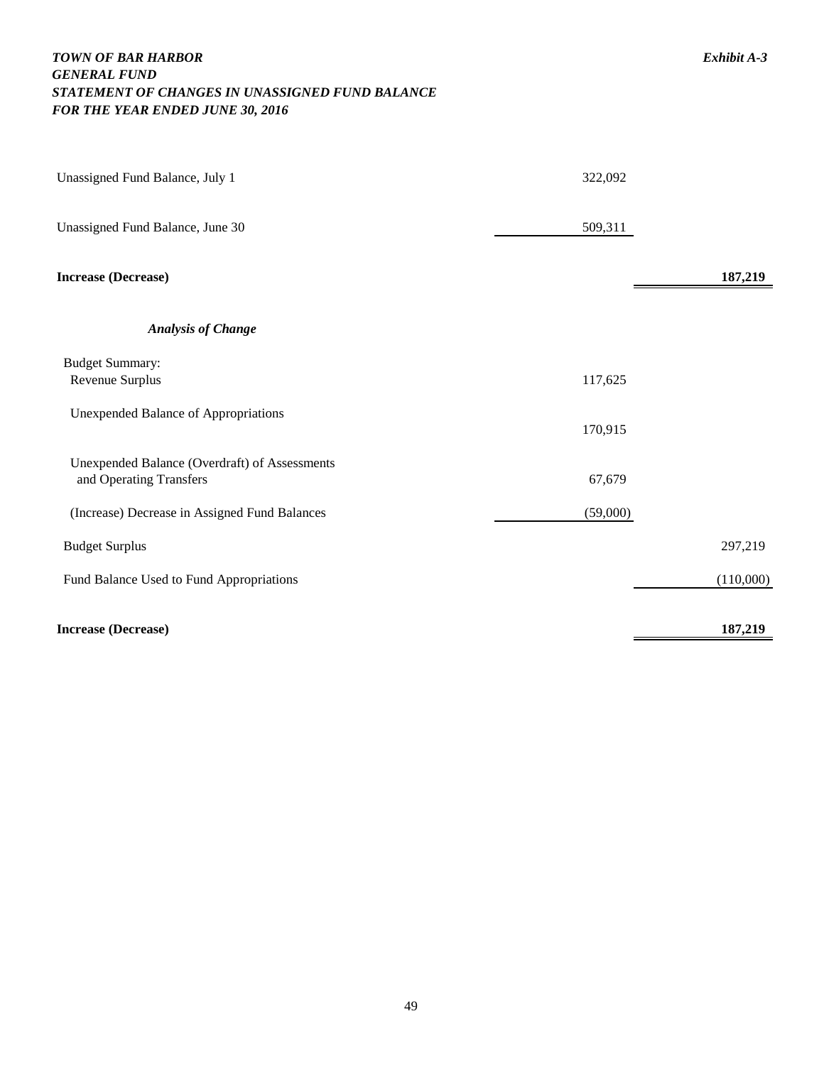***TOWN OF BAR HARBOR*** | ***Exhibit A-3***

***GENERAL FUND***

***STATEMENT OF CHANGES IN UNASSIGNED FUND BALANCE***

***FOR THE YEAR ENDED JUNE 30, 2016***

| | | |
|---|---|---|
| Unassigned Fund Balance, July 1 | 322,092 | |
| Unassigned Fund Balance, June 30 | 509,311 | |
| **Increase (Decrease)** | | **187,219** |
| ***Analysis of Change*** | | |
| Budget Summary: | | |
| Revenue Surplus | 117,625 | |
| Unexpended Balance of Appropriations | 170,915 | |
| Unexpended Balance (Overdraft) of Assessments and Operating Transfers | 67,679 | |
| (Increase) Decrease in Assigned Fund Balances | (59,000) | |
| Budget Surplus | | 297,219 |
| Fund Balance Used to Fund Appropriations | | (110,000) |
| **Increase (Decrease)** | | **187,219** |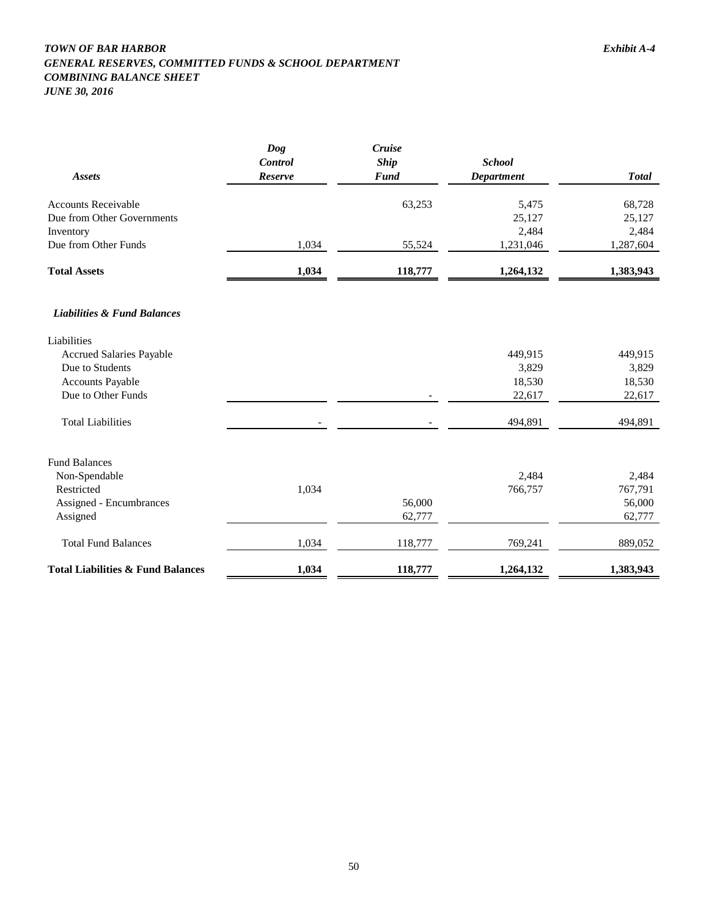***TOWN OF BAR HARBOR*** ***Exhibit A-4***

***GENERAL RESERVES, COMMITTED FUNDS & SCHOOL DEPARTMENT***

***COMBINING BALANCE SHEET***

***JUNE 30, 2016***

| ***Assets*** | ***Dog Control Reserve*** | ***Cruise Ship Fund*** | ***School Department*** | ***Total*** |
|---|---|---|---|---|
| Accounts Receivable | | 63,253 | 5,475 | 68,728 |
| Due from Other Governments | | | 25,127 | 25,127 |
| Inventory | | | 2,484 | 2,484 |
| Due from Other Funds | 1,034 | 55,524 | 1,231,046 | 1,287,604 |
| **Total Assets** | **1,034** | **118,777** | **1,264,132** | **1,383,943** |
| | | | | |
| ***Liabilities & Fund Balances*** | | | | |
| Liabilities | | | | |
| Accrued Salaries Payable | | | 449,915 | 449,915 |
| Due to Students | | | 3,829 | 3,829 |
| Accounts Payable | | | 18,530 | 18,530 |
| Due to Other Funds | | - | 22,617 | 22,617 |
| Total Liabilities | - | - | 494,891 | 494,891 |
| | | | | |
| Fund Balances | | | | |
| Non-Spendable | | | 2,484 | 2,484 |
| Restricted | 1,034 | | 766,757 | 767,791 |
| Assigned - Encumbrances | | 56,000 | | 56,000 |
| Assigned | | 62,777 | | 62,777 |
| Total Fund Balances | 1,034 | 118,777 | 769,241 | 889,052 |
| **Total Liabilities & Fund Balances** | **1,034** | **118,777** | **1,264,132** | **1,383,943** |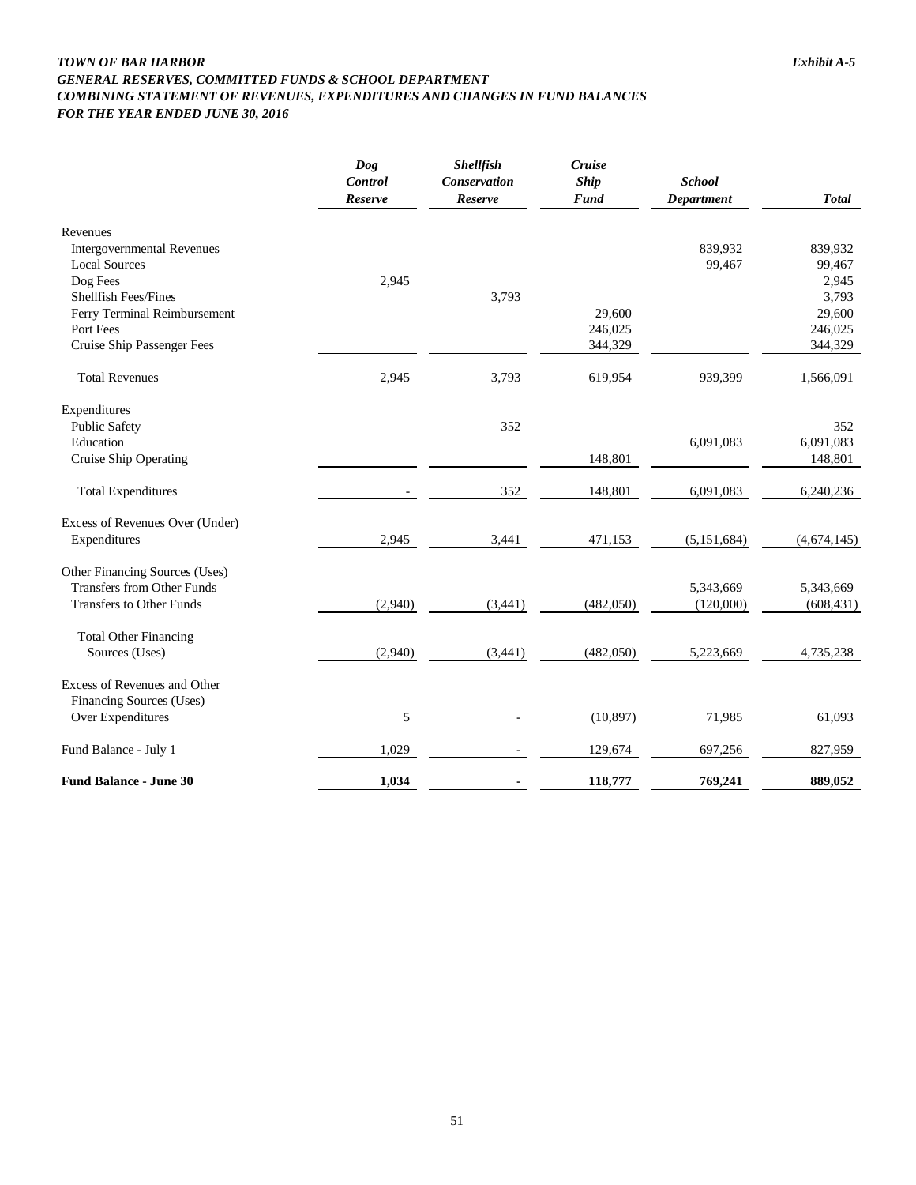***TOWN OF BAR HARBOR*** ***Exhibit A-5***

***GENERAL RESERVES, COMMITTED FUNDS & SCHOOL DEPARTMENT***

***COMBINING STATEMENT OF REVENUES, EXPENDITURES AND CHANGES IN FUND BALANCES***

***FOR THE YEAR ENDED JUNE 30, 2016***

| | ***Dog Control Reserve*** | ***Shellfish Conservation Reserve*** | ***Cruise Ship Fund*** | ***School Department*** | ***Total*** |
|---|---|---|---|---|---|
| Revenues | | | | | |
| Intergovernmental Revenues | | | | 839,932 | 839,932 |
| Local Sources | | | | 99,467 | 99,467 |
| Dog Fees | 2,945 | | | | 2,945 |
| Shellfish Fees/Fines | | 3,793 | | | 3,793 |
| Ferry Terminal Reimbursement | | | 29,600 | | 29,600 |
| Port Fees | | | 246,025 | | 246,025 |
| Cruise Ship Passenger Fees | | | 344,329 | | 344,329 |
| Total Revenues | 2,945 | 3,793 | 619,954 | 939,399 | 1,566,091 |
| Expenditures | | | | | |
| Public Safety | | 352 | | | 352 |
| Education | | | | 6,091,083 | 6,091,083 |
| Cruise Ship Operating | | | 148,801 | | 148,801 |
| Total Expenditures | - | 352 | 148,801 | 6,091,083 | 6,240,236 |
| Excess of Revenues Over (Under) Expenditures | 2,945 | 3,441 | 471,153 | (5,151,684) | (4,674,145) |
| Other Financing Sources (Uses) | | | | | |
| Transfers from Other Funds | | | | 5,343,669 | 5,343,669 |
| Transfers to Other Funds | (2,940) | (3,441) | (482,050) | (120,000) | (608,431) |
| Total Other Financing Sources (Uses) | (2,940) | (3,441) | (482,050) | 5,223,669 | 4,735,238 |
| Excess of Revenues and Other Financing Sources (Uses) Over Expenditures | 5 | - | (10,897) | 71,985 | 61,093 |
| Fund Balance - July 1 | 1,029 | - | 129,674 | 697,256 | 827,959 |
| **Fund Balance - June 30** | **1,034** | **-** | **118,777** | **769,241** | **889,052** |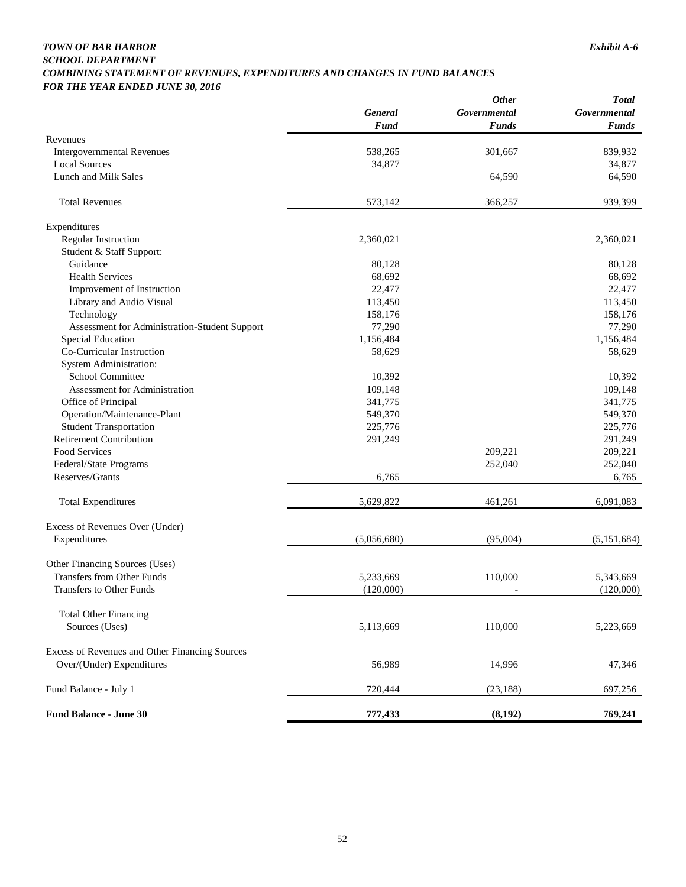***TOWN OF BAR HARBOR*** ***Exhibit A-6***

***SCHOOL DEPARTMENT***

***COMBINING STATEMENT OF REVENUES, EXPENDITURES AND CHANGES IN FUND BALANCES***

***FOR THE YEAR ENDED JUNE 30, 2016***

| | ***General Fund*** | ***Other Governmental Funds*** | ***Total Governmental Funds*** |
|---|---|---|---|
| Revenues | | | |
| Intergovernmental Revenues | 538,265 | 301,667 | 839,932 |
| Local Sources | 34,877 | | 34,877 |
| Lunch and Milk Sales | | 64,590 | 64,590 |
| Total Revenues | 573,142 | 366,257 | 939,399 |
| Expenditures | | | |
| Regular Instruction | 2,360,021 | | 2,360,021 |
| Student & Staff Support: | | | |
| Guidance | 80,128 | | 80,128 |
| Health Services | 68,692 | | 68,692 |
| Improvement of Instruction | 22,477 | | 22,477 |
| Library and Audio Visual | 113,450 | | 113,450 |
| Technology | 158,176 | | 158,176 |
| Assessment for Administration-Student Support | 77,290 | | 77,290 |
| Special Education | 1,156,484 | | 1,156,484 |
| Co-Curricular Instruction | 58,629 | | 58,629 |
| System Administration: | | | |
| School Committee | 10,392 | | 10,392 |
| Assessment for Administration | 109,148 | | 109,148 |
| Office of Principal | 341,775 | | 341,775 |
| Operation/Maintenance-Plant | 549,370 | | 549,370 |
| Student Transportation | 225,776 | | 225,776 |
| Retirement Contribution | 291,249 | | 291,249 |
| Food Services | | 209,221 | 209,221 |
| Federal/State Programs | | 252,040 | 252,040 |
| Reserves/Grants | 6,765 | | 6,765 |
| Total Expenditures | 5,629,822 | 461,261 | 6,091,083 |
| Excess of Revenues Over (Under) Expenditures | (5,056,680) | (95,004) | (5,151,684) |
| Other Financing Sources (Uses) | | | |
| Transfers from Other Funds | 5,233,669 | 110,000 | 5,343,669 |
| Transfers to Other Funds | (120,000) | - | (120,000) |
| Total Other Financing Sources (Uses) | 5,113,669 | 110,000 | 5,223,669 |
| Excess of Revenues and Other Financing Sources Over/(Under) Expenditures | 56,989 | 14,996 | 47,346 |
| Fund Balance - July 1 | 720,444 | (23,188) | 697,256 |
| **Fund Balance - June 30** | **777,433** | **(8,192)** | **769,241** |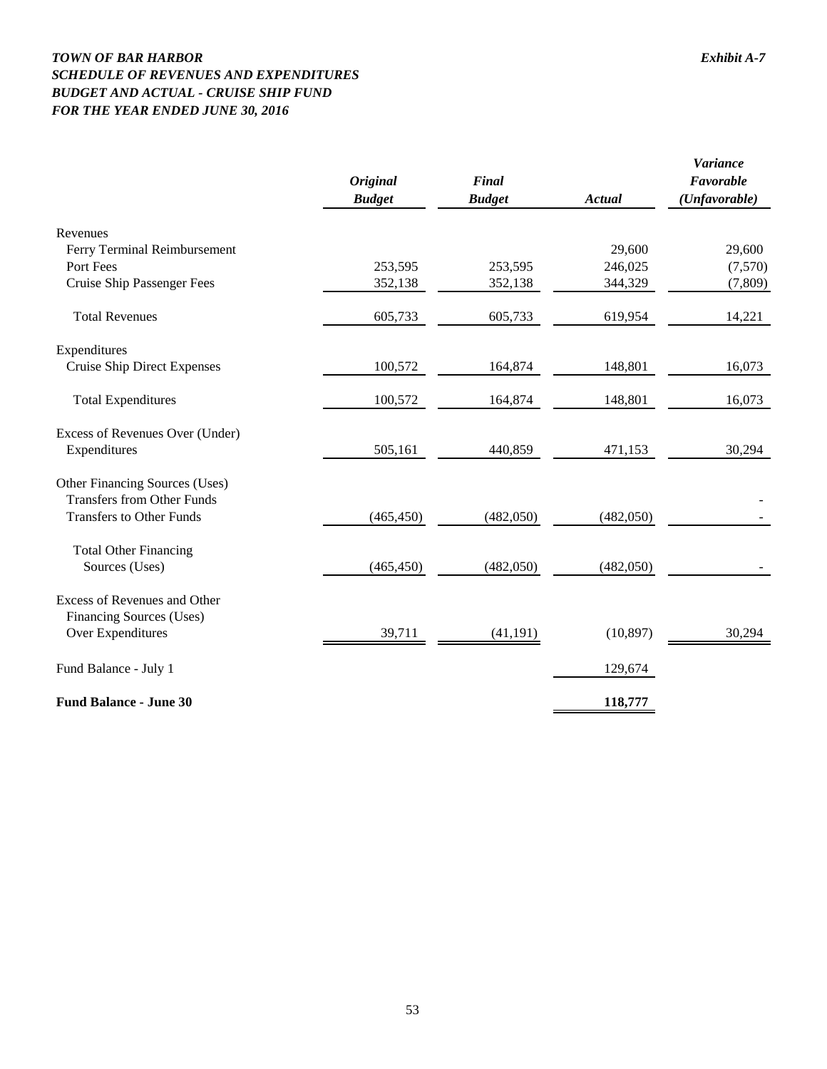***TOWN OF BAR HARBOR*** ***Exhibit A-7***
***SCHEDULE OF REVENUES AND EXPENDITURES***
***BUDGET AND ACTUAL - CRUISE SHIP FUND***
***FOR THE YEAR ENDED JUNE 30, 2016***

| | ***Original Budget*** | ***Final Budget*** | ***Actual*** | ***Variance Favorable (Unfavorable)*** |
|---|---|---|---|---|
| Revenues | | | | |
| Ferry Terminal Reimbursement | | | 29,600 | 29,600 |
| Port Fees | 253,595 | 253,595 | 246,025 | (7,570) |
| Cruise Ship Passenger Fees | 352,138 | 352,138 | 344,329 | (7,809) |
| Total Revenues | 605,733 | 605,733 | 619,954 | 14,221 |
| Expenditures | | | | |
| Cruise Ship Direct Expenses | 100,572 | 164,874 | 148,801 | 16,073 |
| Total Expenditures | 100,572 | 164,874 | 148,801 | 16,073 |
| Excess of Revenues Over (Under) Expenditures | 505,161 | 440,859 | 471,153 | 30,294 |
| Other Financing Sources (Uses) | | | | |
| Transfers from Other Funds | | | | - |
| Transfers to Other Funds | (465,450) | (482,050) | (482,050) | - |
| Total Other Financing Sources (Uses) | (465,450) | (482,050) | (482,050) | - |
| Excess of Revenues and Other Financing Sources (Uses) Over Expenditures | 39,711 | (41,191) | (10,897) | 30,294 |
| Fund Balance - July 1 | | | 129,674 | |
| **Fund Balance - June 30** | | | **118,777** | |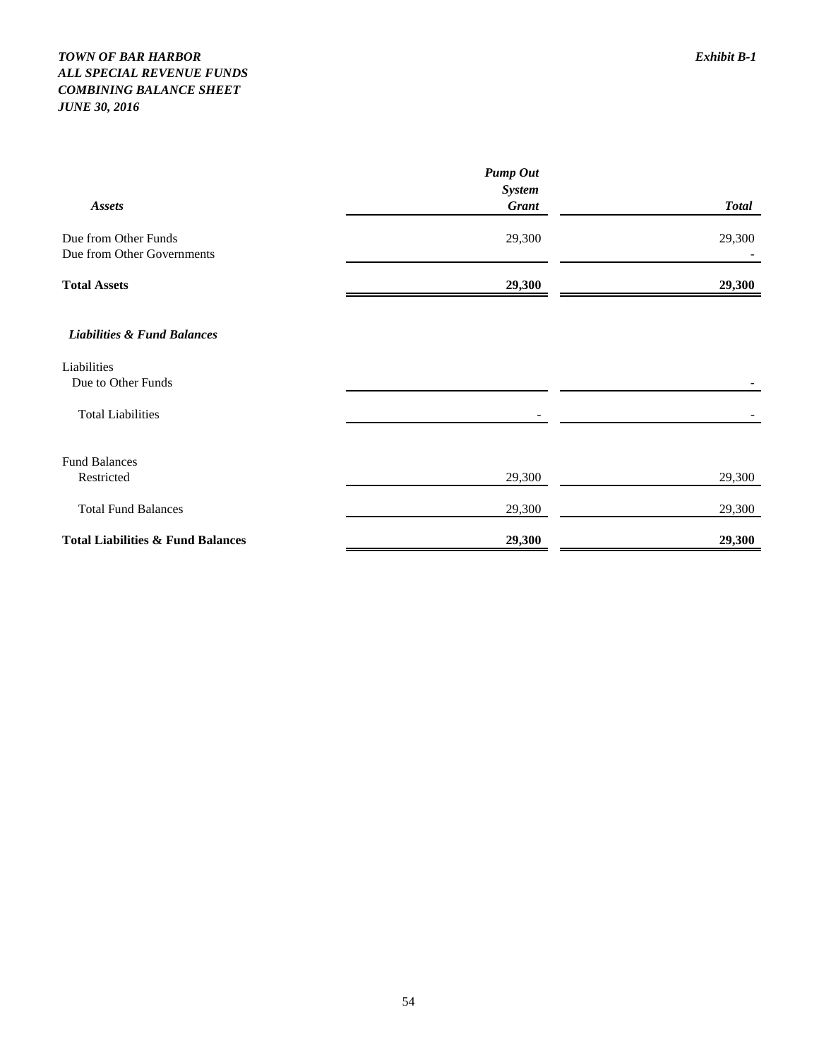***TOWN OF BAR HARBOR***
***ALL SPECIAL REVENUE FUNDS***
***COMBINING BALANCE SHEET***
***JUNE 30, 2016***

***Exhibit B-1***

| ***Assets*** | ***Pump Out System Grant*** | ***Total*** |
|---|---|---|
| Due from Other Funds | 29,300 | 29,300 |
| Due from Other Governments | | - |
| **Total Assets** | **29,300** | **29,300** |
| ***Liabilities & Fund Balances*** | | |
| Liabilities | | |
| Due to Other Funds | | - |
| Total Liabilities | - | - |
| Fund Balances | | |
| Restricted | 29,300 | 29,300 |
| Total Fund Balances | 29,300 | 29,300 |
| **Total Liabilities & Fund Balances** | **29,300** | **29,300** |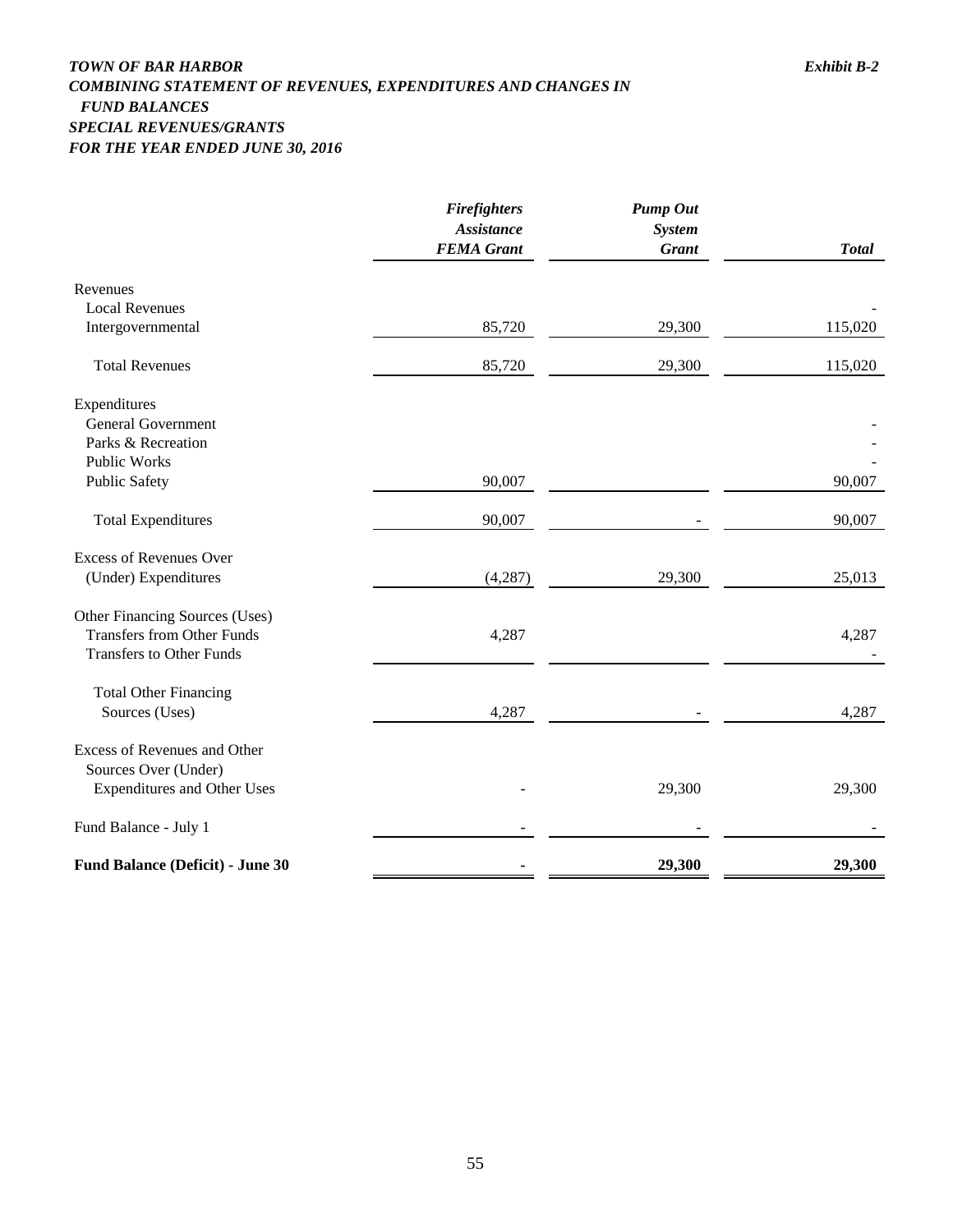***TOWN OF BAR HARBOR*** ***Exhibit B-2***

***COMBINING STATEMENT OF REVENUES, EXPENDITURES AND CHANGES IN FUND BALANCES***

***SPECIAL REVENUES/GRANTS***

***FOR THE YEAR ENDED JUNE 30, 2016***

| | ***Firefighters Assistance FEMA Grant*** | ***Pump Out System Grant*** | ***Total*** |
|---|---|---|---|
| Revenues | | | |
| Local Revenues | | | - |
| Intergovernmental | 85,720 | 29,300 | 115,020 |
| Total Revenues | 85,720 | 29,300 | 115,020 |
| Expenditures | | | |
| General Government | | | - |
| Parks & Recreation | | | - |
| Public Works | | | - |
| Public Safety | 90,007 | | 90,007 |
| Total Expenditures | 90,007 | - | 90,007 |
| Excess of Revenues Over (Under) Expenditures | (4,287) | 29,300 | 25,013 |
| Other Financing Sources (Uses) | | | |
| Transfers from Other Funds | 4,287 | | 4,287 |
| Transfers to Other Funds | | | - |
| Total Other Financing Sources (Uses) | 4,287 | - | 4,287 |
| Excess of Revenues and Other Sources Over (Under) Expenditures and Other Uses | - | 29,300 | 29,300 |
| Fund Balance - July 1 | - | - | - |
| **Fund Balance (Deficit) - June 30** | **-** | **29,300** | **29,300** |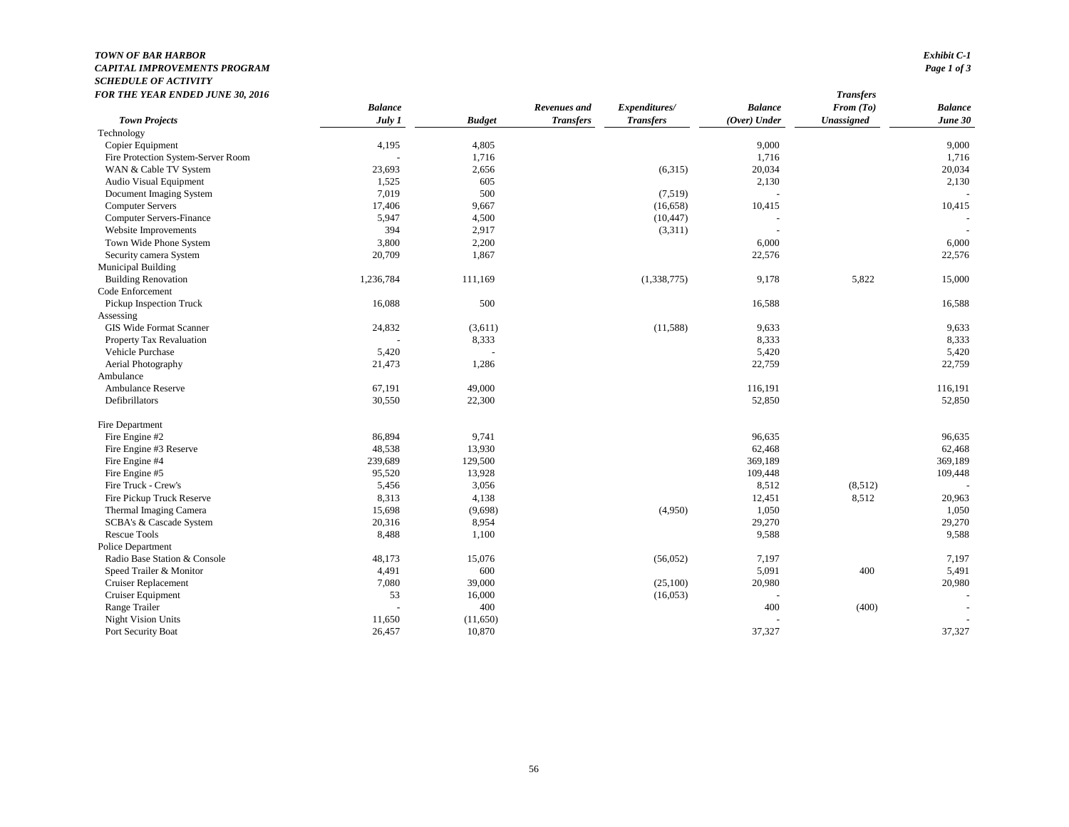***TOWN OF BAR HARBOR***
***CAPITAL IMPROVEMENTS PROGRAM***
***SCHEDULE OF ACTIVITY***
***FOR THE YEAR ENDED JUNE 30, 2016***

***Exhibit C-1***
***Page 1 of 3***

| *Town Projects* | *Balance July 1* | *Budget* | *Revenues and Transfers* | *Expenditures/ Transfers* | *Balance (Over) Under* | *Transfers From (To) Unassigned* | *Balance June 30* |
|---|---|---|---|---|---|---|---|
| Technology | | | | | | | |
| Copier Equipment | 4,195 | 4,805 | | | 9,000 | | 9,000 |
| Fire Protection System-Server Room | - | 1,716 | | | 1,716 | | 1,716 |
| WAN & Cable TV System | 23,693 | 2,656 | | (6,315) | 20,034 | | 20,034 |
| Audio Visual Equipment | 1,525 | 605 | | | 2,130 | | 2,130 |
| Document Imaging System | 7,019 | 500 | | (7,519) | - | | - |
| Computer Servers | 17,406 | 9,667 | | (16,658) | 10,415 | | 10,415 |
| Computer Servers-Finance | 5,947 | 4,500 | | (10,447) | - | | - |
| Website Improvements | 394 | 2,917 | | (3,311) | - | | - |
| Town Wide Phone System | 3,800 | 2,200 | | | 6,000 | | 6,000 |
| Security camera System | 20,709 | 1,867 | | | 22,576 | | 22,576 |
| Municipal Building | | | | | | | |
| Building Renovation | 1,236,784 | 111,169 | | (1,338,775) | 9,178 | 5,822 | 15,000 |
| Code Enforcement | | | | | | | |
| Pickup Inspection Truck | 16,088 | 500 | | | 16,588 | | 16,588 |
| Assessing | | | | | | | |
| GIS Wide Format Scanner | 24,832 | (3,611) | | (11,588) | 9,633 | | 9,633 |
| Property Tax Revaluation | - | 8,333 | | | 8,333 | | 8,333 |
| Vehicle Purchase | 5,420 | - | | | 5,420 | | 5,420 |
| Aerial Photography | 21,473 | 1,286 | | | 22,759 | | 22,759 |
| Ambulance | | | | | | | |
| Ambulance Reserve | 67,191 | 49,000 | | | 116,191 | | 116,191 |
| Defibrillators | 30,550 | 22,300 | | | 52,850 | | 52,850 |
| Fire Department | | | | | | | |
| Fire Engine #2 | 86,894 | 9,741 | | | 96,635 | | 96,635 |
| Fire Engine #3 Reserve | 48,538 | 13,930 | | | 62,468 | | 62,468 |
| Fire Engine #4 | 239,689 | 129,500 | | | 369,189 | | 369,189 |
| Fire Engine #5 | 95,520 | 13,928 | | | 109,448 | | 109,448 |
| Fire Truck - Crew's | 5,456 | 3,056 | | | 8,512 | (8,512) | - |
| Fire Pickup Truck Reserve | 8,313 | 4,138 | | | 12,451 | 8,512 | 20,963 |
| Thermal Imaging Camera | 15,698 | (9,698) | | (4,950) | 1,050 | | 1,050 |
| SCBA's & Cascade System | 20,316 | 8,954 | | | 29,270 | | 29,270 |
| Rescue Tools | 8,488 | 1,100 | | | 9,588 | | 9,588 |
| Police Department | | | | | | | |
| Radio Base Station & Console | 48,173 | 15,076 | | (56,052) | 7,197 | | 7,197 |
| Speed Trailer & Monitor | 4,491 | 600 | | | 5,091 | 400 | 5,491 |
| Cruiser Replacement | 7,080 | 39,000 | | (25,100) | 20,980 | | 20,980 |
| Cruiser Equipment | 53 | 16,000 | | (16,053) | - | | - |
| Range Trailer | - | 400 | | | 400 | (400) | - |
| Night Vision Units | 11,650 | (11,650) | | | - | | - |
| Port Security Boat | 26,457 | 10,870 | | | 37,327 | | 37,327 |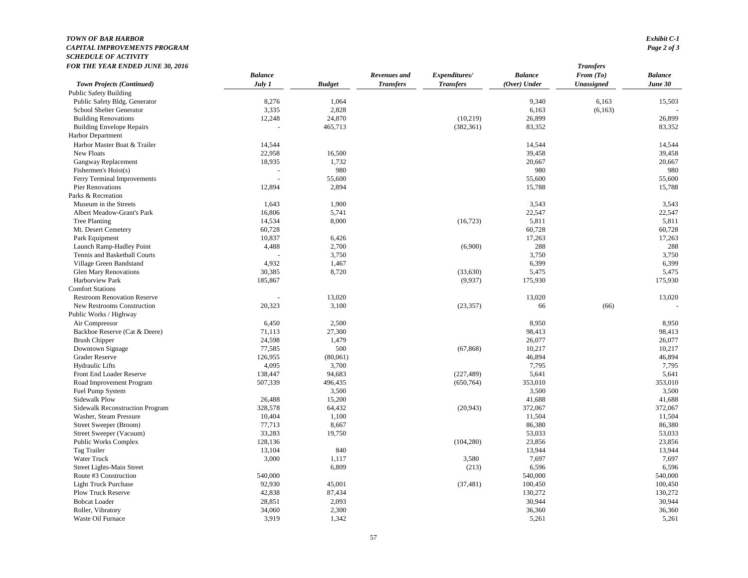**TOWN OF BAR HARBOR**
**CAPITAL IMPROVEMENTS PROGRAM**
**SCHEDULE OF ACTIVITY**
**FOR THE YEAR ENDED JUNE 30, 2016**

**Exhibit C-1**
**Page 2 of 3**

| *Town Projects (Continued)* | *Balance July 1* | *Budget* | *Revenues and Transfers* | *Expenditures/ Transfers* | *Balance (Over) Under* | *Transfers From (To) Unassigned* | *Balance June 30* |
|---|---|---|---|---|---|---|---|
| Public Safety Building | | | | | | | |
| Public Safety Bldg. Generator | 8,276 | 1,064 | | | 9,340 | 6,163 | 15,503 |
| School Shelter Generator | 3,335 | 2,828 | | | 6,163 | (6,163) | - |
| Building Renovations | 12,248 | 24,870 | | (10,219) | 26,899 | | 26,899 |
| Building Envelope Repairs | - | 465,713 | | (382,361) | 83,352 | | 83,352 |
| Harbor Department | | | | | | | |
| Harbor Master Boat & Trailer | 14,544 | | | | 14,544 | | 14,544 |
| New Floats | 22,958 | 16,500 | | | 39,458 | | 39,458 |
| Gangway Replacement | 18,935 | 1,732 | | | 20,667 | | 20,667 |
| Fishermen's Hoist(s) | - | 980 | | | 980 | | 980 |
| Ferry Terminal Improvements | - | 55,600 | | | 55,600 | | 55,600 |
| Pier Renovations | 12,894 | 2,894 | | | 15,788 | | 15,788 |
| Parks & Recreation | | | | | | | |
| Museum in the Streets | 1,643 | 1,900 | | | 3,543 | | 3,543 |
| Albert Meadow-Grant's Park | 16,806 | 5,741 | | | 22,547 | | 22,547 |
| Tree Planting | 14,534 | 8,000 | | (16,723) | 5,811 | | 5,811 |
| Mt. Desert Cemetery | 60,728 | | | | 60,728 | | 60,728 |
| Park Equipment | 10,837 | 6,426 | | | 17,263 | | 17,263 |
| Launch Ramp-Hadley Point | 4,488 | 2,700 | | (6,900) | 288 | | 288 |
| Tennis and Basketball Courts | - | 3,750 | | | 3,750 | | 3,750 |
| Village Green Bandstand | 4,932 | 1,467 | | | 6,399 | | 6,399 |
| Glen Mary Renovations | 30,385 | 8,720 | | (33,630) | 5,475 | | 5,475 |
| Harborview Park | 185,867 | | | (9,937) | 175,930 | | 175,930 |
| Comfort Stations | | | | | | | |
| Restroom Renovation Reserve | - | 13,020 | | | 13,020 | | 13,020 |
| New Restrooms Construction | 20,323 | 3,100 | | (23,357) | 66 | (66) | - |
| Public Works / Highway | | | | | | | |
| Air Compressor | 6,450 | 2,500 | | | 8,950 | | 8,950 |
| Backhoe Reserve (Cat & Deere) | 71,113 | 27,300 | | | 98,413 | | 98,413 |
| Brush Chipper | 24,598 | 1,479 | | | 26,077 | | 26,077 |
| Downtown Signage | 77,585 | 500 | | (67,868) | 10,217 | | 10,217 |
| Grader Reserve | 126,955 | (80,061) | | | 46,894 | | 46,894 |
| Hydraulic Lifts | 4,095 | 3,700 | | | 7,795 | | 7,795 |
| Front End Loader Reserve | 138,447 | 94,683 | | (227,489) | 5,641 | | 5,641 |
| Road Improvement Program | 507,339 | 496,435 | | (650,764) | 353,010 | | 353,010 |
| Fuel Pump System | | 3,500 | | | 3,500 | | 3,500 |
| Sidewalk Plow | 26,488 | 15,200 | | | 41,688 | | 41,688 |
| Sidewalk Reconstruction Program | 328,578 | 64,432 | | (20,943) | 372,067 | | 372,067 |
| Washer, Steam Pressure | 10,404 | 1,100 | | | 11,504 | | 11,504 |
| Street Sweeper (Broom) | 77,713 | 8,667 | | | 86,380 | | 86,380 |
| Street Sweeper (Vacuum) | 33,283 | 19,750 | | | 53,033 | | 53,033 |
| Public Works Complex | 128,136 | | | (104,280) | 23,856 | | 23,856 |
| Tag Trailer | 13,104 | 840 | | | 13,944 | | 13,944 |
| Water Truck | 3,000 | 1,117 | | 3,580 | 7,697 | | 7,697 |
| Street Lights-Main Street | | 6,809 | | (213) | 6,596 | | 6,596 |
| Route #3 Construction | 540,000 | | | | 540,000 | | 540,000 |
| Light Truck Purchase | 92,930 | 45,001 | | (37,481) | 100,450 | | 100,450 |
| Plow Truck Reserve | 42,838 | 87,434 | | | 130,272 | | 130,272 |
| Bobcat Loader | 28,851 | 2,093 | | | 30,944 | | 30,944 |
| Roller, Vibratory | 34,060 | 2,300 | | | 36,360 | | 36,360 |
| Waste Oil Furnace | 3,919 | 1,342 | | | 5,261 | | 5,261 |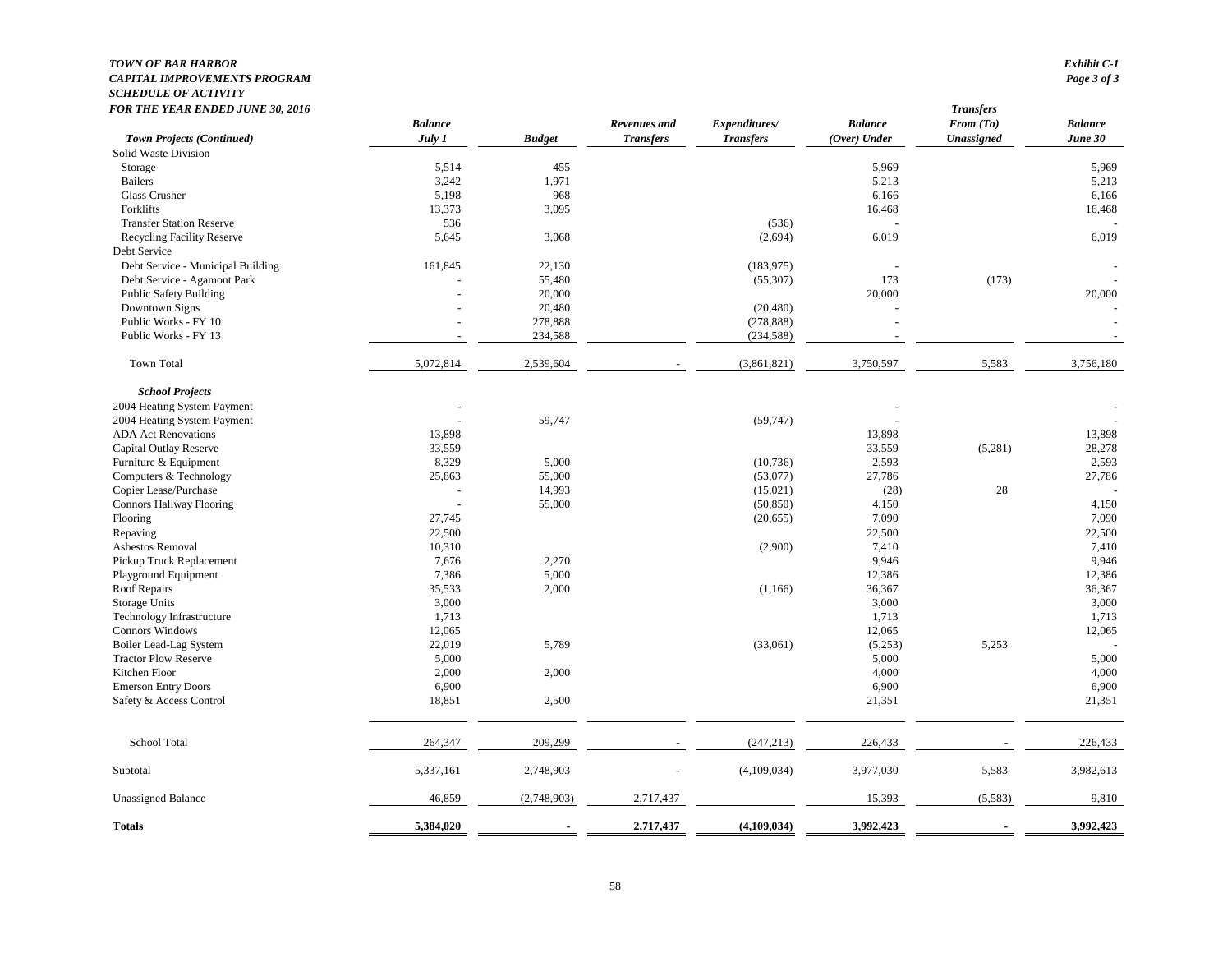**TOWN OF BAR HARBOR**
**CAPITAL IMPROVEMENTS PROGRAM**
**SCHEDULE OF ACTIVITY**
**FOR THE YEAR ENDED JUNE 30, 2016**

*Exhibit C-1*
*Page 3 of 3*

| *Town Projects (Continued)* | *Balance July 1* | *Budget* | *Revenues and Transfers* | *Expenditures/ Transfers* | *Balance (Over) Under* | *Transfers From (To) Unassigned* | *Balance June 30* |
|---|---|---|---|---|---|---|---|
| Solid Waste Division | | | | | | | |
| Storage | 5,514 | 455 | | | 5,969 | | 5,969 |
| Bailers | 3,242 | 1,971 | | | 5,213 | | 5,213 |
| Glass Crusher | 5,198 | 968 | | | 6,166 | | 6,166 |
| Forklifts | 13,373 | 3,095 | | | 16,468 | | 16,468 |
| Transfer Station Reserve | 536 | | | (536) | - | | - |
| Recycling Facility Reserve | 5,645 | 3,068 | | (2,694) | 6,019 | | 6,019 |
| Debt Service | | | | | | | |
| Debt Service - Municipal Building | 161,845 | 22,130 | | (183,975) | - | | - |
| Debt Service - Agamont Park | - | 55,480 | | (55,307) | 173 | (173) | - |
| Public Safety Building | - | 20,000 | | | 20,000 | | 20,000 |
| Downtown Signs | - | 20,480 | | (20,480) | - | | - |
| Public Works - FY 10 | - | 278,888 | | (278,888) | - | | - |
| Public Works - FY 13 | - | 234,588 | | (234,588) | - | | - |
| Town Total | 5,072,814 | 2,539,604 | - | (3,861,821) | 3,750,597 | 5,583 | 3,756,180 |
| ***School Projects*** | | | | | | | |
| 2004 Heating System Payment | - | | | | - | | - |
| 2004 Heating System Payment | - | 59,747 | | (59,747) | - | | - |
| ADA Act Renovations | 13,898 | | | | 13,898 | | 13,898 |
| Capital Outlay Reserve | 33,559 | | | | 33,559 | (5,281) | 28,278 |
| Furniture & Equipment | 8,329 | 5,000 | | (10,736) | 2,593 | | 2,593 |
| Computers & Technology | 25,863 | 55,000 | | (53,077) | 27,786 | | 27,786 |
| Copier Lease/Purchase | - | 14,993 | | (15,021) | (28) | 28 | - |
| Connors Hallway Flooring | - | 55,000 | | (50,850) | 4,150 | | 4,150 |
| Flooring | 27,745 | | | (20,655) | 7,090 | | 7,090 |
| Repaving | 22,500 | | | | 22,500 | | 22,500 |
| Asbestos Removal | 10,310 | | | (2,900) | 7,410 | | 7,410 |
| Pickup Truck Replacement | 7,676 | 2,270 | | | 9,946 | | 9,946 |
| Playground Equipment | 7,386 | 5,000 | | | 12,386 | | 12,386 |
| Roof Repairs | 35,533 | 2,000 | | (1,166) | 36,367 | | 36,367 |
| Storage Units | 3,000 | | | | 3,000 | | 3,000 |
| Technology Infrastructure | 1,713 | | | | 1,713 | | 1,713 |
| Connors Windows | 12,065 | | | | 12,065 | | 12,065 |
| Boiler Lead-Lag System | 22,019 | 5,789 | | (33,061) | (5,253) | 5,253 | - |
| Tractor Plow Reserve | 5,000 | | | | 5,000 | | 5,000 |
| Kitchen Floor | 2,000 | 2,000 | | | 4,000 | | 4,000 |
| Emerson Entry Doors | 6,900 | | | | 6,900 | | 6,900 |
| Safety & Access Control | 18,851 | 2,500 | | | 21,351 | | 21,351 |
| School Total | 264,347 | 209,299 | - | (247,213) | 226,433 | - | 226,433 |
| Subtotal | 5,337,161 | 2,748,903 | - | (4,109,034) | 3,977,030 | 5,583 | 3,982,613 |
| Unassigned Balance | 46,859 | (2,748,903) | 2,717,437 | | 15,393 | (5,583) | 9,810 |
| **Totals** | **5,384,020** | **-** | **2,717,437** | **(4,109,034)** | **3,992,423** | **-** | **3,992,423** |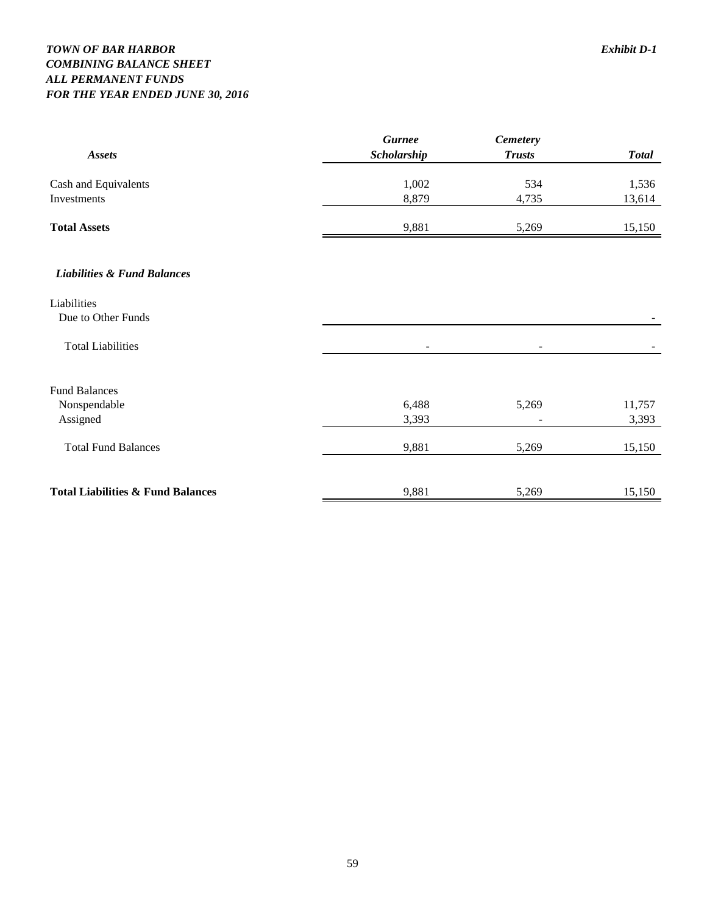***TOWN OF BAR HARBOR*** ***Exhibit D-1***

***COMBINING BALANCE SHEET***

***ALL PERMANENT FUNDS***

***FOR THE YEAR ENDED JUNE 30, 2016***

| ***Assets*** | ***Gurnee Scholarship*** | ***Cemetery Trusts*** | ***Total*** |
|---|---|---|---|
| Cash and Equivalents | 1,002 | 534 | 1,536 |
| Investments | 8,879 | 4,735 | 13,614 |
| **Total Assets** | 9,881 | 5,269 | 15,150 |
| ***Liabilities & Fund Balances*** | | | |
| Liabilities | | | |
| Due to Other Funds | | | - |
| Total Liabilities | - | - | - |
| Fund Balances | | | |
| Nonspendable | 6,488 | 5,269 | 11,757 |
| Assigned | 3,393 | - | 3,393 |
| Total Fund Balances | 9,881 | 5,269 | 15,150 |
| **Total Liabilities & Fund Balances** | 9,881 | 5,269 | 15,150 |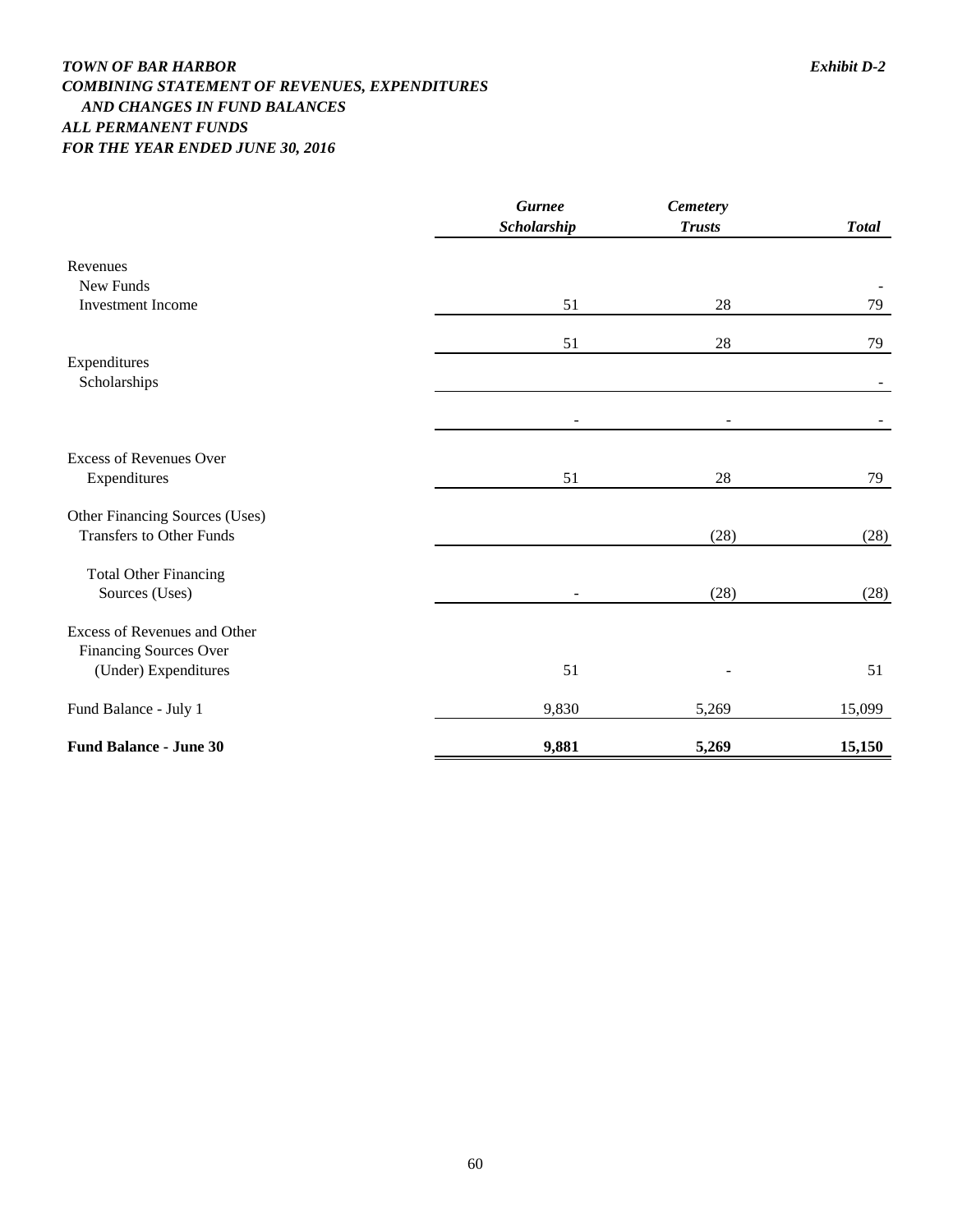***TOWN OF BAR HARBOR*** ***Exhibit D-2***
***COMBINING STATEMENT OF REVENUES, EXPENDITURES AND CHANGES IN FUND BALANCES***
***ALL PERMANENT FUNDS***
***FOR THE YEAR ENDED JUNE 30, 2016***

| | *Gurnee Scholarship* | *Cemetery Trusts* | *Total* |
|---|---|---|---|
| Revenues | | | |
| New Funds | | | - |
| Investment Income | 51 | 28 | 79 |
| | 51 | 28 | 79 |
| Expenditures | | | |
| Scholarships | | | - |
| | - | - | - |
| Excess of Revenues Over Expenditures | 51 | 28 | 79 |
| Other Financing Sources (Uses) | | | |
| Transfers to Other Funds | | (28) | (28) |
| Total Other Financing Sources (Uses) | - | (28) | (28) |
| Excess of Revenues and Other Financing Sources Over (Under) Expenditures | 51 | - | 51 |
| Fund Balance - July 1 | 9,830 | 5,269 | 15,099 |
| **Fund Balance - June 30** | **9,881** | **5,269** | **15,150** |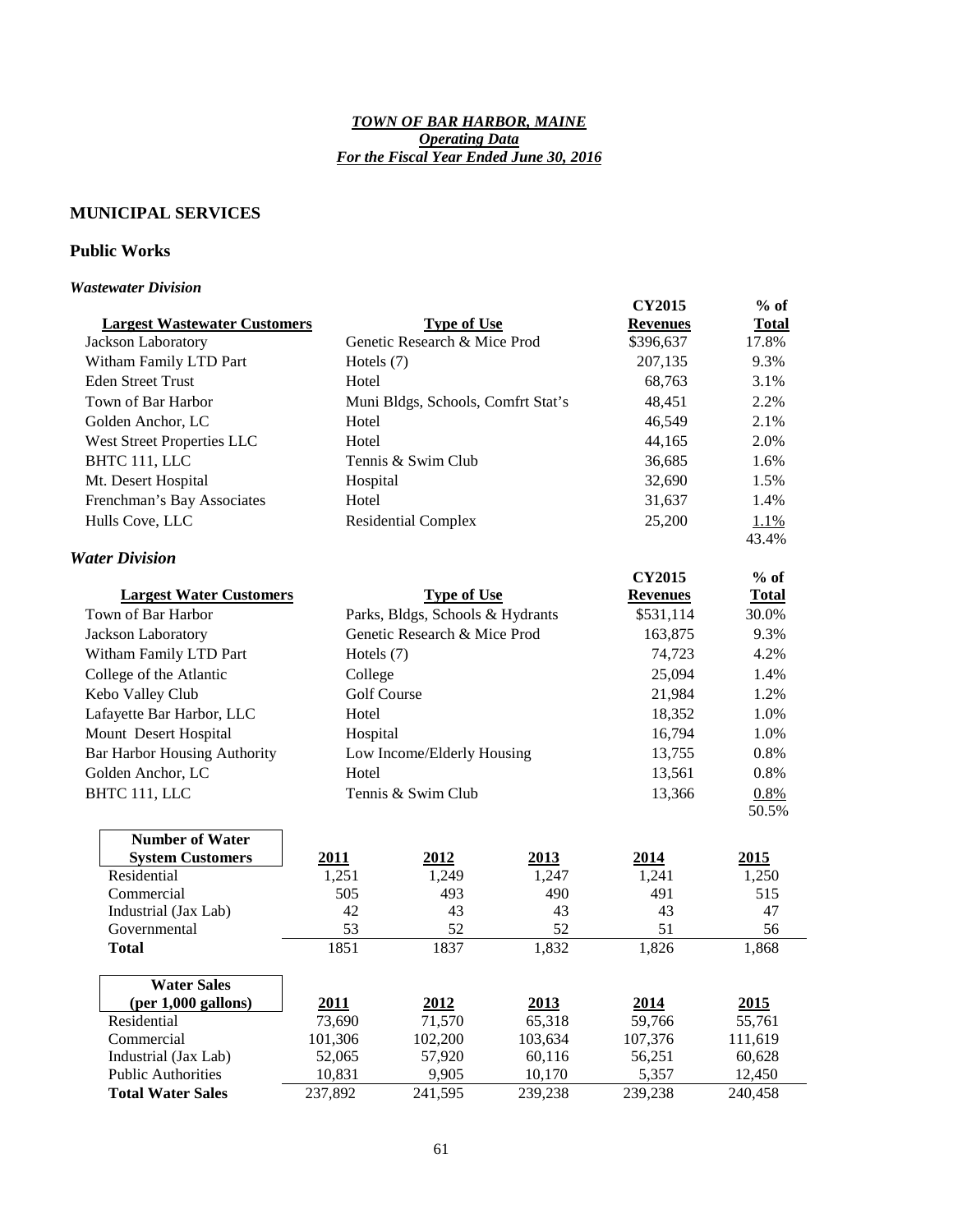***TOWN OF BAR HARBOR, MAINE***
***Operating Data***
***For the Fiscal Year Ended June 30, 2016***

## MUNICIPAL SERVICES

### Public Works

#### *Wastewater Division*

| Largest Wastewater Customers | Type of Use | CY2015 Revenues | % of Total |
|---|---|---|---|
| Jackson Laboratory | Genetic Research & Mice Prod | \$396,637 | 17.8% |
| Witham Family LTD Part | Hotels (7) | 207,135 | 9.3% |
| Eden Street Trust | Hotel | 68,763 | 3.1% |
| Town of Bar Harbor | Muni Bldgs, Schools, Comfrt Stat's | 48,451 | 2.2% |
| Golden Anchor, LC | Hotel | 46,549 | 2.1% |
| West Street Properties LLC | Hotel | 44,165 | 2.0% |
| BHTC 111, LLC | Tennis & Swim Club | 36,685 | 1.6% |
| Mt. Desert Hospital | Hospital | 32,690 | 1.5% |
| Frenchman's Bay Associates | Hotel | 31,637 | 1.4% |
| Hulls Cove, LLC | Residential Complex | 25,200 | 1.1% |
| | | | 43.4% |

#### *Water Division*

| Largest Water Customers | Type of Use | CY2015 Revenues | % of Total |
|---|---|---|---|
| Town of Bar Harbor | Parks, Bldgs, Schools & Hydrants | \$531,114 | 30.0% |
| Jackson Laboratory | Genetic Research & Mice Prod | 163,875 | 9.3% |
| Witham Family LTD Part | Hotels (7) | 74,723 | 4.2% |
| College of the Atlantic | College | 25,094 | 1.4% |
| Kebo Valley Club | Golf Course | 21,984 | 1.2% |
| Lafayette Bar Harbor, LLC | Hotel | 18,352 | 1.0% |
| Mount Desert Hospital | Hospital | 16,794 | 1.0% |
| Bar Harbor Housing Authority | Low Income/Elderly Housing | 13,755 | 0.8% |
| Golden Anchor, LC | Hotel | 13,561 | 0.8% |
| BHTC 111, LLC | Tennis & Swim Club | 13,366 | 0.8% |
| | | | 50.5% |

| Number of Water System Customers | 2011 | 2012 | 2013 | 2014 | 2015 |
|---|---|---|---|---|---|
| Residential | 1,251 | 1,249 | 1,247 | 1,241 | 1,250 |
| Commercial | 505 | 493 | 490 | 491 | 515 |
| Industrial (Jax Lab) | 42 | 43 | 43 | 43 | 47 |
| Governmental | 53 | 52 | 52 | 51 | 56 |
| **Total** | 1851 | 1837 | 1,832 | 1,826 | 1,868 |

| Water Sales (per 1,000 gallons) | 2011 | 2012 | 2013 | 2014 | 2015 |
|---|---|---|---|---|---|
| Residential | 73,690 | 71,570 | 65,318 | 59,766 | 55,761 |
| Commercial | 101,306 | 102,200 | 103,634 | 107,376 | 111,619 |
| Industrial (Jax Lab) | 52,065 | 57,920 | 60,116 | 56,251 | 60,628 |
| Public Authorities | 10,831 | 9,905 | 10,170 | 5,357 | 12,450 |
| **Total Water Sales** | 237,892 | 241,595 | 239,238 | 239,238 | 240,458 |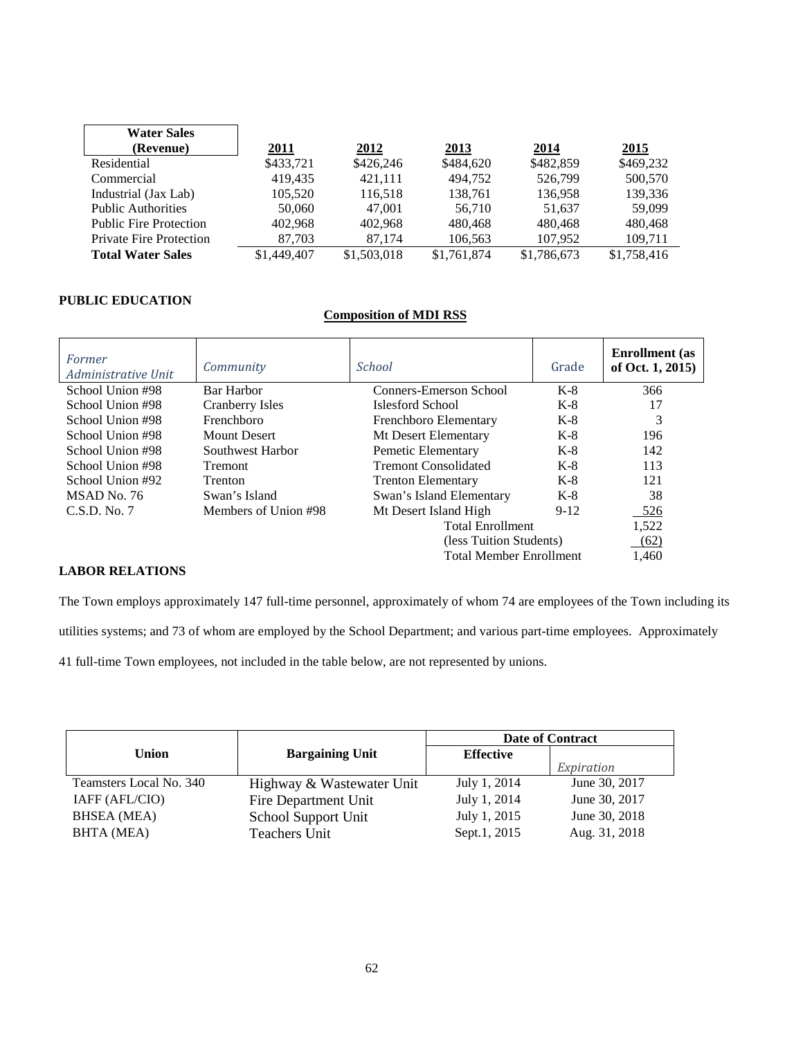| Water Sales (Revenue) | 2011 | 2012 | 2013 | 2014 | 2015 |
|---|---|---|---|---|---|
| Residential | $433,721 | $426,246 | $484,620 | $482,859 | $469,232 |
| Commercial | 419,435 | 421,111 | 494,752 | 526,799 | 500,570 |
| Industrial (Jax Lab) | 105,520 | 116,518 | 138,761 | 136,958 | 139,336 |
| Public Authorities | 50,060 | 47,001 | 56,710 | 51,637 | 59,099 |
| Public Fire Protection | 402,968 | 402,968 | 480,468 | 480,468 | 480,468 |
| Private Fire Protection | 87,703 | 87,174 | 106,563 | 107,952 | 109,711 |
| **Total Water Sales** | $1,449,407 | $1,503,018 | $1,761,874 | $1,786,673 | $1,758,416 |

**PUBLIC EDUCATION**

**Composition of MDI RSS**

| *Former Administrative Unit* | *Community* | *School* | Grade | **Enrollment (as of Oct. 1, 2015)** |
|---|---|---|---|---|
| School Union #98 | Bar Harbor | Conners-Emerson School | K-8 | 366 |
| School Union #98 | Cranberry Isles | Islesford School | K-8 | 17 |
| School Union #98 | Frenchboro | Frenchboro Elementary | K-8 | 3 |
| School Union #98 | Mount Desert | Mt Desert Elementary | K-8 | 196 |
| School Union #98 | Southwest Harbor | Pemetic Elementary | K-8 | 142 |
| School Union #98 | Tremont | Tremont Consolidated | K-8 | 113 |
| School Union #92 | Trenton | Trenton Elementary | K-8 | 121 |
| MSAD No. 76 | Swan's Island | Swan's Island Elementary | K-8 | 38 |
| C.S.D. No. 7 | Members of Union #98 | Mt Desert Island High | 9-12 | 526 |
| | | Total Enrollment | | 1,522 |
| | | (less Tuition Students) | | (62) |
| | | Total Member Enrollment | | 1,460 |

**LABOR RELATIONS**

The Town employs approximately 147 full-time personnel, approximately of whom 74 are employees of the Town including its utilities systems; and 73 of whom are employed by the School Department; and various part-time employees. Approximately 41 full-time Town employees, not included in the table below, are not represented by unions.

| Union | Bargaining Unit | Date of Contract | |
|---|---|---|---|
| | | **Effective** | *Expiration* |
| Teamsters Local No. 340 | Highway & Wastewater Unit | July 1, 2014 | June 30, 2017 |
| IAFF (AFL/CIO) | Fire Department Unit | July 1, 2014 | June 30, 2017 |
| BHSEA (MEA) | School Support Unit | July 1, 2015 | June 30, 2018 |
| BHTA (MEA) | Teachers Unit | Sept.1, 2015 | Aug. 31, 2018 |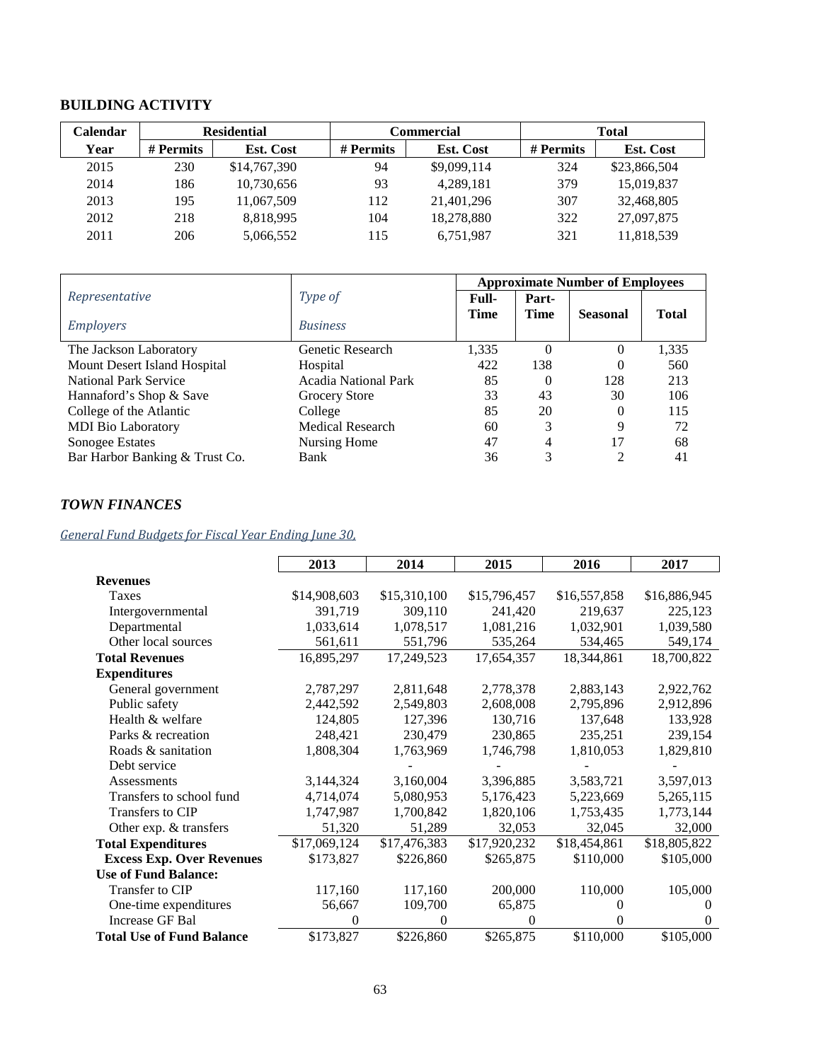## BUILDING ACTIVITY

| Calendar | Residential | | Commercial | | Total | |
|---|---|---|---|---|---|---|
| Year | # Permits | Est. Cost | # Permits | Est. Cost | # Permits | Est. Cost |
| 2015 | 230 | $14,767,390 | 94 | $9,099,114 | 324 | $23,866,504 |
| 2014 | 186 | 10,730,656 | 93 | 4,289,181 | 379 | 15,019,837 |
| 2013 | 195 | 11,067,509 | 112 | 21,401,296 | 307 | 32,468,805 |
| 2012 | 218 | 8,818,995 | 104 | 18,278,880 | 322 | 27,097,875 |
| 2011 | 206 | 5,066,552 | 115 | 6,751,987 | 321 | 11,818,539 |

| *Representative* | *Type of* | Approximate Number of Employees | | | |
|---|---|---|---|---|---|
| *Employers* | *Business* | Full-Time | Part-Time | Seasonal | Total |
| The Jackson Laboratory | Genetic Research | 1,335 | 0 | 0 | 1,335 |
| Mount Desert Island Hospital | Hospital | 422 | 138 | 0 | 560 |
| National Park Service | Acadia National Park | 85 | 0 | 128 | 213 |
| Hannaford's Shop & Save | Grocery Store | 33 | 43 | 30 | 106 |
| College of the Atlantic | College | 85 | 20 | 0 | 115 |
| MDI Bio Laboratory | Medical Research | 60 | 3 | 9 | 72 |
| Sonogee Estates | Nursing Home | 47 | 4 | 17 | 68 |
| Bar Harbor Banking & Trust Co. | Bank | 36 | 3 | 2 | 41 |

## *TOWN FINANCES*

*General Fund Budgets for Fiscal Year Ending June 30,*

| | 2013 | 2014 | 2015 | 2016 | 2017 |
|---|---|---|---|---|---|
| **Revenues** | | | | | |
| Taxes | $14,908,603 | $15,310,100 | $15,796,457 | $16,557,858 | $16,886,945 |
| Intergovernmental | 391,719 | 309,110 | 241,420 | 219,637 | 225,123 |
| Departmental | 1,033,614 | 1,078,517 | 1,081,216 | 1,032,901 | 1,039,580 |
| Other local sources | 561,611 | 551,796 | 535,264 | 534,465 | 549,174 |
| **Total Revenues** | 16,895,297 | 17,249,523 | 17,654,357 | 18,344,861 | 18,700,822 |
| **Expenditures** | | | | | |
| General government | 2,787,297 | 2,811,648 | 2,778,378 | 2,883,143 | 2,922,762 |
| Public safety | 2,442,592 | 2,549,803 | 2,608,008 | 2,795,896 | 2,912,896 |
| Health & welfare | 124,805 | 127,396 | 130,716 | 137,648 | 133,928 |
| Parks & recreation | 248,421 | 230,479 | 230,865 | 235,251 | 239,154 |
| Roads & sanitation | 1,808,304 | 1,763,969 | 1,746,798 | 1,810,053 | 1,829,810 |
| Debt service | | - | - | - | - |
| Assessments | 3,144,324 | 3,160,004 | 3,396,885 | 3,583,721 | 3,597,013 |
| Transfers to school fund | 4,714,074 | 5,080,953 | 5,176,423 | 5,223,669 | 5,265,115 |
| Transfers to CIP | 1,747,987 | 1,700,842 | 1,820,106 | 1,753,435 | 1,773,144 |
| Other exp. & transfers | 51,320 | 51,289 | 32,053 | 32,045 | 32,000 |
| **Total Expenditures** | $17,069,124 | $17,476,383 | $17,920,232 | $18,454,861 | $18,805,822 |
| **Excess Exp. Over Revenues** | $173,827 | $226,860 | $265,875 | $110,000 | $105,000 |
| **Use of Fund Balance:** | | | | | |
| Transfer to CIP | 117,160 | 117,160 | 200,000 | 110,000 | 105,000 |
| One-time expenditures | 56,667 | 109,700 | 65,875 | 0 | 0 |
| Increase GF Bal | 0 | 0 | 0 | 0 | 0 |
| **Total Use of Fund Balance** | $173,827 | $226,860 | $265,875 | $110,000 | $105,000 |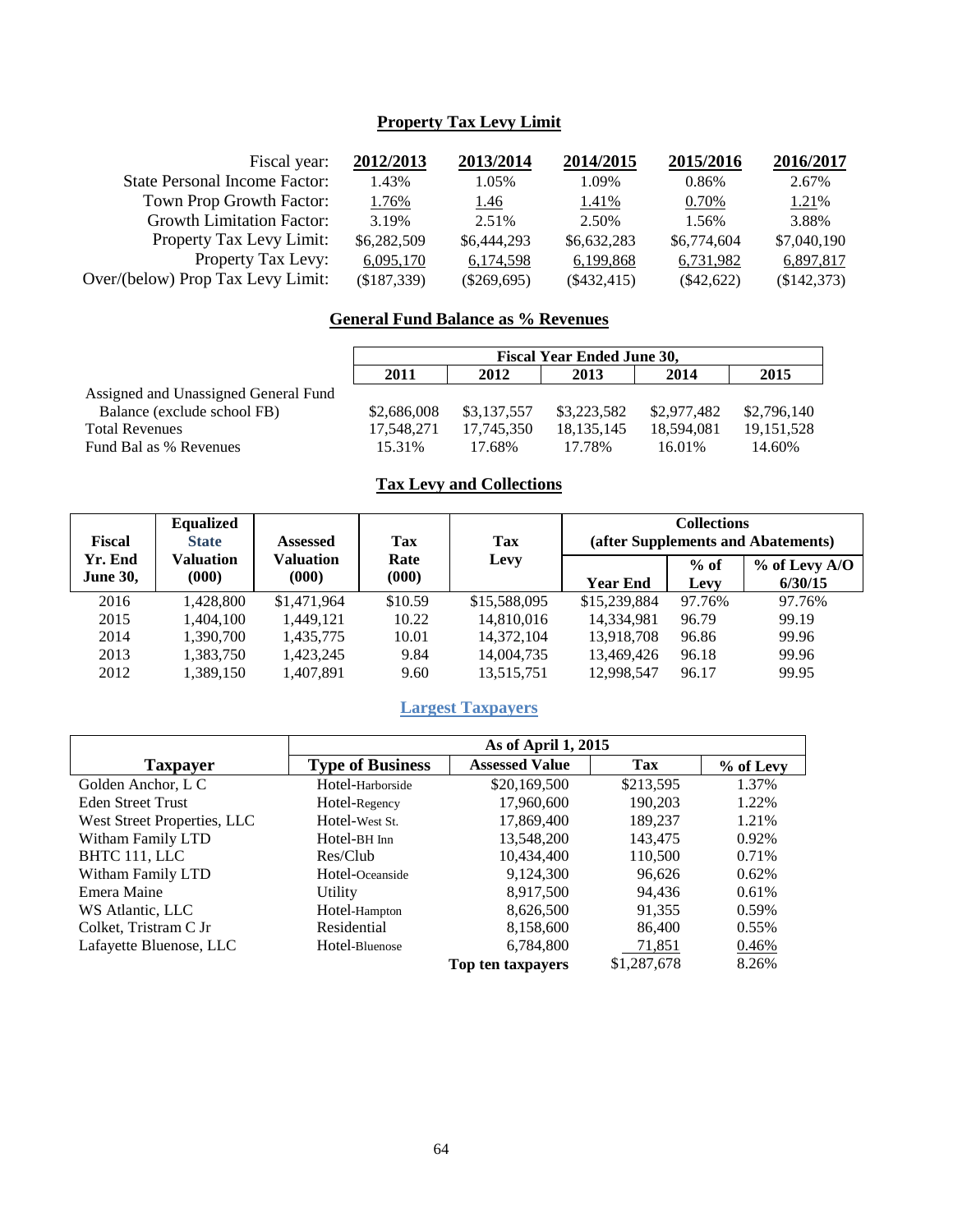## Property Tax Levy Limit

| Fiscal year: | 2012/2013 | 2013/2014 | 2014/2015 | 2015/2016 | 2016/2017 |
|---|---|---|---|---|---|
| State Personal Income Factor: | 1.43% | 1.05% | 1.09% | 0.86% | 2.67% |
| Town Prop Growth Factor: | 1.76% | 1.46 | 1.41% | 0.70% | 1.21% |
| Growth Limitation Factor: | 3.19% | 2.51% | 2.50% | 1.56% | 3.88% |
| Property Tax Levy Limit: | $6,282,509 | $6,444,293 | $6,632,283 | $6,774,604 | $7,040,190 |
| Property Tax Levy: | 6,095,170 | 6,174,598 | 6,199,868 | 6,731,982 | 6,897,817 |
| Over/(below) Prop Tax Levy Limit: | ($187,339) | ($269,695) | ($432,415) | ($42,622) | ($142,373) |

## General Fund Balance as % Revenues

| | Fiscal Year Ended June 30, | | | | |
|---|---|---|---|---|---|
| | 2011 | 2012 | 2013 | 2014 | 2015 |
| Assigned and Unassigned General Fund Balance (exclude school FB) | $2,686,008 | $3,137,557 | $3,223,582 | $2,977,482 | $2,796,140 |
| Total Revenues | 17,548,271 | 17,745,350 | 18,135,145 | 18,594,081 | 19,151,528 |
| Fund Bal as % Revenues | 15.31% | 17.68% | 17.78% | 16.01% | 14.60% |

## Tax Levy and Collections

| Fiscal Yr. End June 30, | Equalized State Valuation (000) | Assessed Valuation (000) | Tax Rate (000) | Tax Levy | Collections (after Supplements and Abatements) | | |
|---|---|---|---|---|---|---|---|
| | | | | | Year End | % of Levy | % of Levy A/O 6/30/15 |
| 2016 | 1,428,800 | $1,471,964 | $10.59 | $15,588,095 | $15,239,884 | 97.76% | 97.76% |
| 2015 | 1,404,100 | 1,449,121 | 10.22 | 14,810,016 | 14,334,981 | 96.79 | 99.19 |
| 2014 | 1,390,700 | 1,435,775 | 10.01 | 14,372,104 | 13,918,708 | 96.86 | 99.96 |
| 2013 | 1,383,750 | 1,423,245 | 9.84 | 14,004,735 | 13,469,426 | 96.18 | 99.96 |
| 2012 | 1,389,150 | 1,407,891 | 9.60 | 13,515,751 | 12,998,547 | 96.17 | 99.95 |

## Largest Taxpayers

| Taxpayer | As of April 1, 2015 | | | |
|---|---|---|---|---|
| | Type of Business | Assessed Value | Tax | % of Levy |
| Golden Anchor, L C | Hotel-Harborside | $20,169,500 | $213,595 | 1.37% |
| Eden Street Trust | Hotel-Regency | 17,960,600 | 190,203 | 1.22% |
| West Street Properties, LLC | Hotel-West St. | 17,869,400 | 189,237 | 1.21% |
| Witham Family LTD | Hotel-BH Inn | 13,548,200 | 143,475 | 0.92% |
| BHTC 111, LLC | Res/Club | 10,434,400 | 110,500 | 0.71% |
| Witham Family LTD | Hotel-Oceanside | 9,124,300 | 96,626 | 0.62% |
| Emera Maine | Utility | 8,917,500 | 94,436 | 0.61% |
| WS Atlantic, LLC | Hotel-Hampton | 8,626,500 | 91,355 | 0.59% |
| Colket, Tristram C Jr | Residential | 8,158,600 | 86,400 | 0.55% |
| Lafayette Bluenose, LLC | Hotel-Bluenose | 6,784,800 | 71,851 | 0.46% |
| | | **Top ten taxpayers** | $1,287,678 | 8.26% |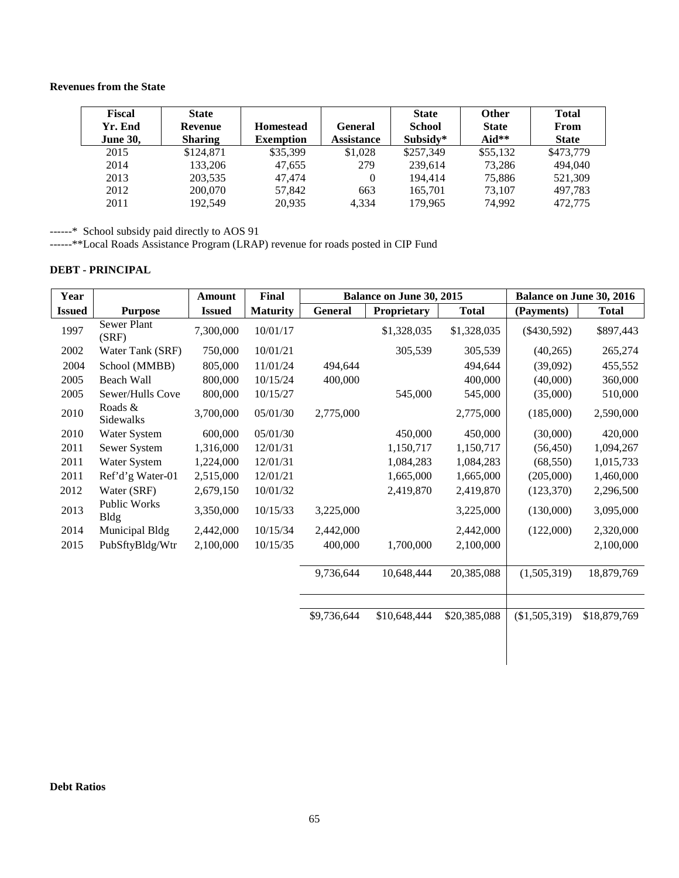**Revenues from the State**

| Fiscal Yr. End June 30, | State Revenue Sharing | Homestead Exemption | General Assistance | State School Subsidy* | Other State Aid** | Total From State |
|---|---|---|---|---|---|---|
| 2015 | $124,871 | $35,399 | $1,028 | $257,349 | $55,132 | $473,779 |
| 2014 | 133,206 | 47,655 | 279 | 239,614 | 73,286 | 494,040 |
| 2013 | 203,535 | 47,474 | 0 | 194,414 | 75,886 | 521,309 |
| 2012 | 200,070 | 57,842 | 663 | 165,701 | 73,107 | 497,783 |
| 2011 | 192,549 | 20,935 | 4,334 | 179,965 | 74,992 | 472,775 |

------* School subsidy paid directly to AOS 91

------**Local Roads Assistance Program (LRAP) revenue for roads posted in CIP Fund

**DEBT - PRINCIPAL**

| Year | | Amount | Final | Balance on June 30, 2015 | | | Balance on June 30, 2016 | |
|---|---|---|---|---|---|---|---|---|
| Issued | Purpose | Issued | Maturity | General | Proprietary | Total | (Payments) | Total |
| 1997 | Sewer Plant (SRF) | 7,300,000 | 10/01/17 | | $1,328,035 | $1,328,035 | ($430,592) | $897,443 |
| 2002 | Water Tank (SRF) | 750,000 | 10/01/21 | | 305,539 | 305,539 | (40,265) | 265,274 |
| 2004 | School (MMBB) | 805,000 | 11/01/24 | 494,644 | | 494,644 | (39,092) | 455,552 |
| 2005 | Beach Wall | 800,000 | 10/15/24 | 400,000 | | 400,000 | (40,000) | 360,000 |
| 2005 | Sewer/Hulls Cove | 800,000 | 10/15/27 | | 545,000 | 545,000 | (35,000) | 510,000 |
| 2010 | Roads & Sidewalks | 3,700,000 | 05/01/30 | 2,775,000 | | 2,775,000 | (185,000) | 2,590,000 |
| 2010 | Water System | 600,000 | 05/01/30 | | 450,000 | 450,000 | (30,000) | 420,000 |
| 2011 | Sewer System | 1,316,000 | 12/01/31 | | 1,150,717 | 1,150,717 | (56,450) | 1,094,267 |
| 2011 | Water System | 1,224,000 | 12/01/31 | | 1,084,283 | 1,084,283 | (68,550) | 1,015,733 |
| 2011 | Ref'd'g Water-01 | 2,515,000 | 12/01/21 | | 1,665,000 | 1,665,000 | (205,000) | 1,460,000 |
| 2012 | Water (SRF) | 2,679,150 | 10/01/32 | | 2,419,870 | 2,419,870 | (123,370) | 2,296,500 |
| 2013 | Public Works Bldg | 3,350,000 | 10/15/33 | 3,225,000 | | 3,225,000 | (130,000) | 3,095,000 |
| 2014 | Municipal Bldg | 2,442,000 | 10/15/34 | 2,442,000 | | 2,442,000 | (122,000) | 2,320,000 |
| 2015 | PubSftyBldg/Wtr | 2,100,000 | 10/15/35 | 400,000 | 1,700,000 | 2,100,000 | | 2,100,000 |
| | | | | 9,736,644 | 10,648,444 | 20,385,088 | (1,505,319) | 18,879,769 |
| | | | | $9,736,644 | $10,648,444 | $20,385,088 | ($1,505,319) | $18,879,769 |

**Debt Ratios**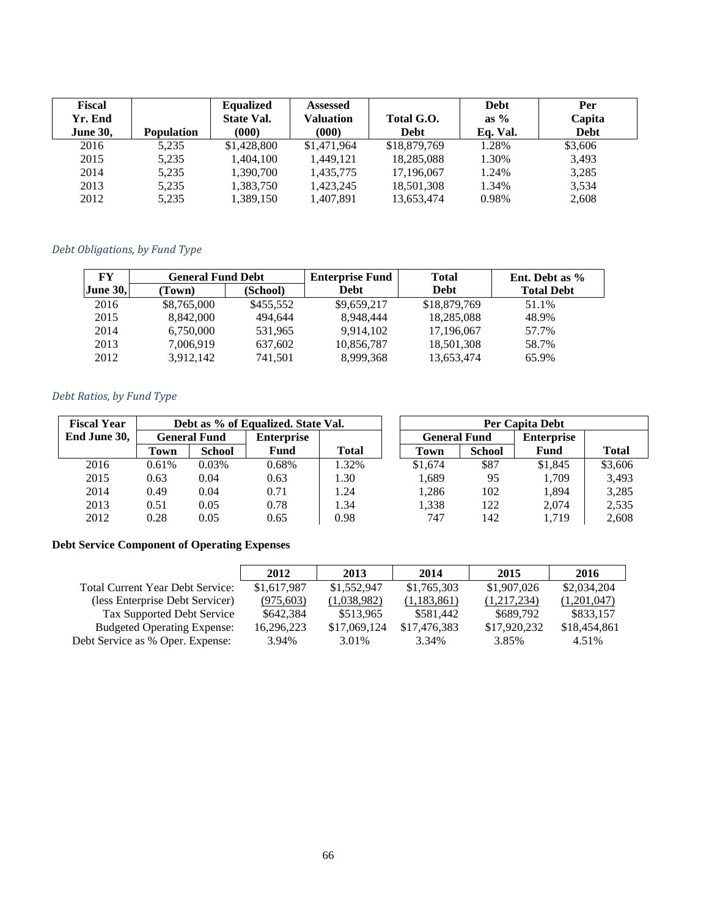| Fiscal Yr. End June 30, | Population | Equalized State Val. (000) | Assessed Valuation (000) | Total G.O. Debt | Debt as % Eq. Val. | Per Capita Debt |
|---|---|---|---|---|---|---|
| 2016 | 5,235 | $1,428,800 | $1,471,964 | $18,879,769 | 1.28% | $3,606 |
| 2015 | 5,235 | 1,404,100 | 1,449,121 | 18,285,088 | 1.30% | 3,493 |
| 2014 | 5,235 | 1,390,700 | 1,435,775 | 17,196,067 | 1.24% | 3,285 |
| 2013 | 5,235 | 1,383,750 | 1,423,245 | 18,501,308 | 1.34% | 3,534 |
| 2012 | 5,235 | 1,389,150 | 1,407,891 | 13,653,474 | 0.98% | 2,608 |

*Debt Obligations, by Fund Type*

| FY June 30, | General Fund Debt (Town) | General Fund Debt (School) | Enterprise Fund Debt | Total Debt | Ent. Debt as % Total Debt |
|---|---|---|---|---|---|
| 2016 | $8,765,000 | $455,552 | $9,659,217 | $18,879,769 | 51.1% |
| 2015 | 8,842,000 | 494,644 | 8,948,444 | 18,285,088 | 48.9% |
| 2014 | 6,750,000 | 531,965 | 9,914,102 | 17,196,067 | 57.7% |
| 2013 | 7,006,919 | 637,602 | 10,856,787 | 18,501,308 | 58.7% |
| 2012 | 3,912,142 | 741,501 | 8,999,368 | 13,653,474 | 65.9% |

*Debt Ratios, by Fund Type*

| Fiscal Year End June 30, | Debt as % of Equalized. State Val. | | | | Per Capita Debt | | | |
|---|---|---|---|---|---|---|---|---|
| | General Fund | | Enterprise | | General Fund | | Enterprise | |
| | Town | School | Fund | Total | Town | School | Fund | Total |
| 2016 | 0.61% | 0.03% | 0.68% | 1.32% | $1,674 | $87 | $1,845 | $3,606 |
| 2015 | 0.63 | 0.04 | 0.63 | 1.30 | 1,689 | 95 | 1,709 | 3,493 |
| 2014 | 0.49 | 0.04 | 0.71 | 1.24 | 1,286 | 102 | 1,894 | 3,285 |
| 2013 | 0.51 | 0.05 | 0.78 | 1.34 | 1,338 | 122 | 2,074 | 2,535 |
| 2012 | 0.28 | 0.05 | 0.65 | 0.98 | 747 | 142 | 1,719 | 2,608 |

**Debt Service Component of Operating Expenses**

| | 2012 | 2013 | 2014 | 2015 | 2016 |
|---|---|---|---|---|---|
| Total Current Year Debt Service: | $1,617,987 | $1,552,947 | $1,765,303 | $1,907,026 | $2,034,204 |
| (less Enterprise Debt Servicer) | (975,603) | (1,038,982) | (1,183,861) | (1,217,234) | (1,201,047) |
| Tax Supported Debt Service | $642,384 | $513,965 | $581,442 | $689,792 | $833,157 |
| Budgeted Operating Expense: | 16,296,223 | $17,069,124 | $17,476,383 | $17,920,232 | $18,454,861 |
| Debt Service as % Oper. Expense: | 3.94% | 3.01% | 3.34% | 3.85% | 4.51% |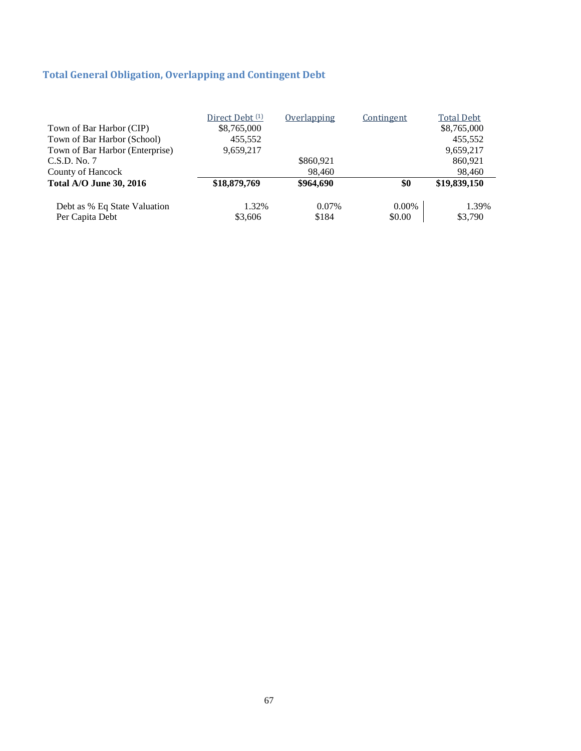## Total General Obligation, Overlapping and Contingent Debt

| | Direct Debt (1) | Overlapping | Contingent | Total Debt |
|---|---|---|---|---|
| Town of Bar Harbor (CIP) | $8,765,000 | | | $8,765,000 |
| Town of Bar Harbor (School) | 455,552 | | | 455,552 |
| Town of Bar Harbor (Enterprise) | 9,659,217 | | | 9,659,217 |
| C.S.D. No. 7 | | $860,921 | | 860,921 |
| County of Hancock | | 98,460 | | 98,460 |
| **Total A/O June 30, 2016** | **$18,879,769** | **$964,690** | **$0** | **$19,839,150** |
| | | | | |
| Debt as % Eq State Valuation | 1.32% | 0.07% | 0.00% | 1.39% |
| Per Capita Debt | $3,606 | $184 | $0.00 | $3,790 |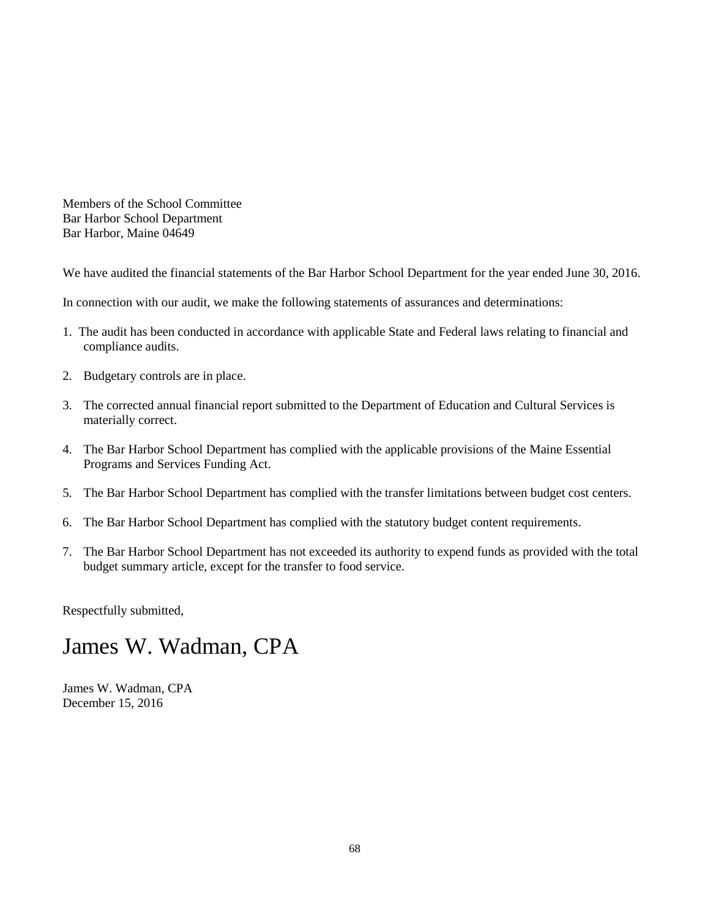Members of the School Committee
Bar Harbor School Department
Bar Harbor, Maine 04649

We have audited the financial statements of the Bar Harbor School Department for the year ended June 30, 2016.

In connection with our audit, we make the following statements of assurances and determinations:

1. The audit has been conducted in accordance with applicable State and Federal laws relating to financial and compliance audits.
2. Budgetary controls are in place.
3. The corrected annual financial report submitted to the Department of Education and Cultural Services is materially correct.
4. The Bar Harbor School Department has complied with the applicable provisions of the Maine Essential Programs and Services Funding Act.
5. The Bar Harbor School Department has complied with the transfer limitations between budget cost centers.
6. The Bar Harbor School Department has complied with the statutory budget content requirements.
7. The Bar Harbor School Department has not exceeded its authority to expend funds as provided with the total budget summary article, except for the transfer to food service.

Respectfully submitted,

James W. Wadman, CPA

James W. Wadman, CPA
December 15, 2016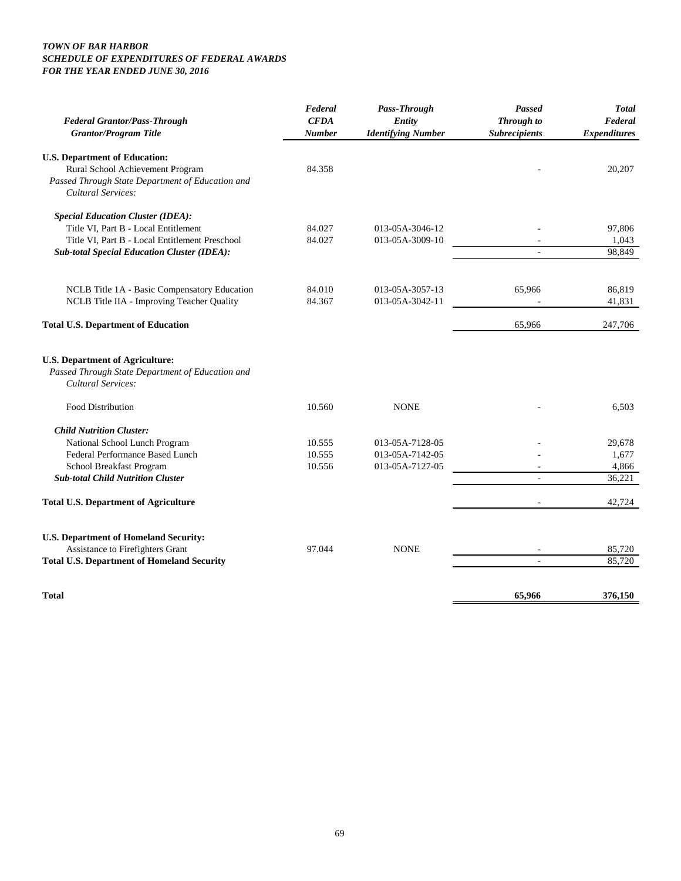***TOWN OF BAR HARBOR***
***SCHEDULE OF EXPENDITURES OF FEDERAL AWARDS***
***FOR THE YEAR ENDED JUNE 30, 2016***

| *Federal Grantor/Pass-Through Grantor/Program Title* | *Federal CFDA Number* | *Pass-Through Entity Identifying Number* | *Passed Through to Subrecipients* | *Total Federal Expenditures* |
|---|---|---|---|---|
| **U.S. Department of Education:** | | | | |
| Rural School Achievement Program | 84.358 | | - | 20,207 |
| *Passed Through State Department of Education and Cultural Services:* | | | | |
| ***Special Education Cluster (IDEA):*** | | | | |
| Title VI, Part B - Local Entitlement | 84.027 | 013-05A-3046-12 | - | 97,806 |
| Title VI, Part B - Local Entitlement Preschool | 84.027 | 013-05A-3009-10 | - | 1,043 |
| ***Sub-total Special Education Cluster (IDEA):*** | | | - | 98,849 |
| NCLB Title 1A - Basic Compensatory Education | 84.010 | 013-05A-3057-13 | 65,966 | 86,819 |
| NCLB Title IIA - Improving Teacher Quality | 84.367 | 013-05A-3042-11 | - | 41,831 |
| **Total U.S. Department of Education** | | | 65,966 | 247,706 |
| **U.S. Department of Agriculture:** | | | | |
| *Passed Through State Department of Education and Cultural Services:* | | | | |
| Food Distribution | 10.560 | NONE | - | 6,503 |
| ***Child Nutrition Cluster:*** | | | | |
| National School Lunch Program | 10.555 | 013-05A-7128-05 | - | 29,678 |
| Federal Performance Based Lunch | 10.555 | 013-05A-7142-05 | - | 1,677 |
| School Breakfast Program | 10.556 | 013-05A-7127-05 | - | 4,866 |
| ***Sub-total Child Nutrition Cluster*** | | | - | 36,221 |
| **Total U.S. Department of Agriculture** | | | - | 42,724 |
| **U.S. Department of Homeland Security:** | | | | |
| Assistance to Firefighters Grant | 97.044 | NONE | - | 85,720 |
| **Total U.S. Department of Homeland Security** | | | - | 85,720 |
| **Total** | | | **65,966** | **376,150** |